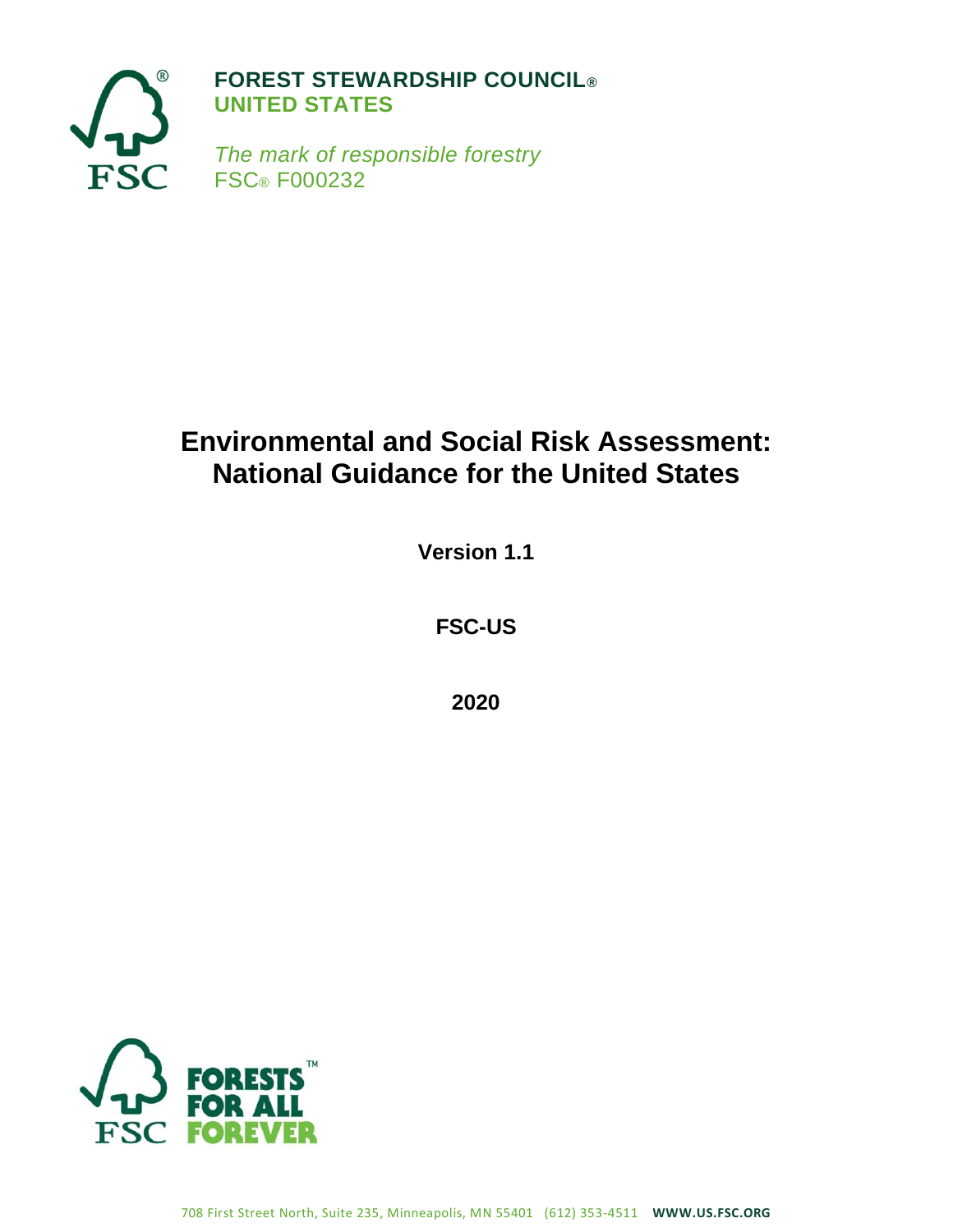**FOREST STEWARDSHIP COUNCIL®**
**UNITED STATES**

*The mark of responsible forestry*
FSC® F000232

# Environmental and Social Risk Assessment: National Guidance for the United States

**Version 1.1**

**FSC-US**

**2020**

FORESTS FOR ALL FOREVER

708 First Street North, Suite 235, Minneapolis, MN 55401 (612) 353-4511 **WWW.US.FSC.ORG**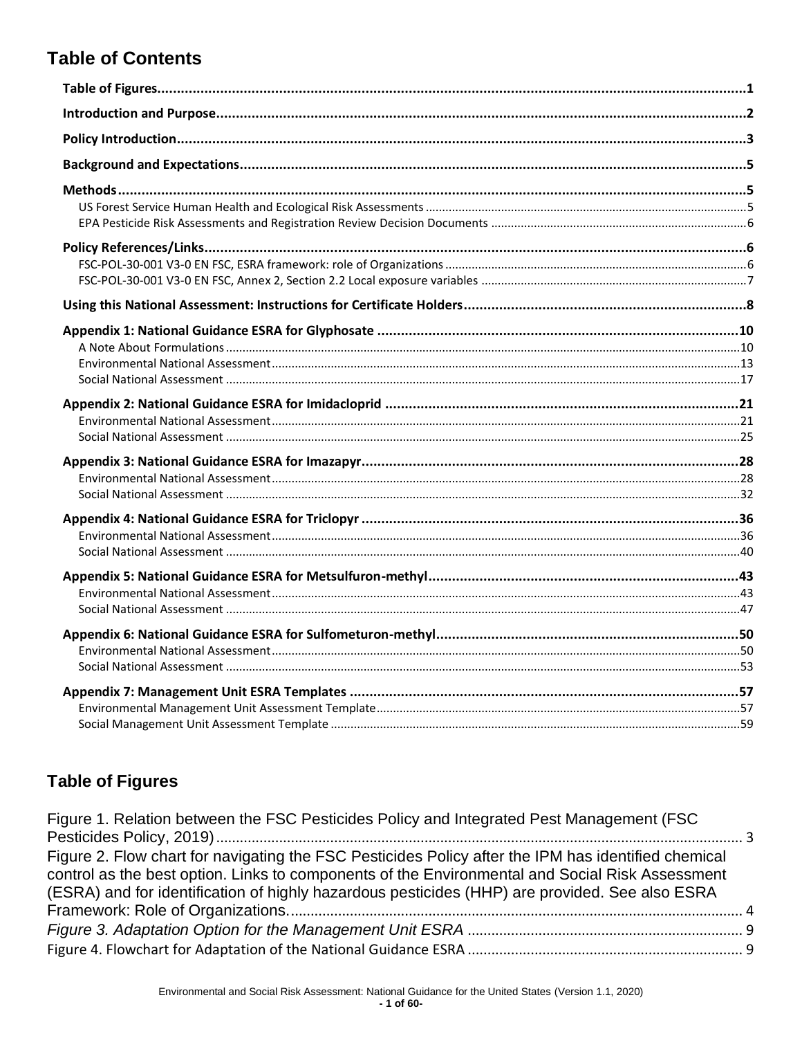# Table of Contents

**Table of Figures** .................................................................................................................1

**Introduction and Purpose** ....................................................................................................2

**Policy Introduction** ..............................................................................................................3

**Background and Expectations** ............................................................................................5

**Methods** .............................................................................................................................5

US Forest Service Human Health and Ecological Risk Assessments ..........................................5

EPA Pesticide Risk Assessments and Registration Review Decision Documents .......................6

**Policy References/Links** .....................................................................................................6

FSC-POL-30-001 V3-0 EN FSC, ESRA framework: role of Organizations ...................................6

FSC-POL-30-001 V3-0 EN FSC, Annex 2, Section 2.2 Local exposure variables ........................7

**Using this National Assessment: Instructions for Certificate Holders** ..................................8

**Appendix 1: National Guidance ESRA for Glyphosate** ........................................................10

A Note About Formulations ......................................................................................................10

Environmental National Assessment ........................................................................................13

Social National Assessment .....................................................................................................17

**Appendix 2: National Guidance ESRA for Imidacloprid** .......................................................21

Environmental National Assessment ........................................................................................21

Social National Assessment .....................................................................................................25

**Appendix 3: National Guidance ESRA for Imazapyr** .............................................................28

Environmental National Assessment ........................................................................................28

Social National Assessment .....................................................................................................32

**Appendix 4: National Guidance ESRA for Triclopyr** .............................................................36

Environmental National Assessment ........................................................................................36

Social National Assessment .....................................................................................................40

**Appendix 5: National Guidance ESRA for Metsulfuron-methyl** ............................................43

Environmental National Assessment ........................................................................................43

Social National Assessment .....................................................................................................47

**Appendix 6: National Guidance ESRA for Sulfometuron-methyl** ..........................................50

Environmental National Assessment ........................................................................................50

Social National Assessment .....................................................................................................53

**Appendix 7: Management Unit ESRA Templates** ................................................................57

Environmental Management Unit Assessment Template ..........................................................57

Social Management Unit Assessment Template .......................................................................59

# Table of Figures

Figure 1. Relation between the FSC Pesticides Policy and Integrated Pest Management (FSC Pesticides Policy, 2019) ..................................................................................................... 3

Figure 2. Flow chart for navigating the FSC Pesticides Policy after the IPM has identified chemical control as the best option. Links to components of the Environmental and Social Risk Assessment (ESRA) and for identification of highly hazardous pesticides (HHP) are provided. See also ESRA Framework: Role of Organizations. .................................................................................................... 4

*Figure 3. Adaptation Option for the Management Unit ESRA* ..................................................... 9

Figure 4. Flowchart for Adaptation of the National Guidance ESRA .......................................... 9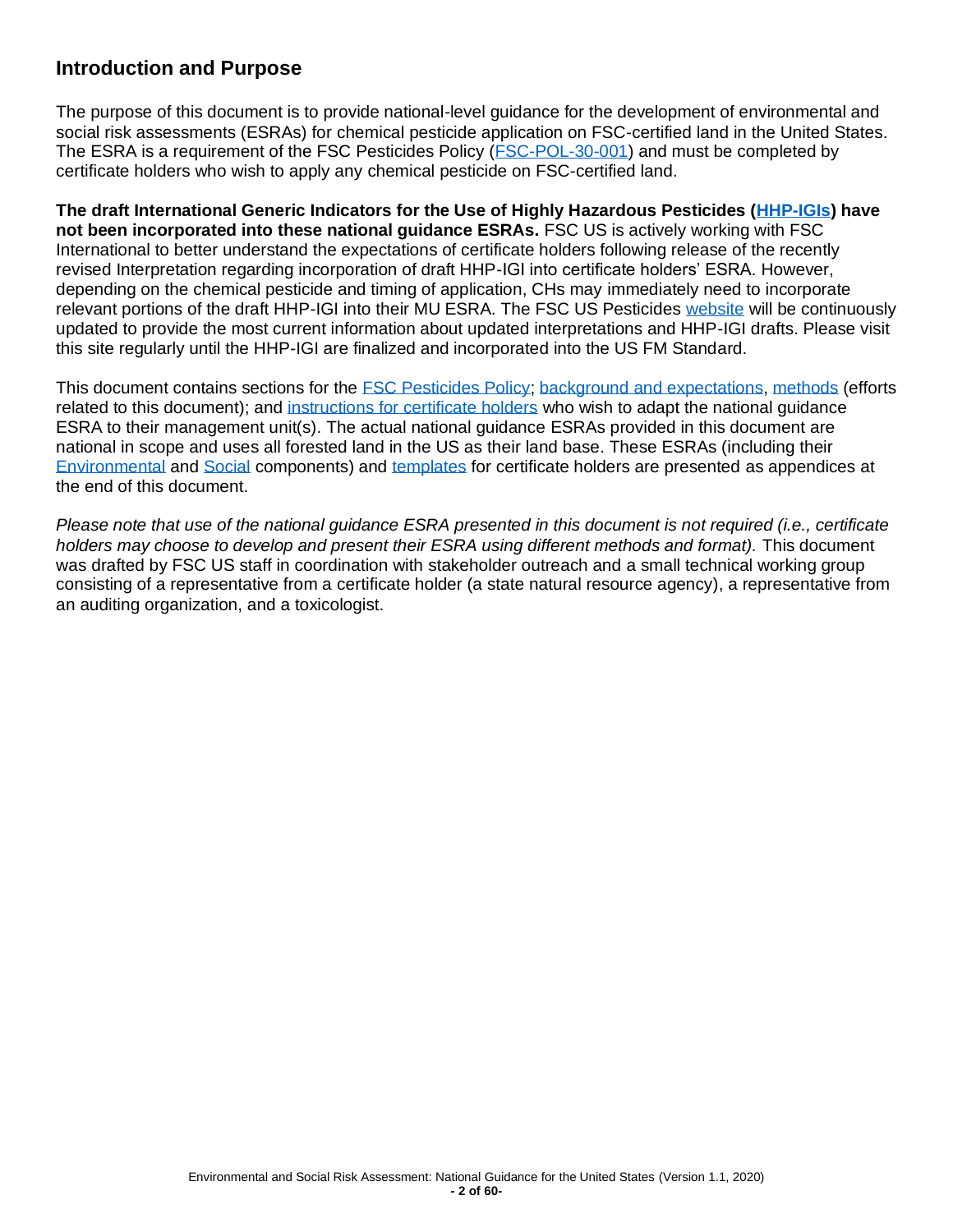## Introduction and Purpose

The purpose of this document is to provide national-level guidance for the development of environmental and social risk assessments (ESRAs) for chemical pesticide application on FSC-certified land in the United States. The ESRA is a requirement of the FSC Pesticides Policy (FSC-POL-30-001) and must be completed by certificate holders who wish to apply any chemical pesticide on FSC-certified land.

**The draft International Generic Indicators for the Use of Highly Hazardous Pesticides (HHP-IGIs) have not been incorporated into these national guidance ESRAs.** FSC US is actively working with FSC International to better understand the expectations of certificate holders following release of the recently revised Interpretation regarding incorporation of draft HHP-IGI into certificate holders' ESRA. However, depending on the chemical pesticide and timing of application, CHs may immediately need to incorporate relevant portions of the draft HHP-IGI into their MU ESRA. The FSC US Pesticides website will be continuously updated to provide the most current information about updated interpretations and HHP-IGI drafts. Please visit this site regularly until the HHP-IGI are finalized and incorporated into the US FM Standard.

This document contains sections for the FSC Pesticides Policy; background and expectations, methods (efforts related to this document); and instructions for certificate holders who wish to adapt the national guidance ESRA to their management unit(s). The actual national guidance ESRAs provided in this document are national in scope and uses all forested land in the US as their land base. These ESRAs (including their Environmental and Social components) and templates for certificate holders are presented as appendices at the end of this document.

*Please note that use of the national guidance ESRA presented in this document is not required (i.e., certificate holders may choose to develop and present their ESRA using different methods and format).* This document was drafted by FSC US staff in coordination with stakeholder outreach and a small technical working group consisting of a representative from a certificate holder (a state natural resource agency), a representative from an auditing organization, and a toxicologist.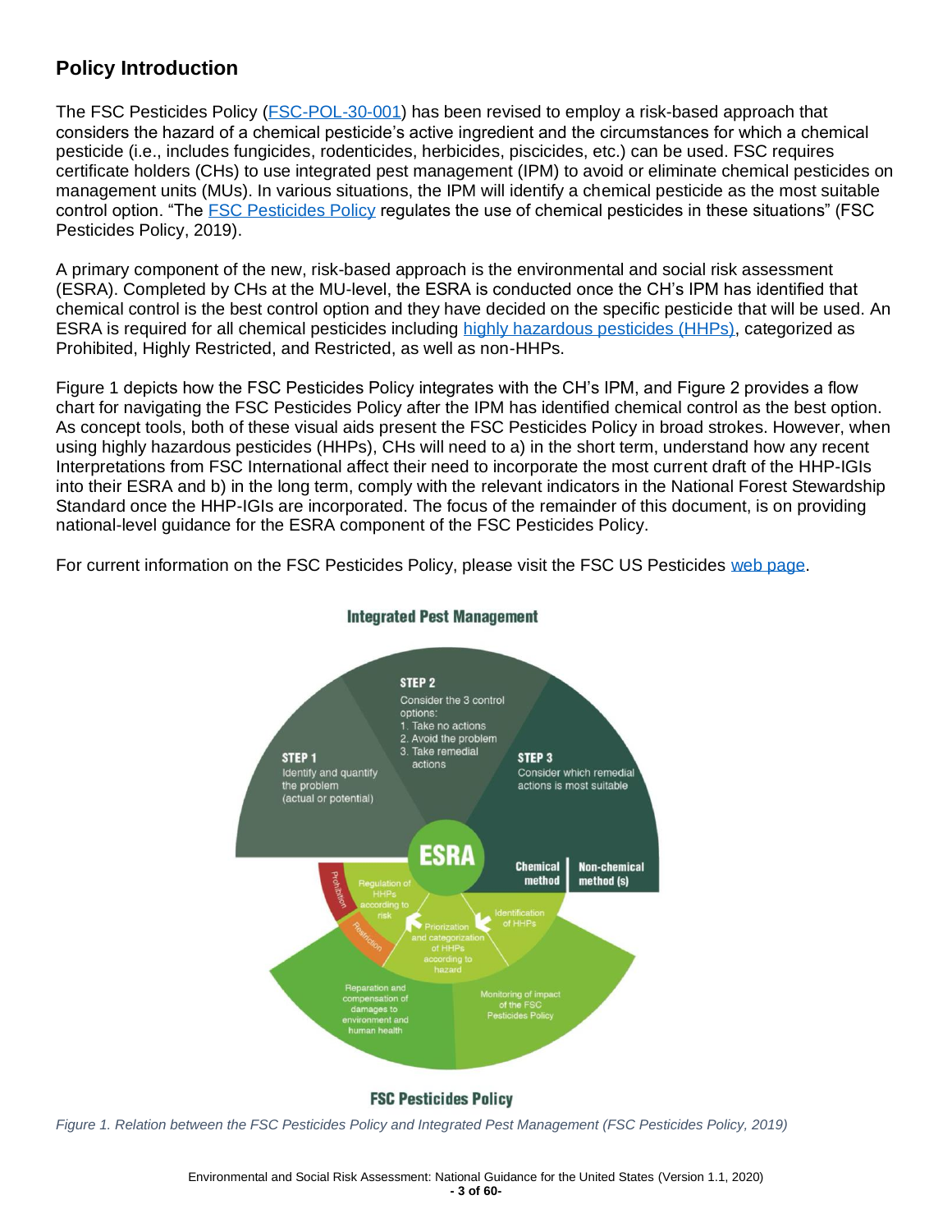## Policy Introduction

The FSC Pesticides Policy (FSC-POL-30-001) has been revised to employ a risk-based approach that considers the hazard of a chemical pesticide's active ingredient and the circumstances for which a chemical pesticide (i.e., includes fungicides, rodenticides, herbicides, piscicides, etc.) can be used. FSC requires certificate holders (CHs) to use integrated pest management (IPM) to avoid or eliminate chemical pesticides on management units (MUs). In various situations, the IPM will identify a chemical pesticide as the most suitable control option. "The FSC Pesticides Policy regulates the use of chemical pesticides in these situations" (FSC Pesticides Policy, 2019).

A primary component of the new, risk-based approach is the environmental and social risk assessment (ESRA). Completed by CHs at the MU-level, the ESRA is conducted once the CH's IPM has identified that chemical control is the best control option and they have decided on the specific pesticide that will be used. An ESRA is required for all chemical pesticides including highly hazardous pesticides (HHPs), categorized as Prohibited, Highly Restricted, and Restricted, as well as non-HHPs.

Figure 1 depicts how the FSC Pesticides Policy integrates with the CH's IPM, and Figure 2 provides a flow chart for navigating the FSC Pesticides Policy after the IPM has identified chemical control as the best option. As concept tools, both of these visual aids present the FSC Pesticides Policy in broad strokes. However, when using highly hazardous pesticides (HHPs), CHs will need to a) in the short term, understand how any recent Interpretations from FSC International affect their need to incorporate the most current draft of the HHP-IGIs into their ESRA and b) in the long term, comply with the relevant indicators in the National Forest Stewardship Standard once the HHP-IGIs are incorporated. The focus of the remainder of this document, is on providing national-level guidance for the ESRA component of the FSC Pesticides Policy.

For current information on the FSC Pesticides Policy, please visit the FSC US Pesticides web page.

*Figure 1. Relation between the FSC Pesticides Policy and Integrated Pest Management (FSC Pesticides Policy, 2019)*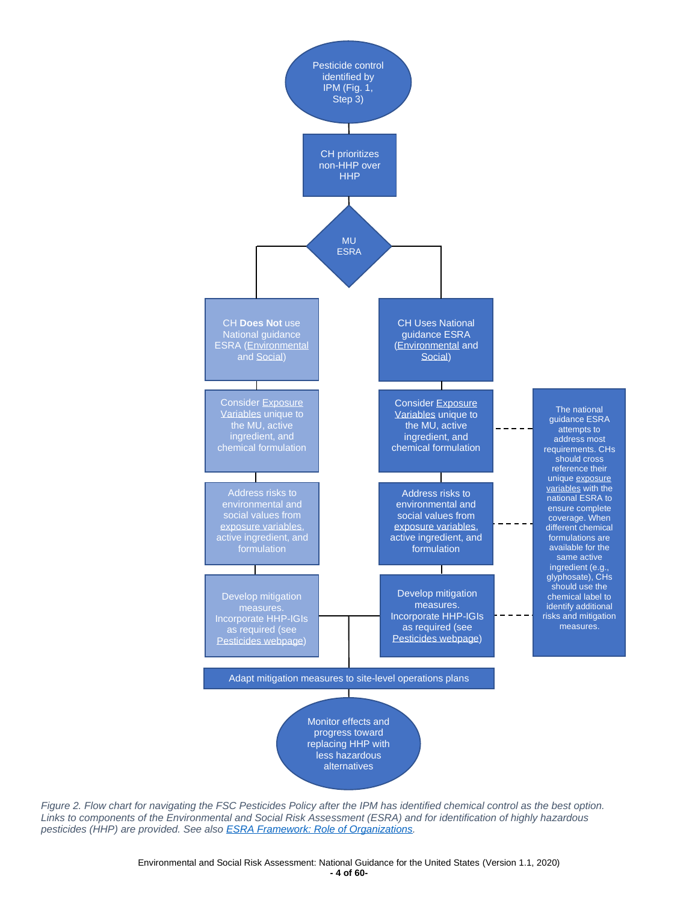Pesticide control identified by IPM (Fig. 1, Step 3)

CH prioritizes non-HHP over HHP

MU ESRA

CH **Does Not** use National guidance ESRA (Environmental and Social)

CH Uses National guidance ESRA (Environmental and Social)

Consider Exposure Variables unique to the MU, active ingredient, and chemical formulation

Consider Exposure Variables unique to the MU, active ingredient, and chemical formulation

Address risks to environmental and social values from exposure variables, active ingredient, and formulation

Address risks to environmental and social values from exposure variables, active ingredient, and formulation

Develop mitigation measures. Incorporate HHP-IGIs as required (see Pesticides webpage)

Develop mitigation measures. Incorporate HHP-IGIs as required (see Pesticides webpage)

The national guidance ESRA attempts to address most requirements. CHs should cross reference their unique exposure variables with the national ESRA to ensure complete coverage. When different chemical formulations are available for the same active ingredient (e.g., glyphosate), CHs should use the chemical label to identify additional risks and mitigation measures.

Adapt mitigation measures to site-level operations plans

Monitor effects and progress toward replacing HHP with less hazardous alternatives

*Figure 2. Flow chart for navigating the FSC Pesticides Policy after the IPM has identified chemical control as the best option. Links to components of the Environmental and Social Risk Assessment (ESRA) and for identification of highly hazardous pesticides (HHP) are provided. See also ESRA Framework: Role of Organizations.*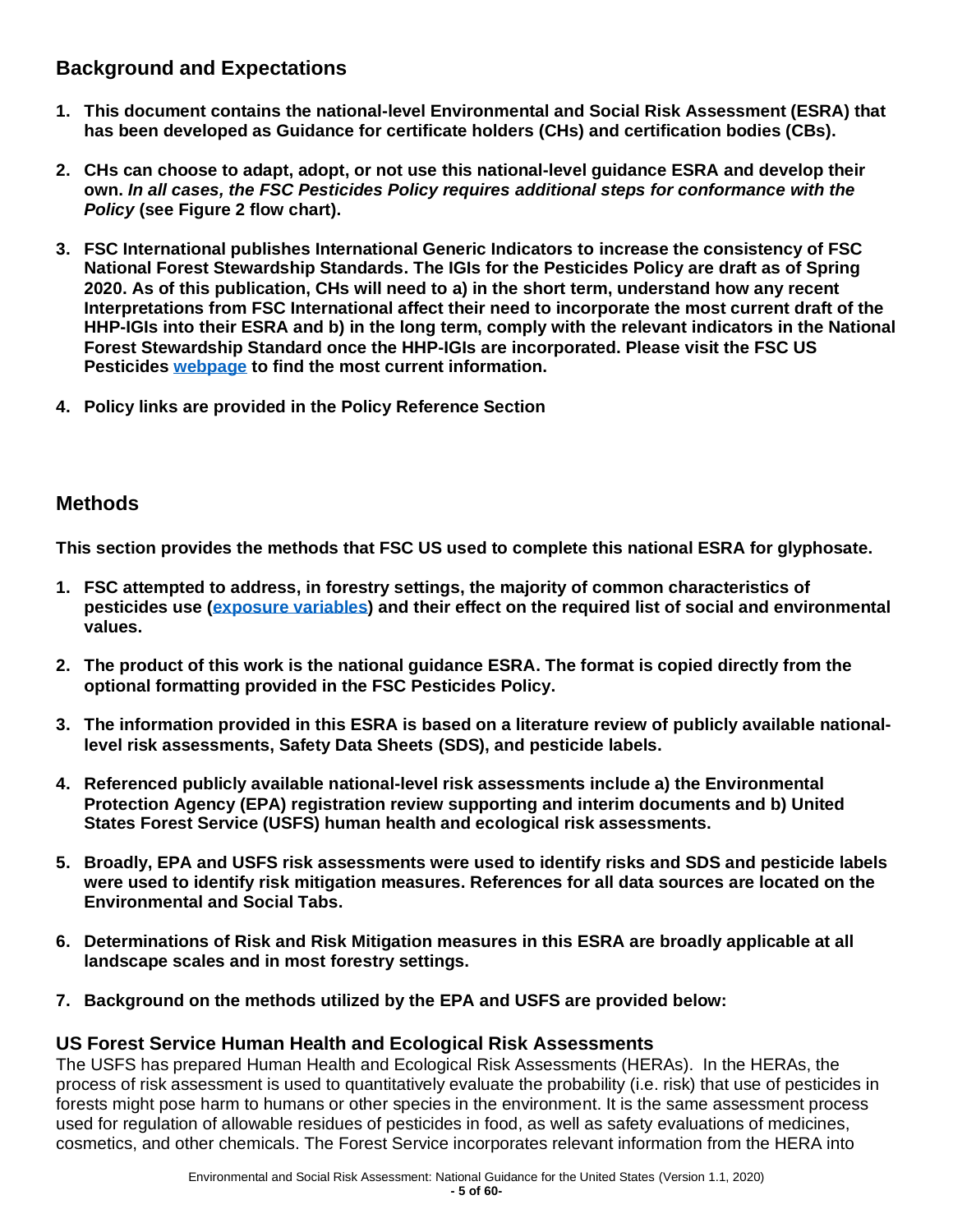## Background and Expectations

1. **This document contains the national-level Environmental and Social Risk Assessment (ESRA) that has been developed as Guidance for certificate holders (CHs) and certification bodies (CBs).**

2. **CHs can choose to adapt, adopt, or not use this national-level guidance ESRA and develop their own. *In all cases, the FSC Pesticides Policy requires additional steps for conformance with the Policy* (see Figure 2 flow chart).**

3. **FSC International publishes International Generic Indicators to increase the consistency of FSC National Forest Stewardship Standards. The IGIs for the Pesticides Policy are draft as of Spring 2020. As of this publication, CHs will need to a) in the short term, understand how any recent Interpretations from FSC International affect their need to incorporate the most current draft of the HHP-IGIs into their ESRA and b) in the long term, comply with the relevant indicators in the National Forest Stewardship Standard once the HHP-IGIs are incorporated. Please visit the FSC US Pesticides webpage to find the most current information.**

4. **Policy links are provided in the Policy Reference Section**

## Methods

**This section provides the methods that FSC US used to complete this national ESRA for glyphosate.**

1. **FSC attempted to address, in forestry settings, the majority of common characteristics of pesticides use (exposure variables) and their effect on the required list of social and environmental values.**

2. **The product of this work is the national guidance ESRA. The format is copied directly from the optional formatting provided in the FSC Pesticides Policy.**

3. **The information provided in this ESRA is based on a literature review of publicly available national-level risk assessments, Safety Data Sheets (SDS), and pesticide labels.**

4. **Referenced publicly available national-level risk assessments include a) the Environmental Protection Agency (EPA) registration review supporting and interim documents and b) United States Forest Service (USFS) human health and ecological risk assessments.**

5. **Broadly, EPA and USFS risk assessments were used to identify risks and SDS and pesticide labels were used to identify risk mitigation measures. References for all data sources are located on the Environmental and Social Tabs.**

6. **Determinations of Risk and Risk Mitigation measures in this ESRA are broadly applicable at all landscape scales and in most forestry settings.**

7. **Background on the methods utilized by the EPA and USFS are provided below:**

### US Forest Service Human Health and Ecological Risk Assessments

The USFS has prepared Human Health and Ecological Risk Assessments (HERAs). In the HERAs, the process of risk assessment is used to quantitatively evaluate the probability (i.e. risk) that use of pesticides in forests might pose harm to humans or other species in the environment. It is the same assessment process used for regulation of allowable residues of pesticides in food, as well as safety evaluations of medicines, cosmetics, and other chemicals. The Forest Service incorporates relevant information from the HERA into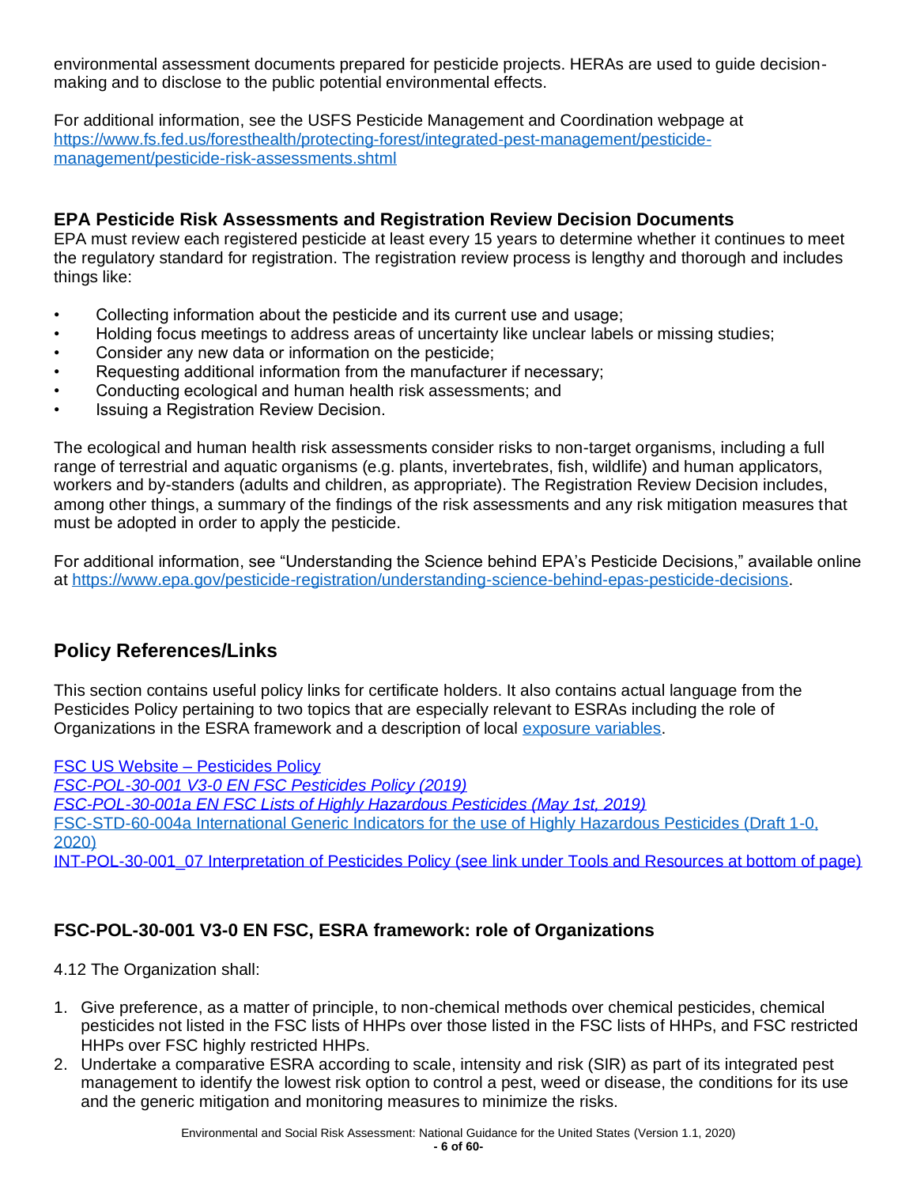environmental assessment documents prepared for pesticide projects. HERAs are used to guide decision-making and to disclose to the public potential environmental effects.

For additional information, see the USFS Pesticide Management and Coordination webpage at [https://www.fs.fed.us/foresthealth/protecting-forest/integrated-pest-management/pesticide-management/pesticide-risk-assessments.shtml](https://www.fs.fed.us/foresthealth/protecting-forest/integrated-pest-management/pesticide-management/pesticide-risk-assessments.shtml)

### EPA Pesticide Risk Assessments and Registration Review Decision Documents

EPA must review each registered pesticide at least every 15 years to determine whether it continues to meet the regulatory standard for registration. The registration review process is lengthy and thorough and includes things like:

- Collecting information about the pesticide and its current use and usage;
- Holding focus meetings to address areas of uncertainty like unclear labels or missing studies;
- Consider any new data or information on the pesticide;
- Requesting additional information from the manufacturer if necessary;
- Conducting ecological and human health risk assessments; and
- Issuing a Registration Review Decision.

The ecological and human health risk assessments consider risks to non-target organisms, including a full range of terrestrial and aquatic organisms (e.g. plants, invertebrates, fish, wildlife) and human applicators, workers and by-standers (adults and children, as appropriate). The Registration Review Decision includes, among other things, a summary of the findings of the risk assessments and any risk mitigation measures that must be adopted in order to apply the pesticide.

For additional information, see "Understanding the Science behind EPA's Pesticide Decisions," available online at [https://www.epa.gov/pesticide-registration/understanding-science-behind-epas-pesticide-decisions](https://www.epa.gov/pesticide-registration/understanding-science-behind-epas-pesticide-decisions).

## Policy References/Links

This section contains useful policy links for certificate holders. It also contains actual language from the Pesticides Policy pertaining to two topics that are especially relevant to ESRAs including the role of Organizations in the ESRA framework and a description of local exposure variables.

FSC US Website – Pesticides Policy
*FSC-POL-30-001 V3-0 EN FSC Pesticides Policy (2019)*
*FSC-POL-30-001a EN FSC Lists of Highly Hazardous Pesticides (May 1st, 2019)*
FSC-STD-60-004a International Generic Indicators for the use of Highly Hazardous Pesticides (Draft 1-0, 2020)
INT-POL-30-001_07 Interpretation of Pesticides Policy (see link under Tools and Resources at bottom of page)

### FSC-POL-30-001 V3-0 EN FSC, ESRA framework: role of Organizations

4.12 The Organization shall:

1. Give preference, as a matter of principle, to non-chemical methods over chemical pesticides, chemical pesticides not listed in the FSC lists of HHPs over those listed in the FSC lists of HHPs, and FSC restricted HHPs over FSC highly restricted HHPs.
2. Undertake a comparative ESRA according to scale, intensity and risk (SIR) as part of its integrated pest management to identify the lowest risk option to control a pest, weed or disease, the conditions for its use and the generic mitigation and monitoring measures to minimize the risks.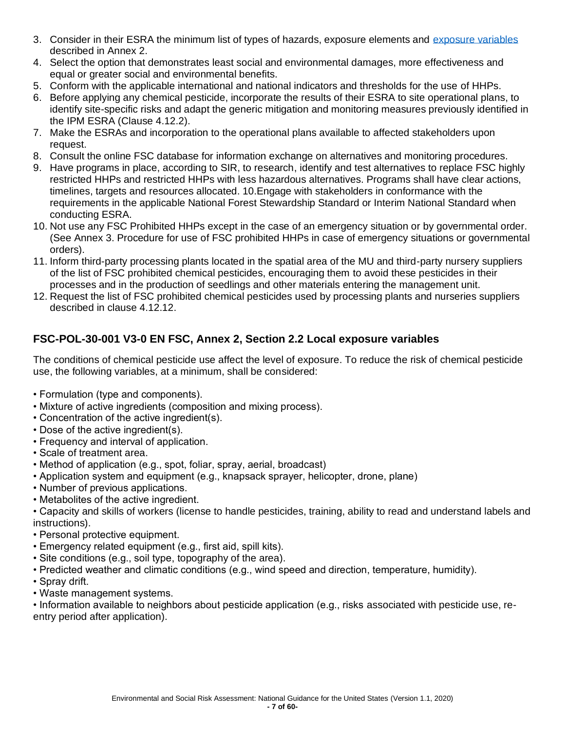3. Consider in their ESRA the minimum list of types of hazards, exposure elements and [exposure variables](#) described in Annex 2.
4. Select the option that demonstrates least social and environmental damages, more effectiveness and equal or greater social and environmental benefits.
5. Conform with the applicable international and national indicators and thresholds for the use of HHPs.
6. Before applying any chemical pesticide, incorporate the results of their ESRA to site operational plans, to identify site-specific risks and adapt the generic mitigation and monitoring measures previously identified in the IPM ESRA (Clause 4.12.2).
7. Make the ESRAs and incorporation to the operational plans available to affected stakeholders upon request.
8. Consult the online FSC database for information exchange on alternatives and monitoring procedures.
9. Have programs in place, according to SIR, to research, identify and test alternatives to replace FSC highly restricted HHPs and restricted HHPs with less hazardous alternatives. Programs shall have clear actions, timelines, targets and resources allocated. 10.Engage with stakeholders in conformance with the requirements in the applicable National Forest Stewardship Standard or Interim National Standard when conducting ESRA.
10. Not use any FSC Prohibited HHPs except in the case of an emergency situation or by governmental order. (See Annex 3. Procedure for use of FSC prohibited HHPs in case of emergency situations or governmental orders).
11. Inform third-party processing plants located in the spatial area of the MU and third-party nursery suppliers of the list of FSC prohibited chemical pesticides, encouraging them to avoid these pesticides in their processes and in the production of seedlings and other materials entering the management unit.
12. Request the list of FSC prohibited chemical pesticides used by processing plants and nurseries suppliers described in clause 4.12.12.

### FSC-POL-30-001 V3-0 EN FSC, Annex 2, Section 2.2 Local exposure variables

The conditions of chemical pesticide use affect the level of exposure. To reduce the risk of chemical pesticide use, the following variables, at a minimum, shall be considered:

- Formulation (type and components).
- Mixture of active ingredients (composition and mixing process).
- Concentration of the active ingredient(s).
- Dose of the active ingredient(s).
- Frequency and interval of application.
- Scale of treatment area.
- Method of application (e.g., spot, foliar, spray, aerial, broadcast)
- Application system and equipment (e.g., knapsack sprayer, helicopter, drone, plane)
- Number of previous applications.
- Metabolites of the active ingredient.
- Capacity and skills of workers (license to handle pesticides, training, ability to read and understand labels and instructions).
- Personal protective equipment.
- Emergency related equipment (e.g., first aid, spill kits).
- Site conditions (e.g., soil type, topography of the area).
- Predicted weather and climatic conditions (e.g., wind speed and direction, temperature, humidity).
- Spray drift.
- Waste management systems.
- Information available to neighbors about pesticide application (e.g., risks associated with pesticide use, re-entry period after application).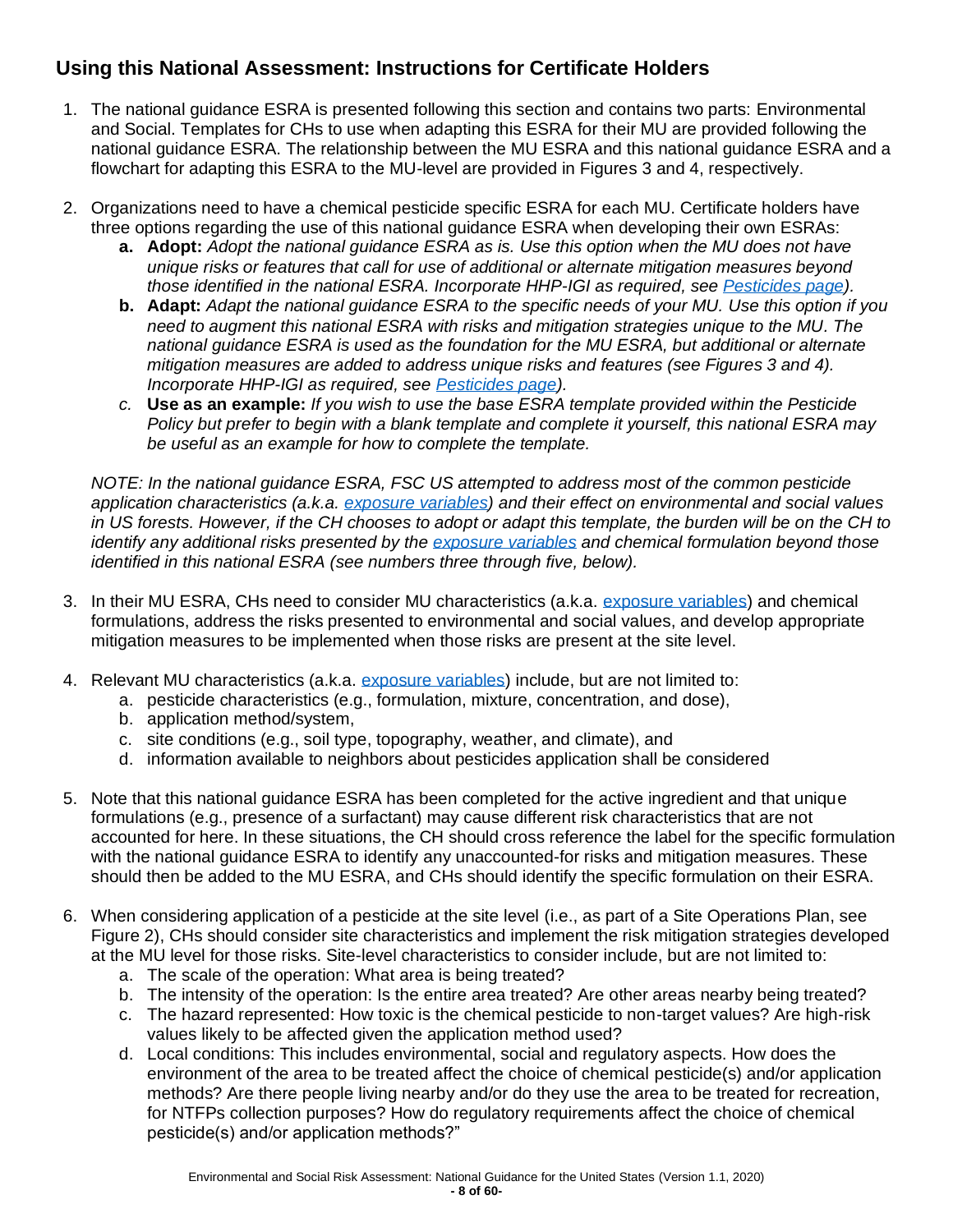## Using this National Assessment: Instructions for Certificate Holders

1. The national guidance ESRA is presented following this section and contains two parts: Environmental and Social. Templates for CHs to use when adapting this ESRA for their MU are provided following the national guidance ESRA. The relationship between the MU ESRA and this national guidance ESRA and a flowchart for adapting this ESRA to the MU-level are provided in Figures 3 and 4, respectively.

2. Organizations need to have a chemical pesticide specific ESRA for each MU. Certificate holders have three options regarding the use of this national guidance ESRA when developing their own ESRAs:
   a. **Adopt:** *Adopt the national guidance ESRA as is. Use this option when the MU does not have unique risks or features that call for use of additional or alternate mitigation measures beyond those identified in the national ESRA. Incorporate HHP-IGI as required, see [Pesticides page]).*
   b. **Adapt:** *Adapt the national guidance ESRA to the specific needs of your MU. Use this option if you need to augment this national ESRA with risks and mitigation strategies unique to the MU. The national guidance ESRA is used as the foundation for the MU ESRA, but additional or alternate mitigation measures are added to address unique risks and features (see Figures 3 and 4). Incorporate HHP-IGI as required, see [Pesticides page]).*
   c. **Use as an example:** *If you wish to use the base ESRA template provided within the Pesticide Policy but prefer to begin with a blank template and complete it yourself, this national ESRA may be useful as an example for how to complete the template.*

   *NOTE: In the national guidance ESRA, FSC US attempted to address most of the common pesticide application characteristics (a.k.a. exposure variables) and their effect on environmental and social values in US forests. However, if the CH chooses to adopt or adapt this template, the burden will be on the CH to identify any additional risks presented by the exposure variables and chemical formulation beyond those identified in this national ESRA (see numbers three through five, below).*

3. In their MU ESRA, CHs need to consider MU characteristics (a.k.a. exposure variables) and chemical formulations, address the risks presented to environmental and social values, and develop appropriate mitigation measures to be implemented when those risks are present at the site level.

4. Relevant MU characteristics (a.k.a. exposure variables) include, but are not limited to:
   a. pesticide characteristics (e.g., formulation, mixture, concentration, and dose),
   b. application method/system,
   c. site conditions (e.g., soil type, topography, weather, and climate), and
   d. information available to neighbors about pesticides application shall be considered

5. Note that this national guidance ESRA has been completed for the active ingredient and that unique formulations (e.g., presence of a surfactant) may cause different risk characteristics that are not accounted for here. In these situations, the CH should cross reference the label for the specific formulation with the national guidance ESRA to identify any unaccounted-for risks and mitigation measures. These should then be added to the MU ESRA, and CHs should identify the specific formulation on their ESRA.

6. When considering application of a pesticide at the site level (i.e., as part of a Site Operations Plan, see Figure 2), CHs should consider site characteristics and implement the risk mitigation strategies developed at the MU level for those risks. Site-level characteristics to consider include, but are not limited to:
   a. The scale of the operation: What area is being treated?
   b. The intensity of the operation: Is the entire area treated? Are other areas nearby being treated?
   c. The hazard represented: How toxic is the chemical pesticide to non-target values? Are high-risk values likely to be affected given the application method used?
   d. Local conditions: This includes environmental, social and regulatory aspects. How does the environment of the area to be treated affect the choice of chemical pesticide(s) and/or application methods? Are there people living nearby and/or do they use the area to be treated for recreation, for NTFPs collection purposes? How do regulatory requirements affect the choice of chemical pesticide(s) and/or application methods?"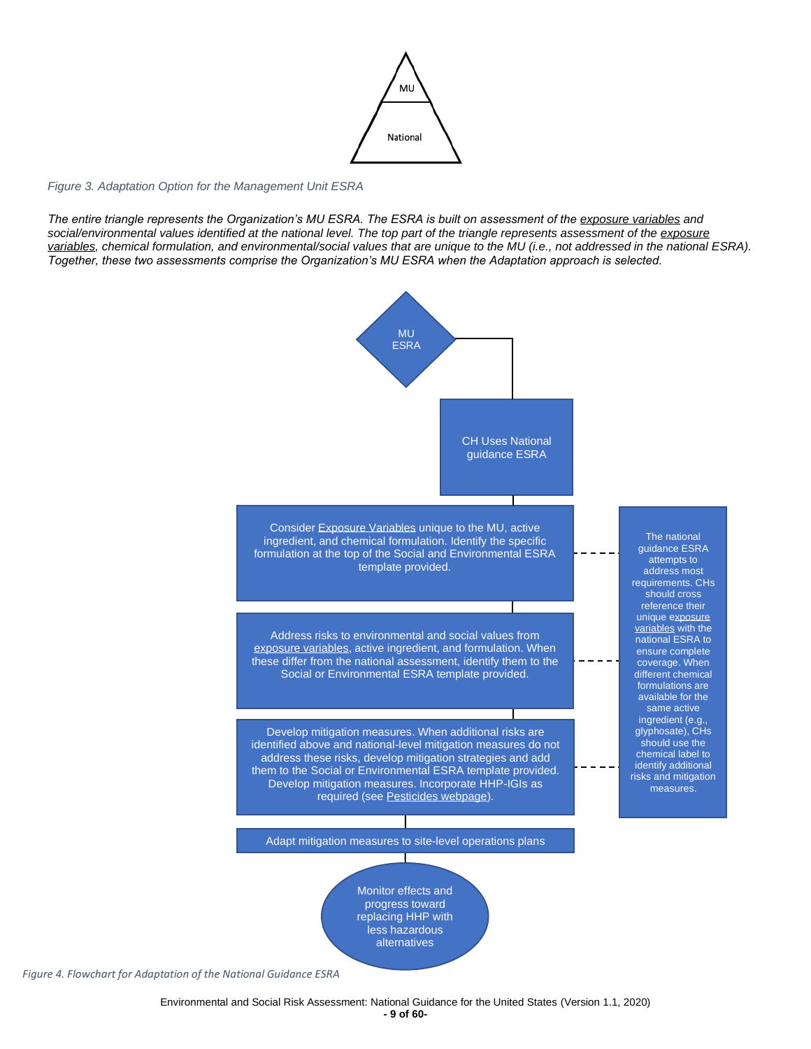MU

National

*Figure 3. Adaptation Option for the Management Unit ESRA*

*The entire triangle represents the Organization's MU ESRA. The ESRA is built on assessment of the exposure variables and social/environmental values identified at the national level. The top part of the triangle represents assessment of the exposure variables, chemical formulation, and environmental/social values that are unique to the MU (i.e., not addressed in the national ESRA). Together, these two assessments comprise the Organization's MU ESRA when the Adaptation approach is selected.*

MU ESRA

CH Uses National guidance ESRA

Consider Exposure Variables unique to the MU, active ingredient, and chemical formulation. Identify the specific formulation at the top of the Social and Environmental ESRA template provided.

Address risks to environmental and social values from exposure variables, active ingredient, and formulation. When these differ from the national assessment, identify them to the Social or Environmental ESRA template provided.

Develop mitigation measures. When additional risks are identified above and national-level mitigation measures do not address these risks, develop mitigation strategies and add them to the Social or Environmental ESRA template provided. Develop mitigation measures. Incorporate HHP-IGIs as required (see Pesticides webpage).

Adapt mitigation measures to site-level operations plans

Monitor effects and progress toward replacing HHP with less hazardous alternatives

The national guidance ESRA attempts to address most requirements. CHs should cross reference their unique exposure variables with the national ESRA to ensure complete coverage. When different chemical formulations are available for the same active ingredient (e.g., glyphosate), CHs should use the chemical label to identify additional risks and mitigation measures.

*Figure 4. Flowchart for Adaptation of the National Guidance ESRA*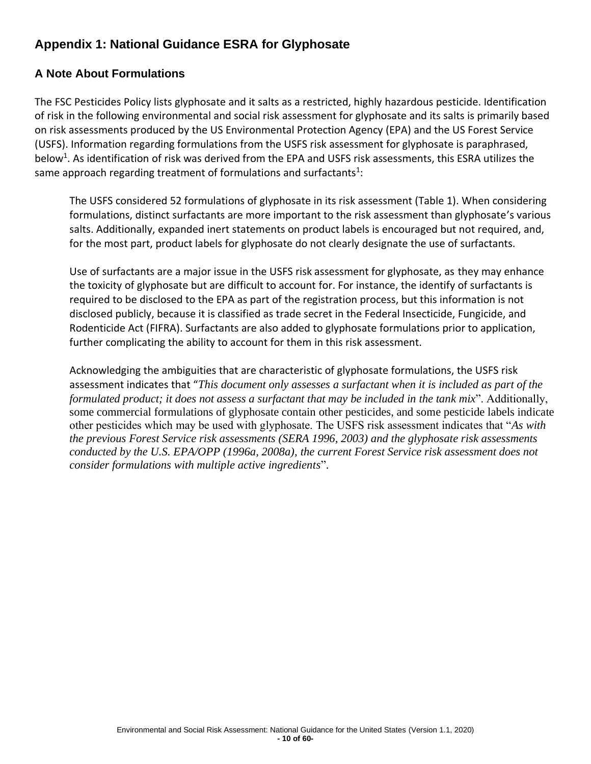## Appendix 1: National Guidance ESRA for Glyphosate

### A Note About Formulations

The FSC Pesticides Policy lists glyphosate and it salts as a restricted, highly hazardous pesticide. Identification of risk in the following environmental and social risk assessment for glyphosate and its salts is primarily based on risk assessments produced by the US Environmental Protection Agency (EPA) and the US Forest Service (USFS). Information regarding formulations from the USFS risk assessment for glyphosate is paraphrased, below[1]. As identification of risk was derived from the EPA and USFS risk assessments, this ESRA utilizes the same approach regarding treatment of formulations and surfactants[1]:

> The USFS considered 52 formulations of glyphosate in its risk assessment (Table 1). When considering formulations, distinct surfactants are more important to the risk assessment than glyphosate's various salts. Additionally, expanded inert statements on product labels is encouraged but not required, and, for the most part, product labels for glyphosate do not clearly designate the use of surfactants.
>
> Use of surfactants are a major issue in the USFS risk assessment for glyphosate, as they may enhance the toxicity of glyphosate but are difficult to account for. For instance, the identify of surfactants is required to be disclosed to the EPA as part of the registration process, but this information is not disclosed publicly, because it is classified as trade secret in the Federal Insecticide, Fungicide, and Rodenticide Act (FIFRA). Surfactants are also added to glyphosate formulations prior to application, further complicating the ability to account for them in this risk assessment.
>
> Acknowledging the ambiguities that are characteristic of glyphosate formulations, the USFS risk assessment indicates that "*This document only assesses a surfactant when it is included as part of the formulated product; it does not assess a surfactant that may be included in the tank mix*". Additionally, some commercial formulations of glyphosate contain other pesticides, and some pesticide labels indicate other pesticides which may be used with glyphosate. The USFS risk assessment indicates that "*As with the previous Forest Service risk assessments (SERA 1996, 2003) and the glyphosate risk assessments conducted by the U.S. EPA/OPP (1996a, 2008a), the current Forest Service risk assessment does not consider formulations with multiple active ingredients*".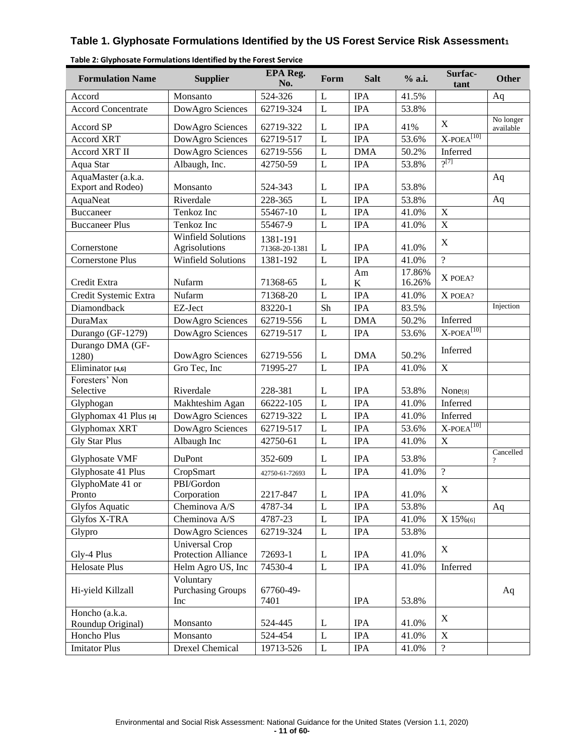## Table 1. Glyphosate Formulations Identified by the US Forest Service Risk Assessment[1]

**Table 2: Glyphosate Formulations Identified by the Forest Service**

| Formulation Name | Supplier | EPA Reg. No. | Form | Salt | % a.i. | Surfac-tant | Other |
|---|---|---|---|---|---|---|---|
| Accord | Monsanto | 524-326 | L | IPA | 41.5% | | Aq |
| Accord Concentrate | DowAgro Sciences | 62719-324 | L | IPA | 53.8% | | |
| Accord SP | DowAgro Sciences | 62719-322 | L | IPA | 41% | X | No longer available |
| Accord XRT | DowAgro Sciences | 62719-517 | L | IPA | 53.6% | X-POEA[10] | |
| Accord XRT II | DowAgro Sciences | 62719-556 | L | DMA | 50.2% | Inferred | |
| Aqua Star | Albaugh, Inc. | 42750-59 | L | IPA | 53.8% | ?[7] | |
| AquaMaster (a.k.a. Export and Rodeo) | Monsanto | 524-343 | L | IPA | 53.8% | | Aq |
| AquaNeat | Riverdale | 228-365 | L | IPA | 53.8% | | Aq |
| Buccaneer | Tenkoz Inc | 55467-10 | L | IPA | 41.0% | X | |
| Buccaneer Plus | Tenkoz Inc | 55467-9 | L | IPA | 41.0% | X | |
| Cornerstone | Winfield Solutions Agrisolutions | 1381-191 71368-20-1381 | L | IPA | 41.0% | X | |
| Cornerstone Plus | Winfield Solutions | 1381-192 | L | IPA | 41.0% | ? | |
| Credit Extra | Nufarm | 71368-65 | L | Am K | 17.86% 16.26% | X POEA? | |
| Credit Systemic Extra | Nufarm | 71368-20 | L | IPA | 41.0% | X POEA? | |
| Diamondback | EZ-Ject | 83220-1 | Sh | IPA | 83.5% | | Injection |
| DuraMax | DowAgro Sciences | 62719-556 | L | DMA | 50.2% | Inferred | |
| Durango (GF-1279) | DowAgro Sciences | 62719-517 | L | IPA | 53.6% | X-POEA[10] | |
| Durango DMA (GF-1280) | DowAgro Sciences | 62719-556 | L | DMA | 50.2% | Inferred | |
| Eliminator [4,6] | Gro Tec, Inc | 71995-27 | L | IPA | 41.0% | X | |
| Foresters' Non Selective | Riverdale | 228-381 | L | IPA | 53.8% | None[8] | |
| Glyphogan | Makhteshim Agan | 66222-105 | L | IPA | 41.0% | Inferred | |
| Glyphomax 41 Plus [4] | DowAgro Sciences | 62719-322 | L | IPA | 41.0% | Inferred | |
| Glyphomax XRT | DowAgro Sciences | 62719-517 | L | IPA | 53.6% | X-POEA[10] | |
| Gly Star Plus | Albaugh Inc | 42750-61 | L | IPA | 41.0% | X | |
| Glyphosate VMF | DuPont | 352-609 | L | IPA | 53.8% | | Cancelled ? |
| Glyphosate 41 Plus | CropSmart | 42750-61-72693 | L | IPA | 41.0% | ? | |
| GlyphoMate 41 or Pronto | PBI/Gordon Corporation | 2217-847 | L | IPA | 41.0% | X | |
| Glyfos Aquatic | Cheminova A/S | 4787-34 | L | IPA | 53.8% | | Aq |
| Glyfos X-TRA | Cheminova A/S | 4787-23 | L | IPA | 41.0% | X 15%[6] | |
| Glypro | DowAgro Sciences | 62719-324 | L | IPA | 53.8% | | |
| Gly-4 Plus | Universal Crop Protection Alliance | 72693-1 | L | IPA | 41.0% | X | |
| Helosate Plus | Helm Agro US, Inc | 74530-4 | L | IPA | 41.0% | Inferred | |
| Hi-yield Killzall | Voluntary Purchasing Groups Inc | 67760-49-7401 | | IPA | 53.8% | | Aq |
| Honcho (a.k.a. Roundup Original) | Monsanto | 524-445 | L | IPA | 41.0% | X | |
| Honcho Plus | Monsanto | 524-454 | L | IPA | 41.0% | X | |
| Imitator Plus | Drexel Chemical | 19713-526 | L | IPA | 41.0% | ? | |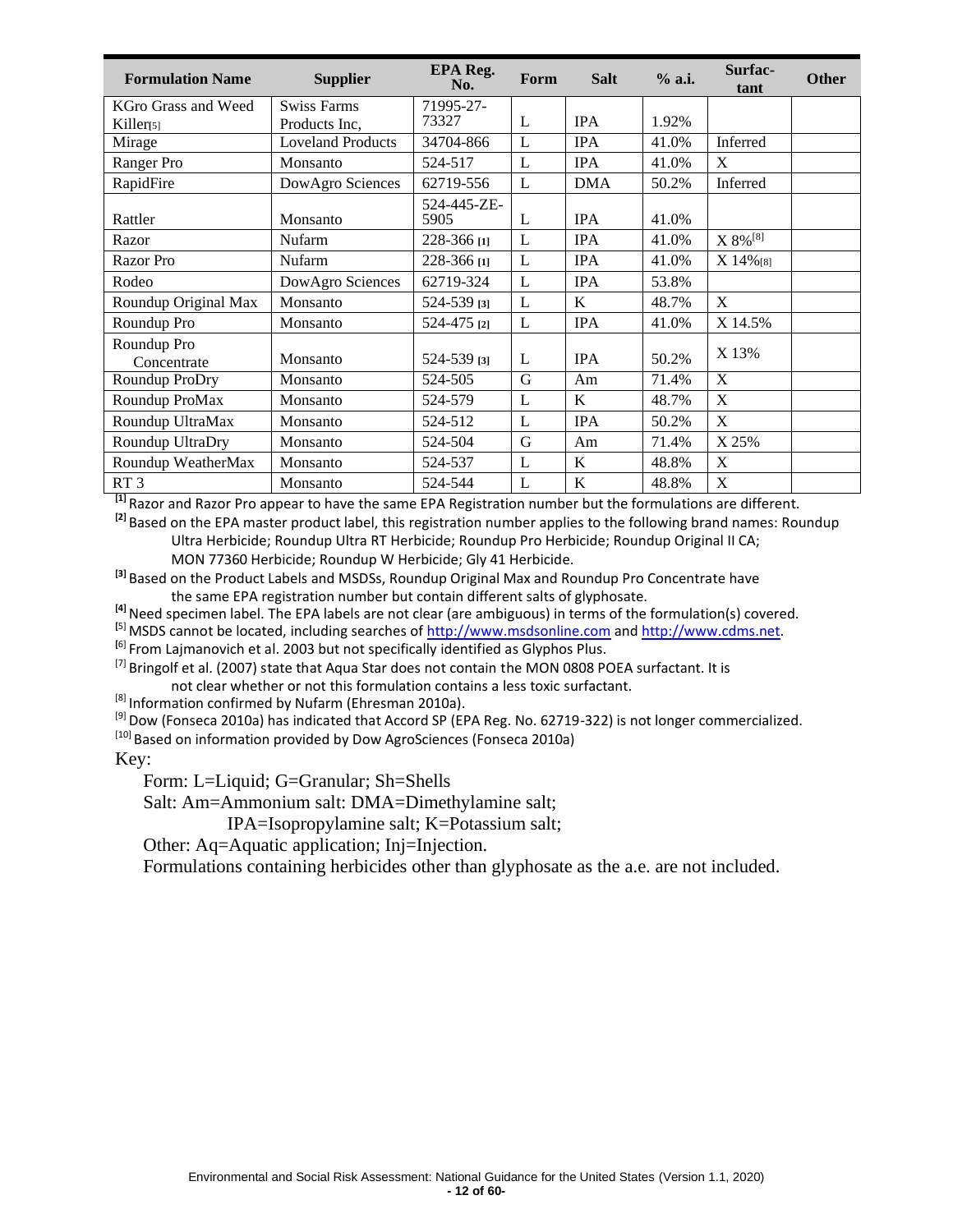| Formulation Name | Supplier | EPA Reg. No. | Form | Salt | % a.i. | Surfactant | Other |
|---|---|---|---|---|---|---|---|
| KGro Grass and Weed Killer[5] | Swiss Farms Products Inc, | 71995-27-73327 | L | IPA | 1.92% | | |
| Mirage | Loveland Products | 34704-866 | L | IPA | 41.0% | Inferred | |
| Ranger Pro | Monsanto | 524-517 | L | IPA | 41.0% | X | |
| RapidFire | DowAgro Sciences | 62719-556 | L | DMA | 50.2% | Inferred | |
| Rattler | Monsanto | 524-445-ZE-5905 | L | IPA | 41.0% | | |
| Razor | Nufarm | 228-366 [1] | L | IPA | 41.0% | X 8%[8] | |
| Razor Pro | Nufarm | 228-366 [1] | L | IPA | 41.0% | X 14%[8] | |
| Rodeo | DowAgro Sciences | 62719-324 | L | IPA | 53.8% | | |
| Roundup Original Max | Monsanto | 524-539 [3] | L | K | 48.7% | X | |
| Roundup Pro | Monsanto | 524-475 [2] | L | IPA | 41.0% | X 14.5% | |
| Roundup Pro Concentrate | Monsanto | 524-539 [3] | L | IPA | 50.2% | X 13% | |
| Roundup ProDry | Monsanto | 524-505 | G | Am | 71.4% | X | |
| Roundup ProMax | Monsanto | 524-579 | L | K | 48.7% | X | |
| Roundup UltraMax | Monsanto | 524-512 | L | IPA | 50.2% | X | |
| Roundup UltraDry | Monsanto | 524-504 | G | Am | 71.4% | X 25% | |
| Roundup WeatherMax | Monsanto | 524-537 | L | K | 48.8% | X | |
| RT 3 | Monsanto | 524-544 | L | K | 48.8% | X | |

[1] Razor and Razor Pro appear to have the same EPA Registration number but the formulations are different.

[2] Based on the EPA master product label, this registration number applies to the following brand names: Roundup Ultra Herbicide; Roundup Ultra RT Herbicide; Roundup Pro Herbicide; Roundup Original II CA; MON 77360 Herbicide; Roundup W Herbicide; Gly 41 Herbicide.

[3] Based on the Product Labels and MSDSs, Roundup Original Max and Roundup Pro Concentrate have the same EPA registration number but contain different salts of glyphosate.

[4] Need specimen label. The EPA labels are not clear (are ambiguous) in terms of the formulation(s) covered.

[5] MSDS cannot be located, including searches of http://www.msdsonline.com and http://www.cdms.net.

[6] From Lajmanovich et al. 2003 but not specifically identified as Glyphos Plus.

[7] Bringolf et al. (2007) state that Aqua Star does not contain the MON 0808 POEA surfactant. It is not clear whether or not this formulation contains a less toxic surfactant.

[8] Information confirmed by Nufarm (Ehresman 2010a).

[9] Dow (Fonseca 2010a) has indicated that Accord SP (EPA Reg. No. 62719-322) is not longer commercialized.

[10] Based on information provided by Dow AgroSciences (Fonseca 2010a)

Key:

Form: L=Liquid; G=Granular; Sh=Shells

Salt: Am=Ammonium salt: DMA=Dimethylamine salt; IPA=Isopropylamine salt; K=Potassium salt;

Other: Aq=Aquatic application; Inj=Injection.

Formulations containing herbicides other than glyphosate as the a.e. are not included.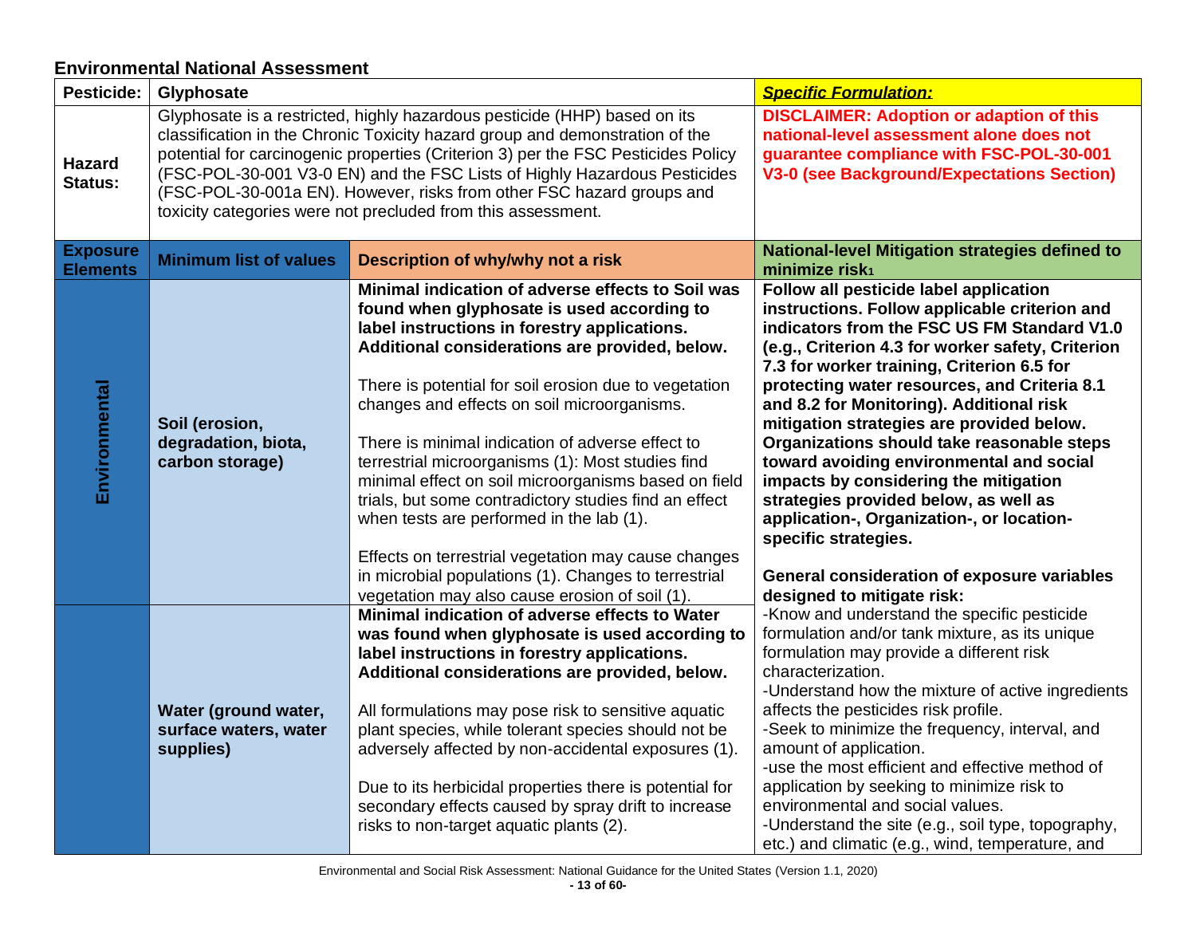## Environmental National Assessment

| **Pesticide:** | **Glyphosate** | | ***Specific Formulation:*** |
|---|---|---|---|
| **Hazard Status:** | Glyphosate is a restricted, highly hazardous pesticide (HHP) based on its classification in the Chronic Toxicity hazard group and demonstration of the potential for carcinogenic properties (Criterion 3) per the FSC Pesticides Policy (FSC-POL-30-001 V3-0 EN) and the FSC Lists of Highly Hazardous Pesticides (FSC-POL-30-001a EN). However, risks from other FSC hazard groups and toxicity categories were not precluded from this assessment. | | **DISCLAIMER: Adoption or adaption of this national-level assessment alone does not guarantee compliance with FSC-POL-30-001 V3-0 (see Background/Expectations Section)** |
| **Exposure Elements** | **Minimum list of values** | **Description of why/why not a risk** | **National-level Mitigation strategies defined to minimize risk[1]** |
| **Environmental** | **Soil (erosion, degradation, biota, carbon storage)** | **Minimal indication of adverse effects to Soil was found when glyphosate is used according to label instructions in forestry applications. Additional considerations are provided, below.**<br><br>There is potential for soil erosion due to vegetation changes and effects on soil microorganisms.<br><br>There is minimal indication of adverse effect to terrestrial microorganisms (1): Most studies find minimal effect on soil microorganisms based on field trials, but some contradictory studies find an effect when tests are performed in the lab (1).<br><br>Effects on terrestrial vegetation may cause changes in microbial populations (1). Changes to terrestrial vegetation may also cause erosion of soil (1). | **Follow all pesticide label application instructions. Follow applicable criterion and indicators from the FSC US FM Standard V1.0 (e.g., Criterion 4.3 for worker safety, Criterion 7.3 for worker training, Criterion 6.5 for protecting water resources, and Criteria 8.1 and 8.2 for Monitoring). Additional risk mitigation strategies are provided below. Organizations should take reasonable steps toward avoiding environmental and social impacts by considering the mitigation strategies provided below, as well as application-, Organization-, or location-specific strategies.**<br><br>**General consideration of exposure variables designed to mitigate risk:**<br>-Know and understand the specific pesticide formulation and/or tank mixture, as its unique formulation may provide a different risk characterization.<br>-Understand how the mixture of active ingredients affects the pesticides risk profile.<br>-Seek to minimize the frequency, interval, and amount of application.<br>-use the most efficient and effective method of application by seeking to minimize risk to environmental and social values.<br>-Understand the site (e.g., soil type, topography, etc.) and climatic (e.g., wind, temperature, and |
| | **Water (ground water, surface waters, water supplies)** | **Minimal indication of adverse effects to Water was found when glyphosate is used according to label instructions in forestry applications. Additional considerations are provided, below.**<br><br>All formulations may pose risk to sensitive aquatic plant species, while tolerant species should not be adversely affected by non-accidental exposures (1).<br><br>Due to its herbicidal properties there is potential for secondary effects caused by spray drift to increase risks to non-target aquatic plants (2). | |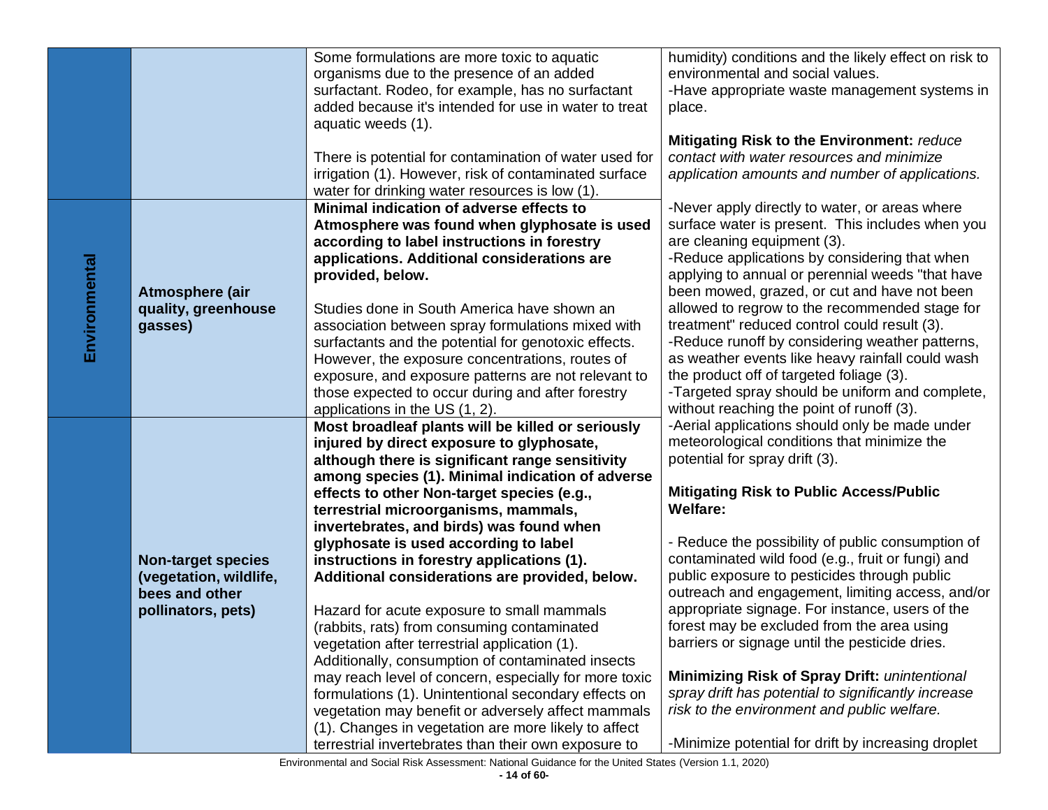| | | | |
|---|---|---|---|
| | | Some formulations are more toxic to aquatic organisms due to the presence of an added surfactant. Rodeo, for example, has no surfactant added because it's intended for use in water to treat aquatic weeds (1).<br><br>There is potential for contamination of water used for irrigation (1). However, risk of contaminated surface water for drinking water resources is low (1). | humidity) conditions and the likely effect on risk to environmental and social values.<br>-Have appropriate waste management systems in place.<br><br>**Mitigating Risk to the Environment:** *reduce contact with water resources and minimize application amounts and number of applications.* |
| **Environmental** | **Atmosphere (air quality, greenhouse gasses)** | **Minimal indication of adverse effects to Atmosphere was found when glyphosate is used according to label instructions in forestry applications. Additional considerations are provided, below.**<br><br>Studies done in South America have shown an association between spray formulations mixed with surfactants and the potential for genotoxic effects. However, the exposure concentrations, routes of exposure, and exposure patterns are not relevant to those expected to occur during and after forestry applications in the US (1, 2). | -Never apply directly to water, or areas where surface water is present. This includes when you are cleaning equipment (3).<br>-Reduce applications by considering that when applying to annual or perennial weeds "that have been mowed, grazed, or cut and have not been allowed to regrow to the recommended stage for treatment" reduced control could result (3).<br>-Reduce runoff by considering weather patterns, as weather events like heavy rainfall could wash the product off of targeted foliage (3).<br>-Targeted spray should be uniform and complete, without reaching the point of runoff (3). |
| | **Non-target species (vegetation, wildlife, bees and other pollinators, pets)** | **Most broadleaf plants will be killed or seriously injured by direct exposure to glyphosate, although there is significant range sensitivity among species (1). Minimal indication of adverse effects to other Non-target species (e.g., terrestrial microorganisms, mammals, invertebrates, and birds) was found when glyphosate is used according to label instructions in forestry applications (1). Additional considerations are provided, below.**<br><br>Hazard for acute exposure to small mammals (rabbits, rats) from consuming contaminated vegetation after terrestrial application (1). Additionally, consumption of contaminated insects may reach level of concern, especially for more toxic formulations (1). Unintentional secondary effects on vegetation may benefit or adversely affect mammals (1). Changes in vegetation are more likely to affect terrestrial invertebrates than their own exposure to | -Aerial applications should only be made under meteorological conditions that minimize the potential for spray drift (3).<br><br>**Mitigating Risk to Public Access/Public Welfare:**<br><br>- Reduce the possibility of public consumption of contaminated wild food (e.g., fruit or fungi) and public exposure to pesticides through public outreach and engagement, limiting access, and/or appropriate signage. For instance, users of the forest may be excluded from the area using barriers or signage until the pesticide dries.<br><br>**Minimizing Risk of Spray Drift:** *unintentional spray drift has potential to significantly increase risk to the environment and public welfare.*<br><br>-Minimize potential for drift by increasing droplet |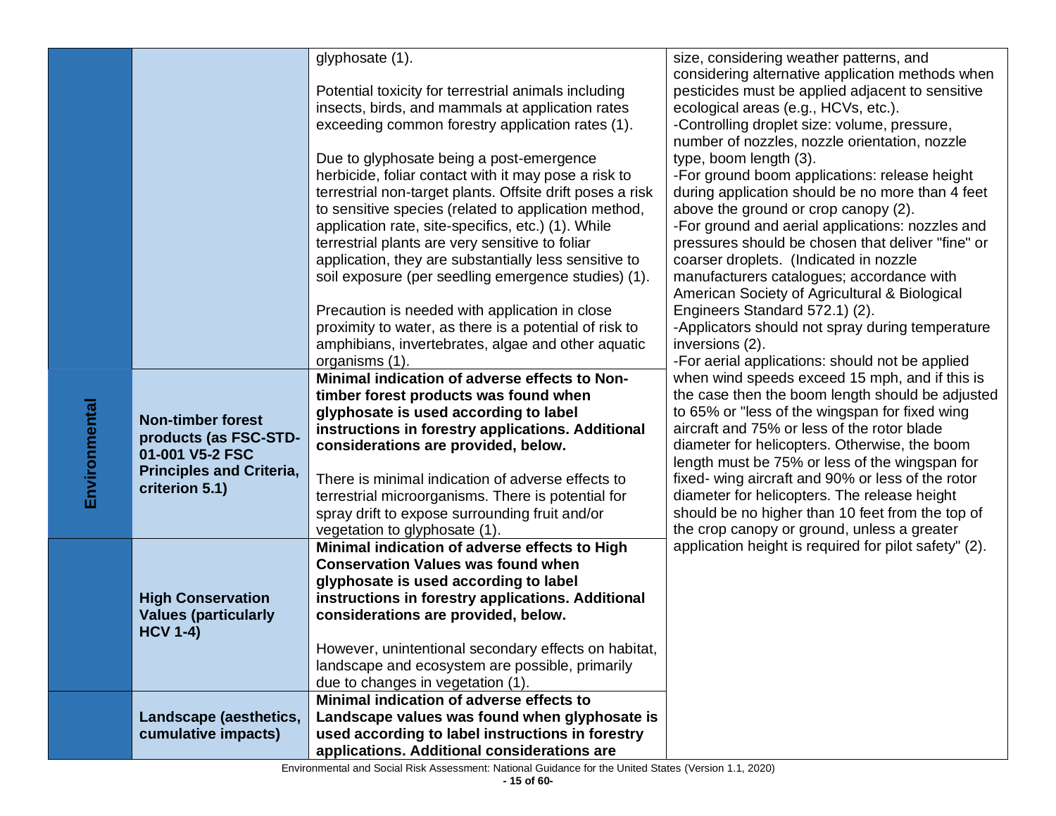| | | | |
|---|---|---|---|
| | | glyphosate (1).<br><br>Potential toxicity for terrestrial animals including insects, birds, and mammals at application rates exceeding common forestry application rates (1).<br><br>Due to glyphosate being a post-emergence herbicide, foliar contact with it may pose a risk to terrestrial non-target plants. Offsite drift poses a risk to sensitive species (related to application method, application rate, site-specifics, etc.) (1). While terrestrial plants are very sensitive to foliar application, they are substantially less sensitive to soil exposure (per seedling emergence studies) (1).<br><br>Precaution is needed with application in close proximity to water, as there is a potential of risk to amphibians, invertebrates, algae and other aquatic organisms (1). | size, considering weather patterns, and considering alternative application methods when pesticides must be applied adjacent to sensitive ecological areas (e.g., HCVs, etc.).<br>-Controlling droplet size: volume, pressure, number of nozzles, nozzle orientation, nozzle type, boom length (3).<br>-For ground boom applications: release height during application should be no more than 4 feet above the ground or crop canopy (2).<br>-For ground and aerial applications: nozzles and pressures should be chosen that deliver "fine" or coarser droplets. (Indicated in nozzle manufacturers catalogues; accordance with American Society of Agricultural & Biological Engineers Standard 572.1) (2).<br>-Applicators should not spray during temperature inversions (2).<br>-For aerial applications: should not be applied when wind speeds exceed 15 mph, and if this is the case then the boom length should be adjusted to 65% or "less of the wingspan for fixed wing aircraft and 75% or less of the rotor blade diameter for helicopters. Otherwise, the boom length must be 75% or less of the wingspan for fixed- wing aircraft and 90% or less of the rotor diameter for helicopters. The release height should be no higher than 10 feet from the top of the crop canopy or ground, unless a greater application height is required for pilot safety" (2). |
| **Environmental** | **Non-timber forest products (as FSC-STD-01-001 V5-2 FSC Principles and Criteria, criterion 5.1)** | **Minimal indication of adverse effects to Non-timber forest products was found when glyphosate is used according to label instructions in forestry applications. Additional considerations are provided, below.**<br><br>There is minimal indication of adverse effects to terrestrial microorganisms. There is potential for spray drift to expose surrounding fruit and/or vegetation to glyphosate (1). | |
| | **High Conservation Values (particularly HCV 1-4)** | **Minimal indication of adverse effects to High Conservation Values was found when glyphosate is used according to label instructions in forestry applications. Additional considerations are provided, below.**<br><br>However, unintentional secondary effects on habitat, landscape and ecosystem are possible, primarily due to changes in vegetation (1). | |
| | **Landscape (aesthetics, cumulative impacts)** | **Minimal indication of adverse effects to Landscape values was found when glyphosate is used according to label instructions in forestry applications. Additional considerations are** | |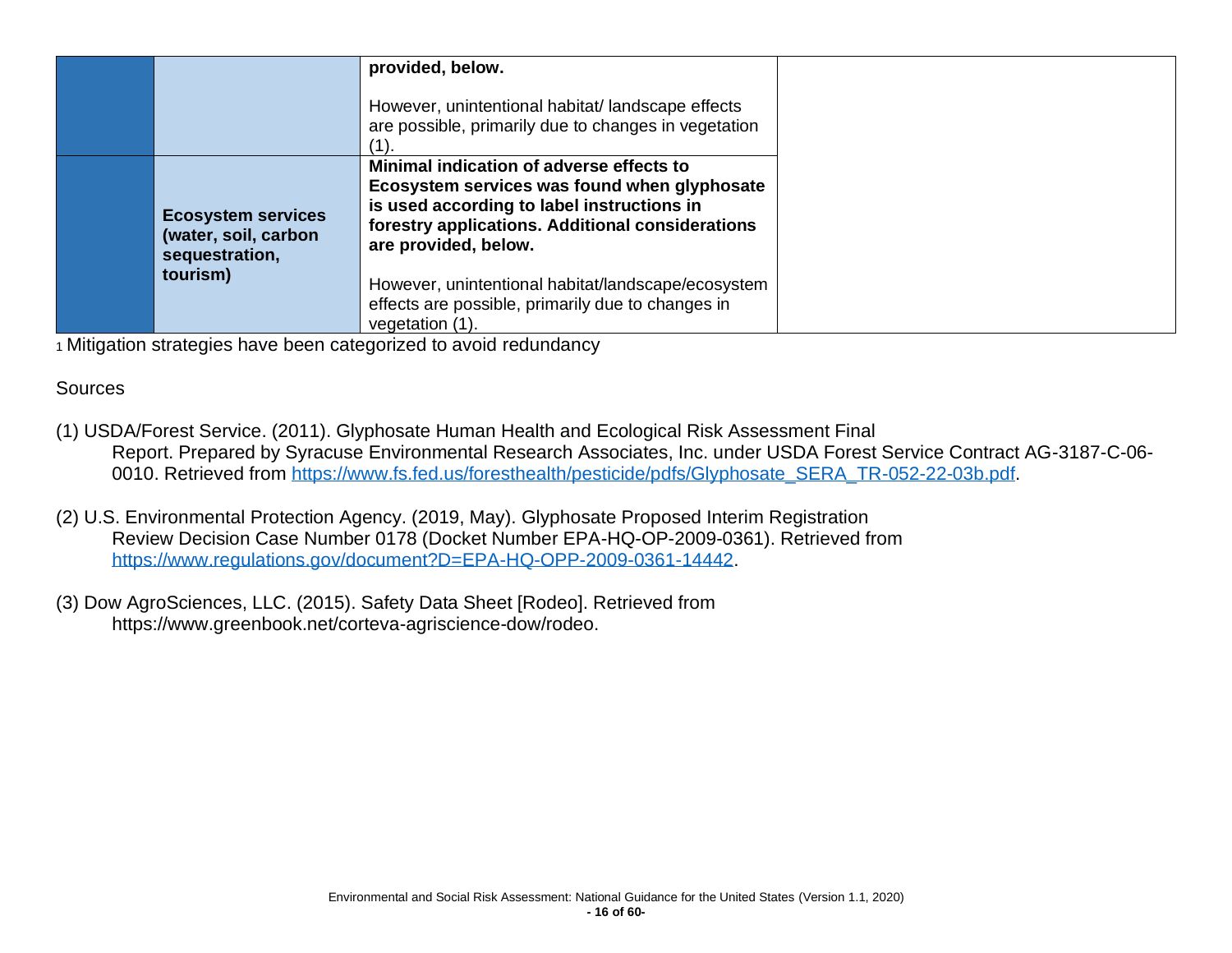|  |  |  |  |
|---|---|---|---|
|  |  | **provided, below.**<br><br>However, unintentional habitat/ landscape effects are possible, primarily due to changes in vegetation (1). |  |
|  | **Ecosystem services (water, soil, carbon sequestration, tourism)** | **Minimal indication of adverse effects to Ecosystem services was found when glyphosate is used according to label instructions in forestry applications. Additional considerations are provided, below.**<br><br>However, unintentional habitat/landscape/ecosystem effects are possible, primarily due to changes in vegetation (1). |  |

[1] Mitigation strategies have been categorized to avoid redundancy

Sources

(1) USDA/Forest Service. (2011). Glyphosate Human Health and Ecological Risk Assessment Final Report. Prepared by Syracuse Environmental Research Associates, Inc. under USDA Forest Service Contract AG-3187-C-06-0010. Retrieved from https://www.fs.fed.us/foresthealth/pesticide/pdfs/Glyphosate_SERA_TR-052-22-03b.pdf.

(2) U.S. Environmental Protection Agency. (2019, May). Glyphosate Proposed Interim Registration Review Decision Case Number 0178 (Docket Number EPA-HQ-OP-2009-0361). Retrieved from https://www.regulations.gov/document?D=EPA-HQ-OPP-2009-0361-14442.

(3) Dow AgroSciences, LLC. (2015). Safety Data Sheet [Rodeo]. Retrieved from https://www.greenbook.net/corteva-agriscience-dow/rodeo.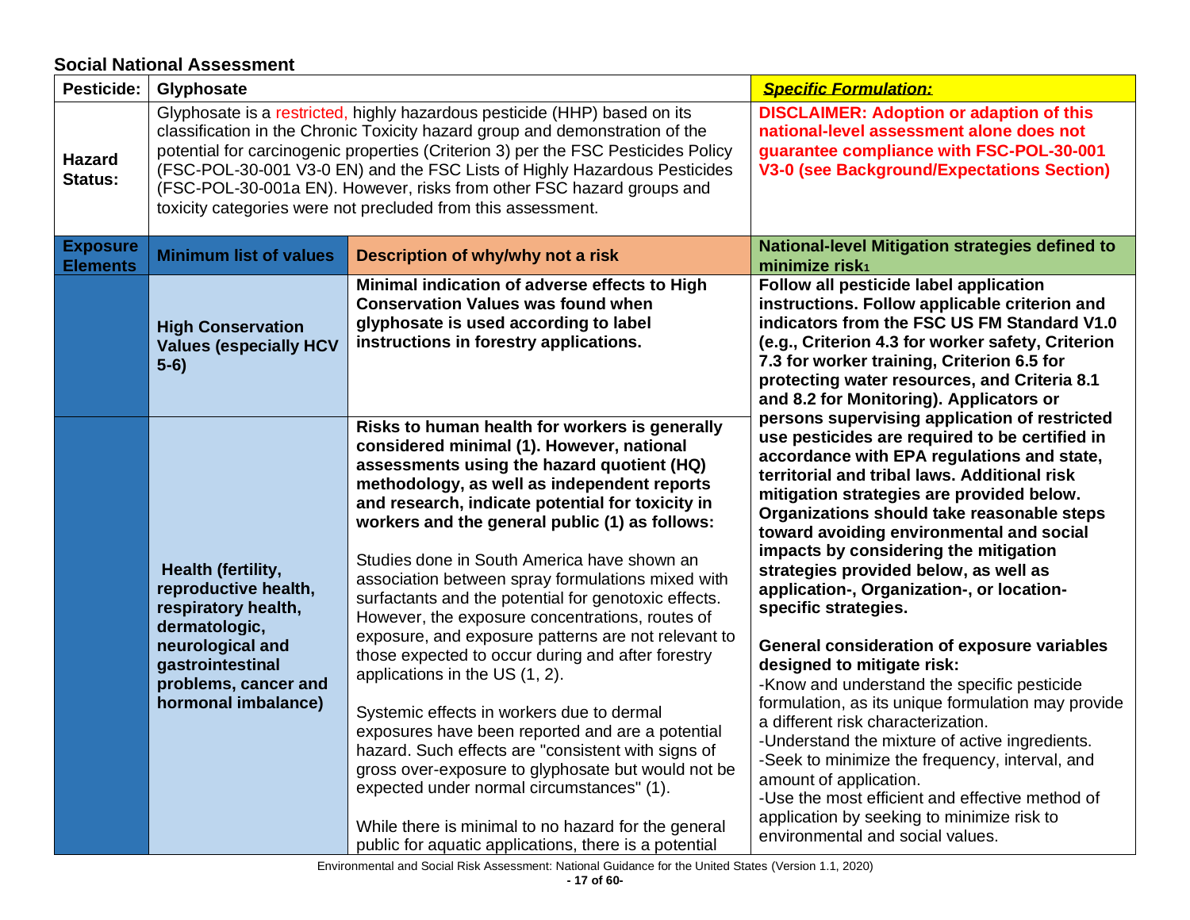## Social National Assessment

| Pesticide: | Glyphosate | | *Specific Formulation:* |
|---|---|---|---|
| **Hazard Status:** | Glyphosate is a restricted, highly hazardous pesticide (HHP) based on its classification in the Chronic Toxicity hazard group and demonstration of the potential for carcinogenic properties (Criterion 3) per the FSC Pesticides Policy (FSC-POL-30-001 V3-0 EN) and the FSC Lists of Highly Hazardous Pesticides (FSC-POL-30-001a EN). However, risks from other FSC hazard groups and toxicity categories were not precluded from this assessment. | | **DISCLAIMER: Adoption or adaption of this national-level assessment alone does not guarantee compliance with FSC-POL-30-001 V3-0 (see Background/Expectations Section)** |
| **Exposure Elements** | **Minimum list of values** | **Description of why/why not a risk** | **National-level Mitigation strategies defined to minimize risk[1]** |
| | **High Conservation Values (especially HCV 5-6)** | **Minimal indication of adverse effects to High Conservation Values was found when glyphosate is used according to label instructions in forestry applications.** | **Follow all pesticide label application instructions. Follow applicable criterion and indicators from the FSC US FM Standard V1.0 (e.g., Criterion 4.3 for worker safety, Criterion 7.3 for worker training, Criterion 6.5 for protecting water resources, and Criteria 8.1 and 8.2 for Monitoring). Applicators or persons supervising application of restricted use pesticides are required to be certified in accordance with EPA regulations and state, territorial and tribal laws. Additional risk mitigation strategies are provided below. Organizations should take reasonable steps toward avoiding environmental and social impacts by considering the mitigation strategies provided below, as well as application-, Organization-, or location-specific strategies.**<br><br>**General consideration of exposure variables designed to mitigate risk:**<br>-Know and understand the specific pesticide formulation, as its unique formulation may provide a different risk characterization.<br>-Understand the mixture of active ingredients.<br>-Seek to minimize the frequency, interval, and amount of application.<br>-Use the most efficient and effective method of application by seeking to minimize risk to environmental and social values. |
| | **Health (fertility, reproductive health, respiratory health, dermatologic, neurological and gastrointestinal problems, cancer and hormonal imbalance)** | **Risks to human health for workers is generally considered minimal (1). However, national assessments using the hazard quotient (HQ) methodology, as well as independent reports and research, indicate potential for toxicity in workers and the general public (1) as follows:**<br><br>Studies done in South America have shown an association between spray formulations mixed with surfactants and the potential for genotoxic effects. However, the exposure concentrations, routes of exposure, and exposure patterns are not relevant to those expected to occur during and after forestry applications in the US (1, 2).<br><br>Systemic effects in workers due to dermal exposures have been reported and are a potential hazard. Such effects are "consistent with signs of gross over-exposure to glyphosate but would not be expected under normal circumstances" (1).<br><br>While there is minimal to no hazard for the general public for aquatic applications, there is a potential | |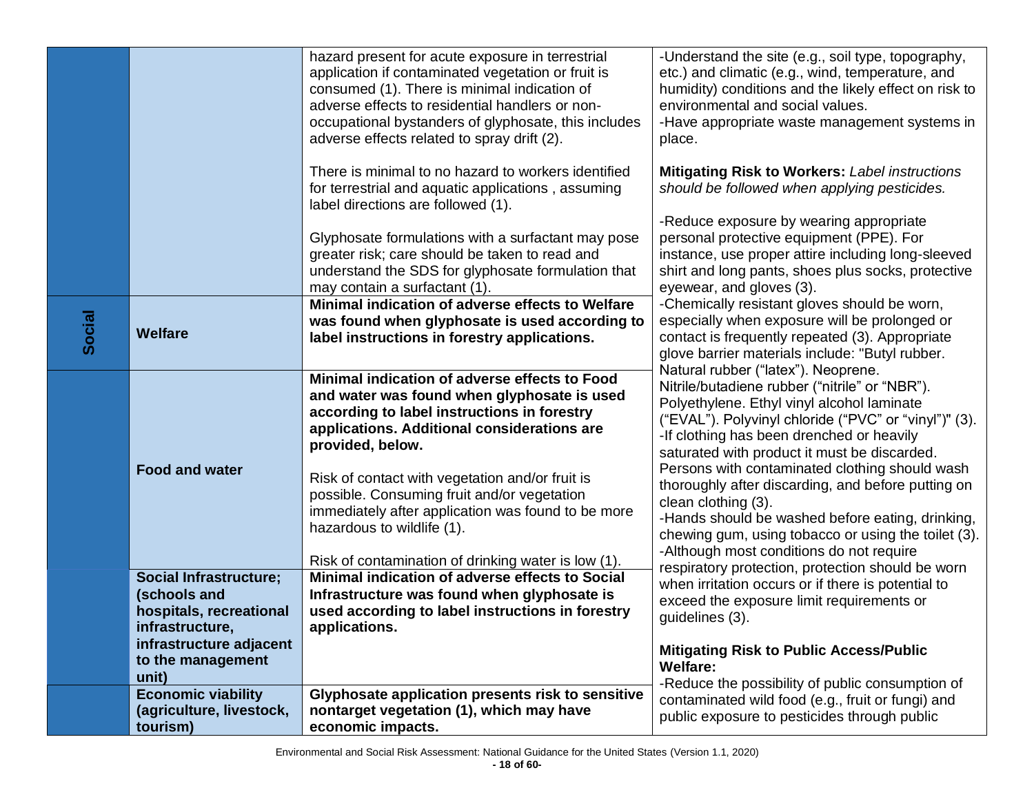|  |  |  |  |
|---|---|---|---|
|  |  | hazard present for acute exposure in terrestrial application if contaminated vegetation or fruit is consumed (1). There is minimal indication of adverse effects to residential handlers or non-occupational bystanders of glyphosate, this includes adverse effects related to spray drift (2).<br><br>There is minimal to no hazard to workers identified for terrestrial and aquatic applications , assuming label directions are followed (1).<br><br>Glyphosate formulations with a surfactant may pose greater risk; care should be taken to read and understand the SDS for glyphosate formulation that may contain a surfactant (1). | -Understand the site (e.g., soil type, topography, etc.) and climatic (e.g., wind, temperature, and humidity) conditions and the likely effect on risk to environmental and social values.<br>-Have appropriate waste management systems in place.<br><br>**Mitigating Risk to Workers:** *Label instructions should be followed when applying pesticides.*<br><br>-Reduce exposure by wearing appropriate personal protective equipment (PPE). For instance, use proper attire including long-sleeved shirt and long pants, shoes plus socks, protective eyewear, and gloves (3).<br>-Chemically resistant gloves should be worn, especially when exposure will be prolonged or contact is frequently repeated (3). Appropriate glove barrier materials include: "Butyl rubber. Natural rubber ("latex"). Neoprene. Nitrile/butadiene rubber ("nitrile" or "NBR"). Polyethylene. Ethyl vinyl alcohol laminate ("EVAL"). Polyvinyl chloride ("PVC" or "vinyl")" (3).<br>-If clothing has been drenched or heavily saturated with product it must be discarded. Persons with contaminated clothing should wash thoroughly after discarding, and before putting on clean clothing (3).<br>-Hands should be washed before eating, drinking, chewing gum, using tobacco or using the toilet (3).<br>-Although most conditions do not require respiratory protection, protection should be worn when irritation occurs or if there is potential to exceed the exposure limit requirements or guidelines (3).<br><br>**Mitigating Risk to Public Access/Public Welfare:**<br>-Reduce the possibility of public consumption of contaminated wild food (e.g., fruit or fungi) and public exposure to pesticides through public |
| **Social** | **Welfare** | **Minimal indication of adverse effects to Welfare was found when glyphosate is used according to label instructions in forestry applications.** | |
|  | **Food and water** | **Minimal indication of adverse effects to Food and water was found when glyphosate is used according to label instructions in forestry applications. Additional considerations are provided, below.**<br><br>Risk of contact with vegetation and/or fruit is possible. Consuming fruit and/or vegetation immediately after application was found to be more hazardous to wildlife (1).<br><br>Risk of contamination of drinking water is low (1). | |
|  | **Social Infrastructure; (schools and hospitals, recreational infrastructure, infrastructure adjacent to the management unit)** | **Minimal indication of adverse effects to Social Infrastructure was found when glyphosate is used according to label instructions in forestry applications.** | |
|  | **Economic viability (agriculture, livestock, tourism)** | **Glyphosate application presents risk to sensitive nontarget vegetation (1), which may have economic impacts.** | |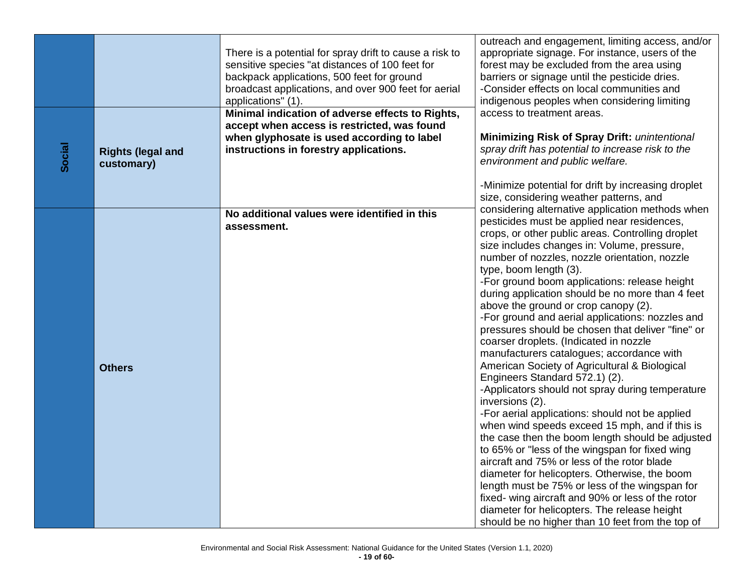| | | | |
|---|---|---|---|
| | | There is a potential for spray drift to cause a risk to sensitive species "at distances of 100 feet for backpack applications, 500 feet for ground broadcast applications, and over 900 feet for aerial applications" (1). | outreach and engagement, limiting access, and/or appropriate signage. For instance, users of the forest may be excluded from the area using barriers or signage until the pesticide dries.<br>-Consider effects on local communities and indigenous peoples when considering limiting access to treatment areas.<br><br>**Minimizing Risk of Spray Drift:** *unintentional spray drift has potential to increase risk to the environment and public welfare.*<br><br>-Minimize potential for drift by increasing droplet size, considering weather patterns, and considering alternative application methods when pesticides must be applied near residences, crops, or other public areas. Controlling droplet size includes changes in: Volume, pressure, number of nozzles, nozzle orientation, nozzle type, boom length (3).<br>-For ground boom applications: release height during application should be no more than 4 feet above the ground or crop canopy (2).<br>-For ground and aerial applications: nozzles and pressures should be chosen that deliver "fine" or coarser droplets. (Indicated in nozzle manufacturers catalogues; accordance with American Society of Agricultural & Biological Engineers Standard 572.1) (2).<br>-Applicators should not spray during temperature inversions (2).<br>-For aerial applications: should not be applied when wind speeds exceed 15 mph, and if this is the case then the boom length should be adjusted to 65% or "less of the wingspan for fixed wing aircraft and 75% or less of the rotor blade diameter for helicopters. Otherwise, the boom length must be 75% or less of the wingspan for fixed- wing aircraft and 90% or less of the rotor diameter for helicopters. The release height should be no higher than 10 feet from the top of |
| **Social** | **Rights (legal and customary)** | **Minimal indication of adverse effects to Rights, accept when access is restricted, was found when glyphosate is used according to label instructions in forestry applications.** | |
| | **Others** | **No additional values were identified in this assessment.** | |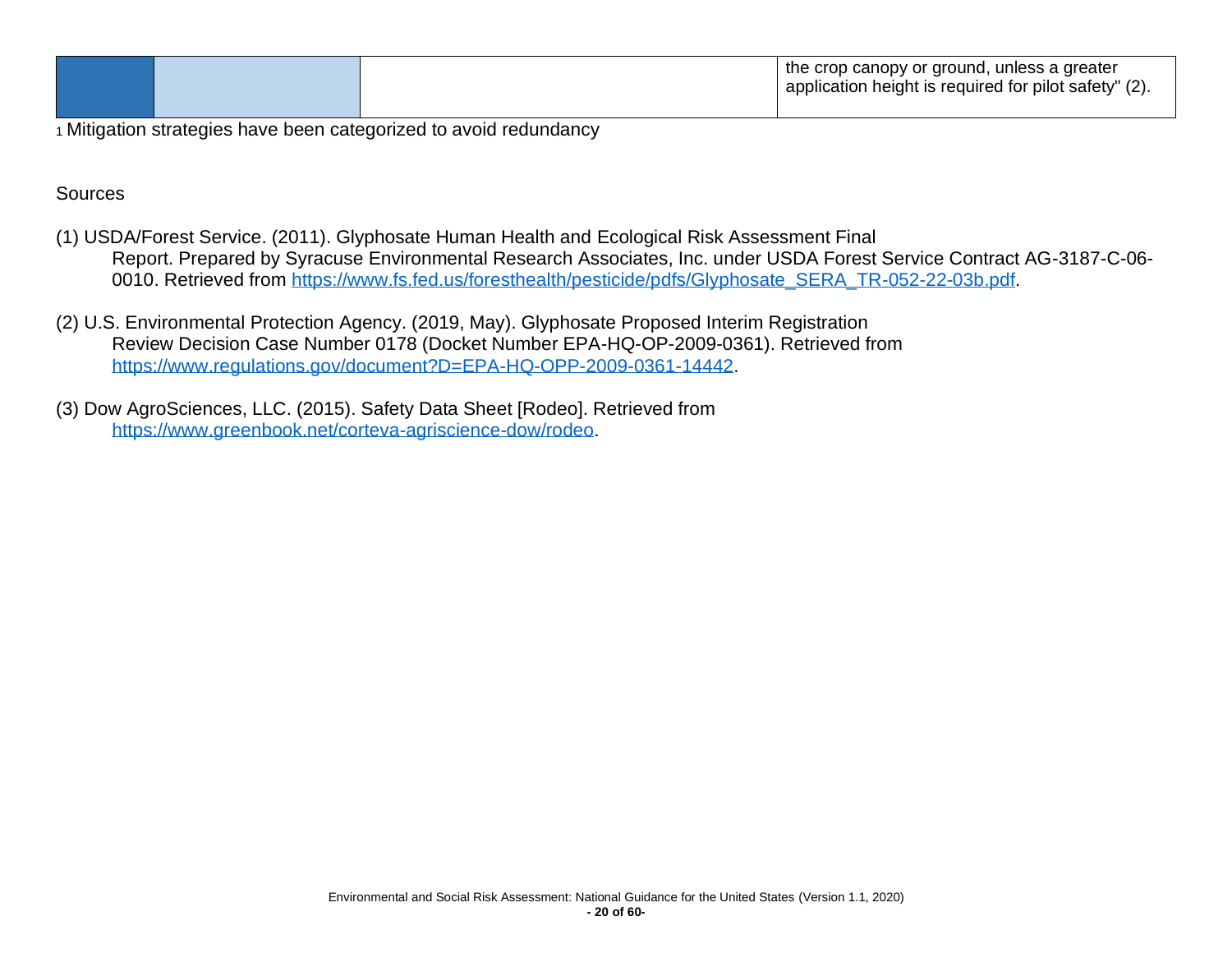| | | | the crop canopy or ground, unless a greater application height is required for pilot safety" (2). |
|---|---|---|---|

[1] Mitigation strategies have been categorized to avoid redundancy

Sources

(1) USDA/Forest Service. (2011). Glyphosate Human Health and Ecological Risk Assessment Final Report. Prepared by Syracuse Environmental Research Associates, Inc. under USDA Forest Service Contract AG-3187-C-06-0010. Retrieved from https://www.fs.fed.us/foresthealth/pesticide/pdfs/Glyphosate_SERA_TR-052-22-03b.pdf.

(2) U.S. Environmental Protection Agency. (2019, May). Glyphosate Proposed Interim Registration Review Decision Case Number 0178 (Docket Number EPA-HQ-OP-2009-0361). Retrieved from https://www.regulations.gov/document?D=EPA-HQ-OPP-2009-0361-14442.

(3) Dow AgroSciences, LLC. (2015). Safety Data Sheet [Rodeo]. Retrieved from https://www.greenbook.net/corteva-agriscience-dow/rodeo.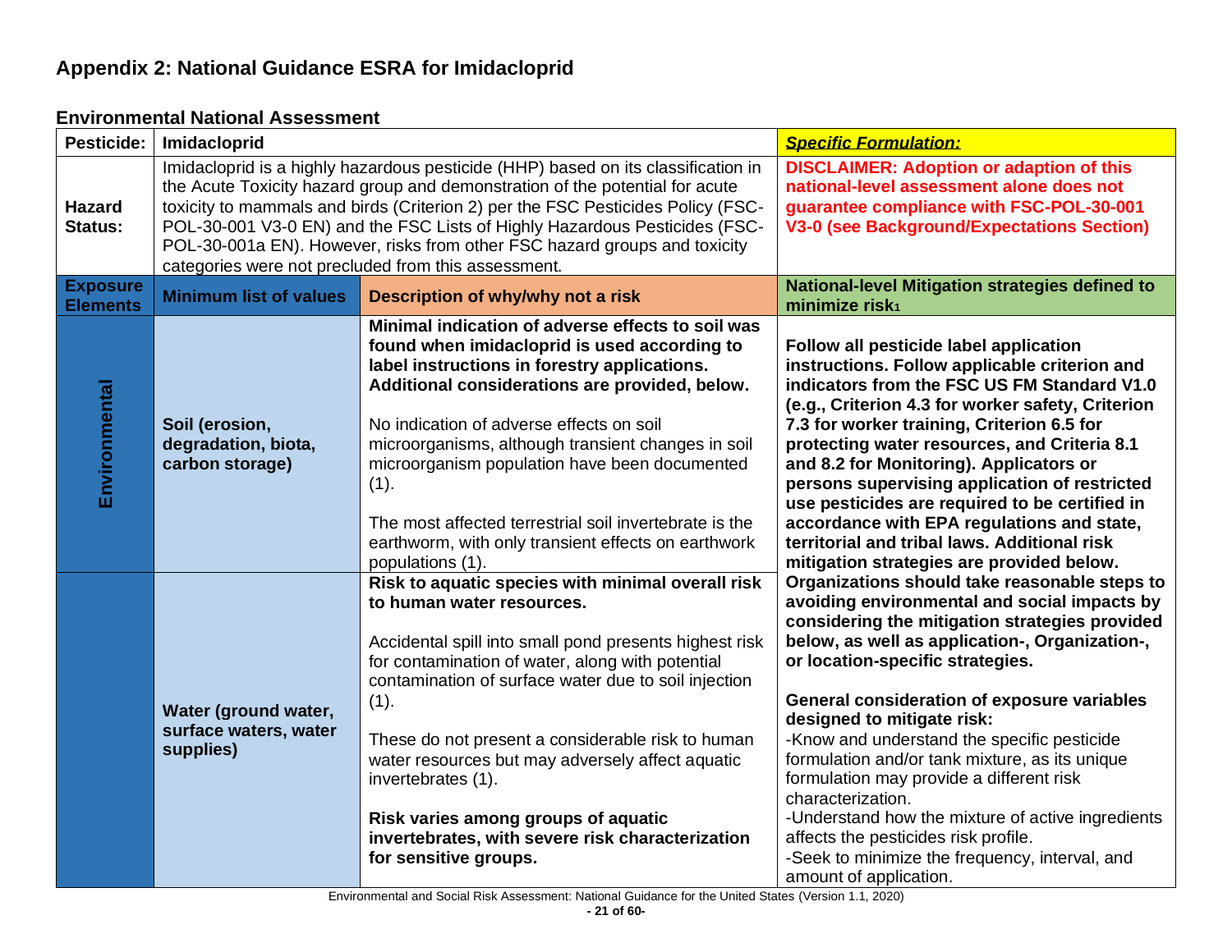## Appendix 2: National Guidance ESRA for Imidacloprid

### Environmental National Assessment

| Pesticide: | Imidacloprid | | ***Specific Formulation:*** |
|---|---|---|---|
| **Hazard Status:** | Imidacloprid is a highly hazardous pesticide (HHP) based on its classification in the Acute Toxicity hazard group and demonstration of the potential for acute toxicity to mammals and birds (Criterion 2) per the FSC Pesticides Policy (FSC-POL-30-001 V3-0 EN) and the FSC Lists of Highly Hazardous Pesticides (FSC-POL-30-001a EN). However, risks from other FSC hazard groups and toxicity categories were not precluded from this assessment. | | **DISCLAIMER: Adoption or adaption of this national-level assessment alone does not guarantee compliance with FSC-POL-30-001 V3-0 (see Background/Expectations Section)** |
| **Exposure Elements** | **Minimum list of values** | **Description of why/why not a risk** | **National-level Mitigation strategies defined to minimize risk[1]** |
| **Environmental** | **Soil (erosion, degradation, biota, carbon storage)** | **Minimal indication of adverse effects to soil was found when imidacloprid is used according to label instructions in forestry applications. Additional considerations are provided, below.**<br><br>No indication of adverse effects on soil microorganisms, although transient changes in soil microorganism population have been documented (1).<br><br>The most affected terrestrial soil invertebrate is the earthworm, with only transient effects on earthwork populations (1). | **Follow all pesticide label application instructions. Follow applicable criterion and indicators from the FSC US FM Standard V1.0 (e.g., Criterion 4.3 for worker safety, Criterion 7.3 for worker training, Criterion 6.5 for protecting water resources, and Criteria 8.1 and 8.2 for Monitoring). Applicators or persons supervising application of restricted use pesticides are required to be certified in accordance with EPA regulations and state, territorial and tribal laws. Additional risk mitigation strategies are provided below. Organizations should take reasonable steps to avoiding environmental and social impacts by considering the mitigation strategies provided below, as well as application-, Organization-, or location-specific strategies.**<br><br>**General consideration of exposure variables designed to mitigate risk:**<br>-Know and understand the specific pesticide formulation and/or tank mixture, as its unique formulation may provide a different risk characterization.<br>-Understand how the mixture of active ingredients affects the pesticides risk profile.<br>-Seek to minimize the frequency, interval, and amount of application. |
| | **Water (ground water, surface waters, water supplies)** | **Risk to aquatic species with minimal overall risk to human water resources.**<br><br>Accidental spill into small pond presents highest risk for contamination of water, along with potential contamination of surface water due to soil injection (1).<br><br>These do not present a considerable risk to human water resources but may adversely affect aquatic invertebrates (1).<br><br>**Risk varies among groups of aquatic invertebrates, with severe risk characterization for sensitive groups.** | |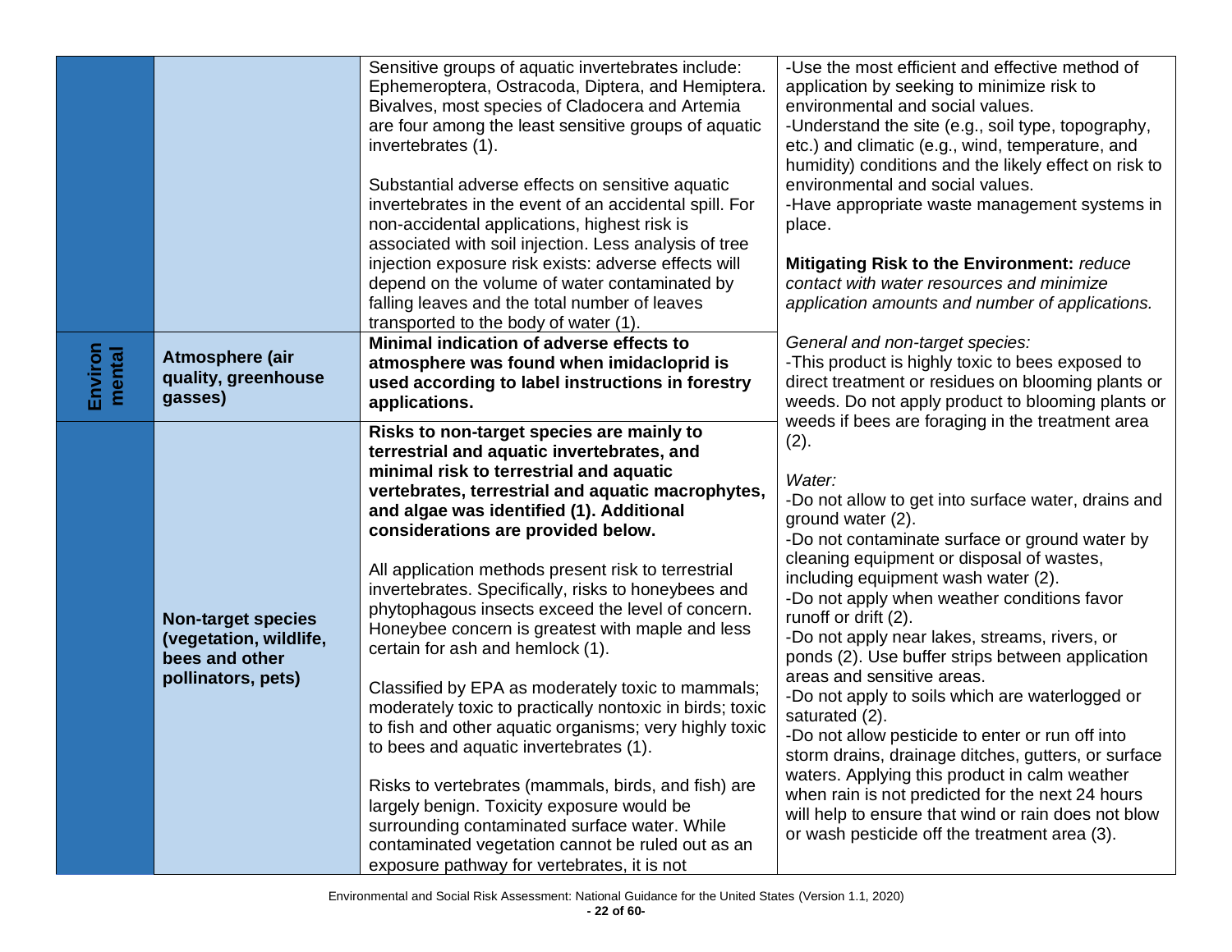| | | | |
|---|---|---|---|
| | | Sensitive groups of aquatic invertebrates include: Ephemeroptera, Ostracoda, Diptera, and Hemiptera. Bivalves, most species of Cladocera and Artemia are four among the least sensitive groups of aquatic invertebrates (1).<br><br>Substantial adverse effects on sensitive aquatic invertebrates in the event of an accidental spill. For non-accidental applications, highest risk is associated with soil injection. Less analysis of tree injection exposure risk exists: adverse effects will depend on the volume of water contaminated by falling leaves and the total number of leaves transported to the body of water (1). | -Use the most efficient and effective method of application by seeking to minimize risk to environmental and social values.<br>-Understand the site (e.g., soil type, topography, etc.) and climatic (e.g., wind, temperature, and humidity) conditions and the likely effect on risk to environmental and social values.<br>-Have appropriate waste management systems in place.<br><br>**Mitigating Risk to the Environment:** *reduce contact with water resources and minimize application amounts and number of applications.*<br><br>*General and non-target species:*<br>-This product is highly toxic to bees exposed to direct treatment or residues on blooming plants or weeds. Do not apply product to blooming plants or weeds if bees are foraging in the treatment area (2).<br><br>*Water:*<br>-Do not allow to get into surface water, drains and ground water (2).<br>-Do not contaminate surface or ground water by cleaning equipment or disposal of wastes, including equipment wash water (2).<br>-Do not apply when weather conditions favor runoff or drift (2).<br>-Do not apply near lakes, streams, rivers, or ponds (2). Use buffer strips between application areas and sensitive areas.<br>-Do not apply to soils which are waterlogged or saturated (2).<br>-Do not allow pesticide to enter or run off into storm drains, drainage ditches, gutters, or surface waters. Applying this product in calm weather when rain is not predicted for the next 24 hours will help to ensure that wind or rain does not blow or wash pesticide off the treatment area (3). |
| **Environmental** | **Atmosphere (air quality, greenhouse gasses)** | **Minimal indication of adverse effects to atmosphere was found when imidacloprid is used according to label instructions in forestry applications.** | |
| | **Non-target species (vegetation, wildlife, bees and other pollinators, pets)** | **Risks to non-target species are mainly to terrestrial and aquatic invertebrates, and minimal risk to terrestrial and aquatic vertebrates, terrestrial and aquatic macrophytes, and algae was identified (1). Additional considerations are provided below.**<br><br>All application methods present risk to terrestrial invertebrates. Specifically, risks to honeybees and phytophagous insects exceed the level of concern. Honeybee concern is greatest with maple and less certain for ash and hemlock (1).<br><br>Classified by EPA as moderately toxic to mammals; moderately toxic to practically nontoxic in birds; toxic to fish and other aquatic organisms; very highly toxic to bees and aquatic invertebrates (1).<br><br>Risks to vertebrates (mammals, birds, and fish) are largely benign. Toxicity exposure would be surrounding contaminated surface water. While contaminated vegetation cannot be ruled out as an exposure pathway for vertebrates, it is not | |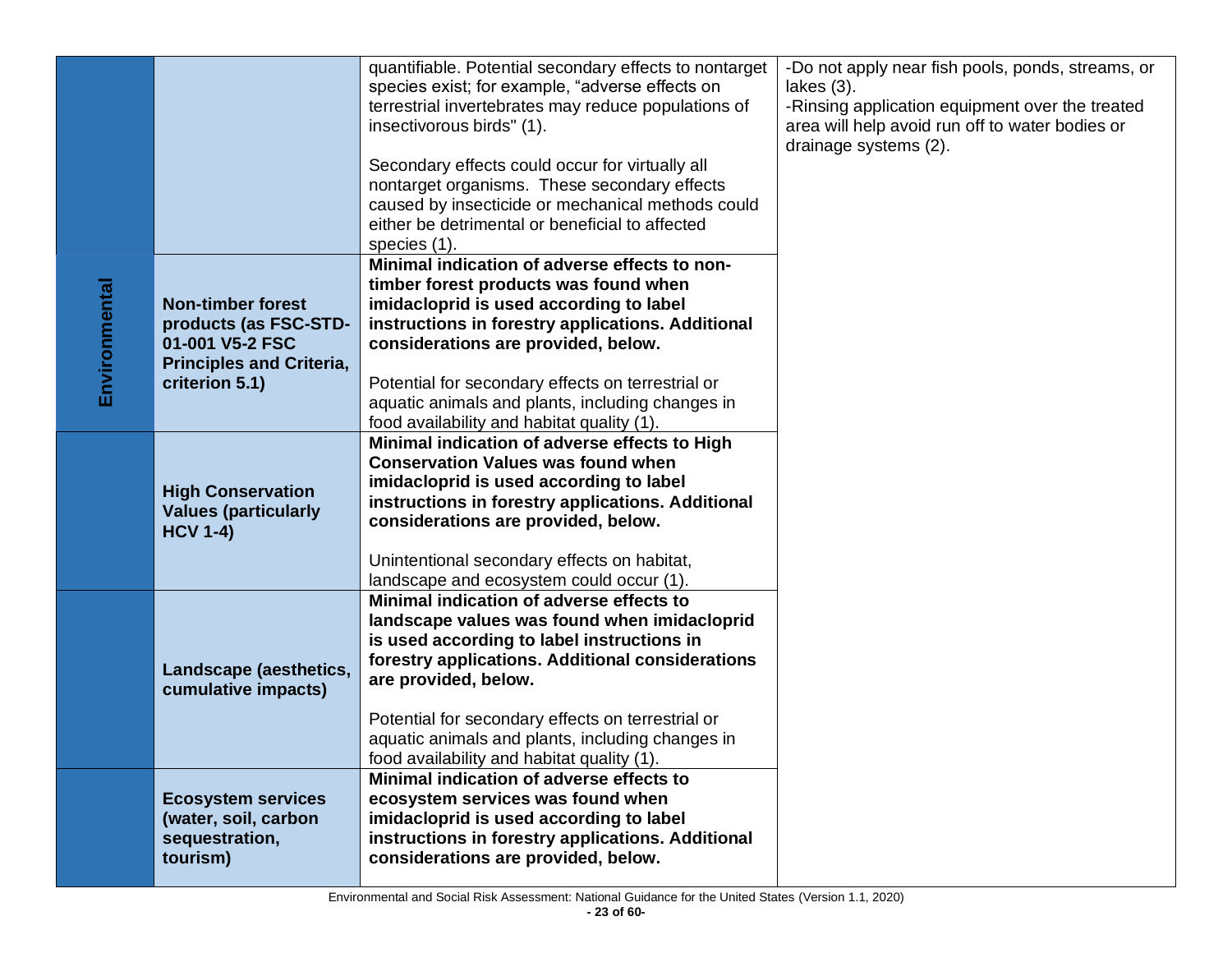| | | | |
|---|---|---|---|
| Environmental | | quantifiable. Potential secondary effects to nontarget species exist; for example, "adverse effects on terrestrial invertebrates may reduce populations of insectivorous birds" (1).<br><br>Secondary effects could occur for virtually all nontarget organisms. These secondary effects caused by insecticide or mechanical methods could either be detrimental or beneficial to affected species (1). | -Do not apply near fish pools, ponds, streams, or lakes (3).<br>-Rinsing application equipment over the treated area will help avoid run off to water bodies or drainage systems (2). |
| | **Non-timber forest products (as FSC-STD-01-001 V5-2 FSC Principles and Criteria, criterion 5.1)** | **Minimal indication of adverse effects to non-timber forest products was found when imidacloprid is used according to label instructions in forestry applications. Additional considerations are provided, below.**<br><br>Potential for secondary effects on terrestrial or aquatic animals and plants, including changes in food availability and habitat quality (1). | |
| | **High Conservation Values (particularly HCV 1-4)** | **Minimal indication of adverse effects to High Conservation Values was found when imidacloprid is used according to label instructions in forestry applications. Additional considerations are provided, below.**<br><br>Unintentional secondary effects on habitat, landscape and ecosystem could occur (1). | |
| | **Landscape (aesthetics, cumulative impacts)** | **Minimal indication of adverse effects to landscape values was found when imidacloprid is used according to label instructions in forestry applications. Additional considerations are provided, below.**<br><br>Potential for secondary effects on terrestrial or aquatic animals and plants, including changes in food availability and habitat quality (1). | |
| | **Ecosystem services (water, soil, carbon sequestration, tourism)** | **Minimal indication of adverse effects to ecosystem services was found when imidacloprid is used according to label instructions in forestry applications. Additional considerations are provided, below.** | |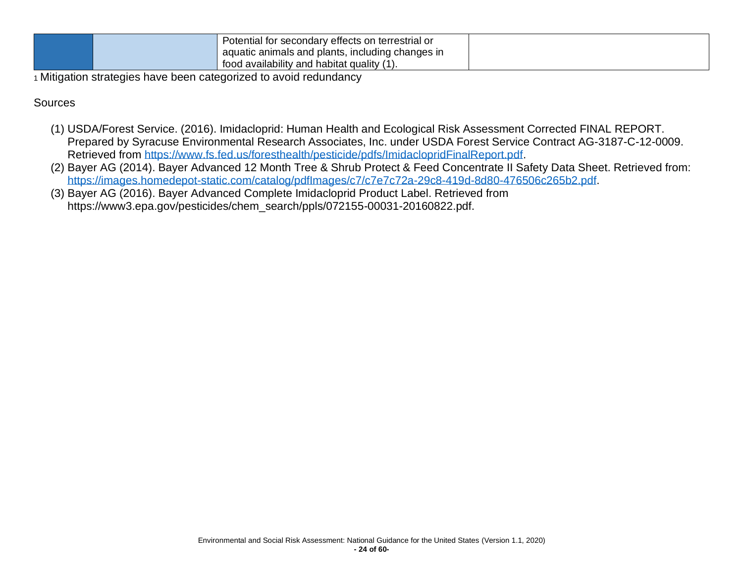|  |  | Potential for secondary effects on terrestrial or aquatic animals and plants, including changes in food availability and habitat quality (1). |  |
|---|---|---|---|

[1] Mitigation strategies have been categorized to avoid redundancy

Sources

(1) USDA/Forest Service. (2016). Imidacloprid: Human Health and Ecological Risk Assessment Corrected FINAL REPORT. Prepared by Syracuse Environmental Research Associates, Inc. under USDA Forest Service Contract AG-3187-C-12-0009. Retrieved from https://www.fs.fed.us/foresthealth/pesticide/pdfs/ImidaclopridFinalReport.pdf.

(2) Bayer AG (2014). Bayer Advanced 12 Month Tree & Shrub Protect & Feed Concentrate II Safety Data Sheet. Retrieved from: https://images.homedepot-static.com/catalog/pdfImages/c7/c7e7c72a-29c8-419d-8d80-476506c265b2.pdf.

(3) Bayer AG (2016). Bayer Advanced Complete Imidacloprid Product Label. Retrieved from https://www3.epa.gov/pesticides/chem_search/ppls/072155-00031-20160822.pdf.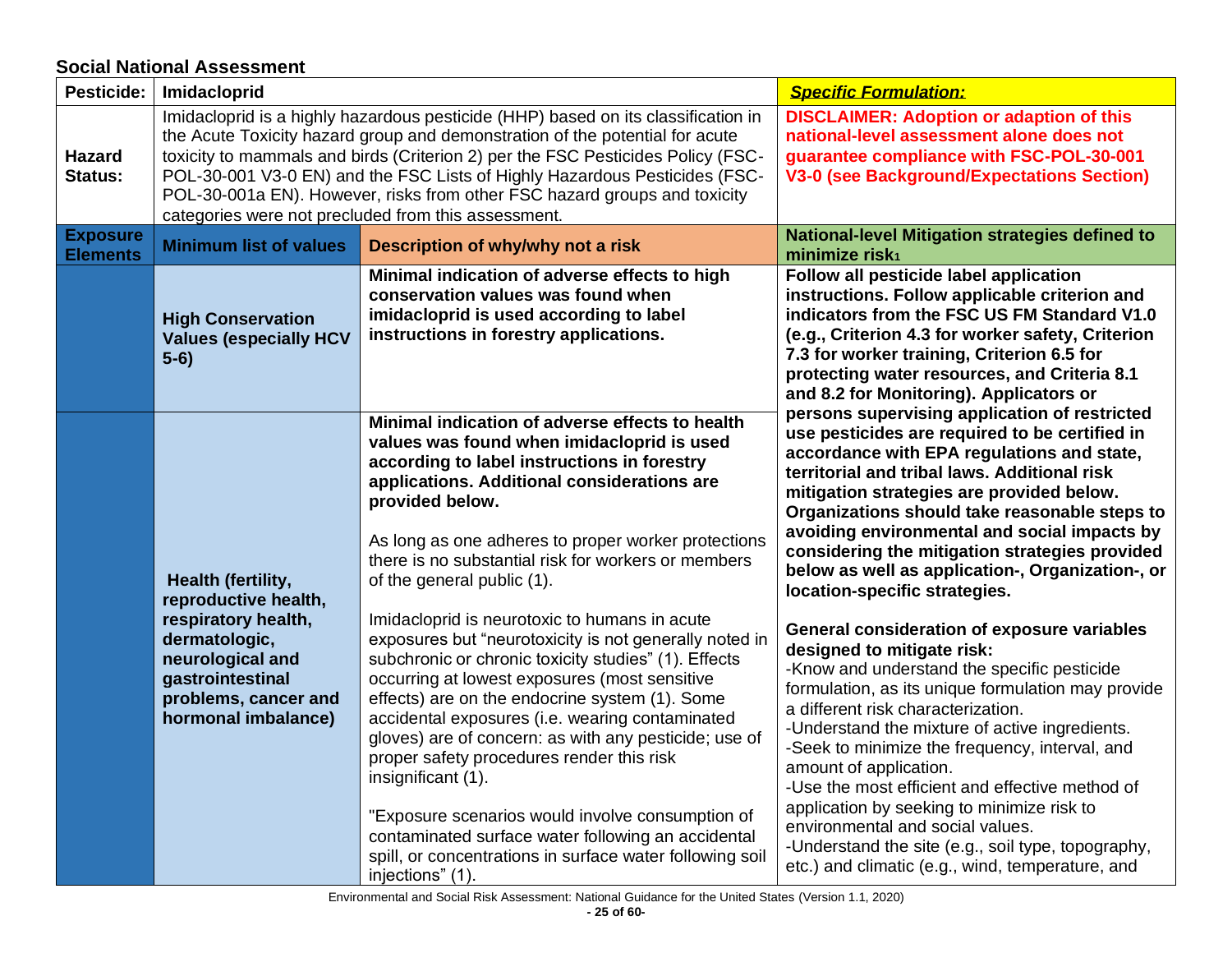## Social National Assessment

| **Pesticide:** | **Imidacloprid** | | ***Specific Formulation:*** |
|---|---|---|---|
| **Hazard Status:** | Imidacloprid is a highly hazardous pesticide (HHP) based on its classification in the Acute Toxicity hazard group and demonstration of the potential for acute toxicity to mammals and birds (Criterion 2) per the FSC Pesticides Policy (FSC-POL-30-001 V3-0 EN) and the FSC Lists of Highly Hazardous Pesticides (FSC-POL-30-001a EN). However, risks from other FSC hazard groups and toxicity categories were not precluded from this assessment. | | **DISCLAIMER: Adoption or adaption of this national-level assessment alone does not guarantee compliance with FSC-POL-30-001 V3-0 (see Background/Expectations Section)** |
| **Exposure Elements** | **Minimum list of values** | **Description of why/why not a risk** | **National-level Mitigation strategies defined to minimize risk[1]** |
| | **High Conservation Values (especially HCV 5-6)** | **Minimal indication of adverse effects to high conservation values was found when imidacloprid is used according to label instructions in forestry applications.** | **Follow all pesticide label application instructions. Follow applicable criterion and indicators from the FSC US FM Standard V1.0 (e.g., Criterion 4.3 for worker safety, Criterion 7.3 for worker training, Criterion 6.5 for protecting water resources, and Criteria 8.1 and 8.2 for Monitoring). Applicators or persons supervising application of restricted use pesticides are required to be certified in accordance with EPA regulations and state, territorial and tribal laws. Additional risk mitigation strategies are provided below. Organizations should take reasonable steps to avoiding environmental and social impacts by considering the mitigation strategies provided below as well as application-, Organization-, or location-specific strategies.**<br><br>**General consideration of exposure variables designed to mitigate risk:**<br>-Know and understand the specific pesticide formulation, as its unique formulation may provide a different risk characterization.<br>-Understand the mixture of active ingredients.<br>-Seek to minimize the frequency, interval, and amount of application.<br>-Use the most efficient and effective method of application by seeking to minimize risk to environmental and social values.<br>-Understand the site (e.g., soil type, topography, etc.) and climatic (e.g., wind, temperature, and |
| | **Health (fertility, reproductive health, respiratory health, dermatologic, neurological and gastrointestinal problems, cancer and hormonal imbalance)** | **Minimal indication of adverse effects to health values was found when imidacloprid is used according to label instructions in forestry applications. Additional considerations are provided below.**<br><br>As long as one adheres to proper worker protections there is no substantial risk for workers or members of the general public (1).<br><br>Imidacloprid is neurotoxic to humans in acute exposures but "neurotoxicity is not generally noted in subchronic or chronic toxicity studies" (1). Effects occurring at lowest exposures (most sensitive effects) are on the endocrine system (1). Some accidental exposures (i.e. wearing contaminated gloves) are of concern: as with any pesticide; use of proper safety procedures render this risk insignificant (1).<br><br>"Exposure scenarios would involve consumption of contaminated surface water following an accidental spill, or concentrations in surface water following soil injections" (1). | |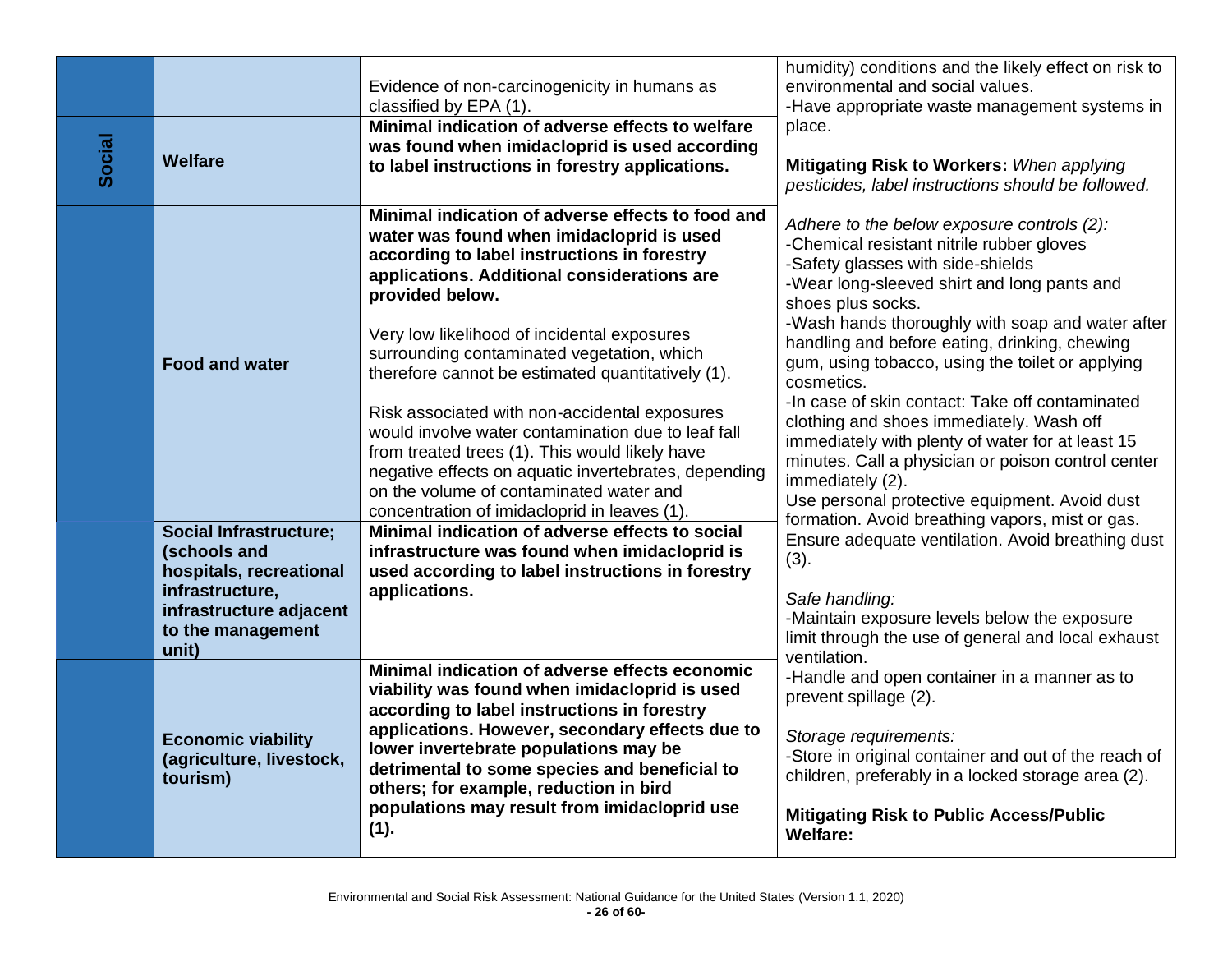| | | | |
|---|---|---|---|
| | | Evidence of non-carcinogenicity in humans as classified by EPA (1). | humidity) conditions and the likely effect on risk to environmental and social values.<br>-Have appropriate waste management systems in place.<br><br>**Mitigating Risk to Workers:** *When applying pesticides, label instructions should be followed.*<br><br>*Adhere to the below exposure controls (2):*<br>-Chemical resistant nitrile rubber gloves<br>-Safety glasses with side-shields<br>-Wear long-sleeved shirt and long pants and shoes plus socks.<br>-Wash hands thoroughly with soap and water after handling and before eating, drinking, chewing gum, using tobacco, using the toilet or applying cosmetics.<br>-In case of skin contact: Take off contaminated clothing and shoes immediately. Wash off immediately with plenty of water for at least 15 minutes. Call a physician or poison control center immediately (2).<br>Use personal protective equipment. Avoid dust formation. Avoid breathing vapors, mist or gas. Ensure adequate ventilation. Avoid breathing dust (3).<br><br>*Safe handling:*<br>-Maintain exposure levels below the exposure limit through the use of general and local exhaust ventilation.<br>-Handle and open container in a manner as to prevent spillage (2).<br><br>*Storage requirements:*<br>-Store in original container and out of the reach of children, preferably in a locked storage area (2).<br><br>**Mitigating Risk to Public Access/Public Welfare:** |
| **Social** | **Welfare** | **Minimal indication of adverse effects to welfare was found when imidacloprid is used according to label instructions in forestry applications.** | |
| | **Food and water** | **Minimal indication of adverse effects to food and water was found when imidacloprid is used according to label instructions in forestry applications. Additional considerations are provided below.**<br><br>Very low likelihood of incidental exposures surrounding contaminated vegetation, which therefore cannot be estimated quantitatively (1).<br><br>Risk associated with non-accidental exposures would involve water contamination due to leaf fall from treated trees (1). This would likely have negative effects on aquatic invertebrates, depending on the volume of contaminated water and concentration of imidacloprid in leaves (1). | |
| | **Social Infrastructure; (schools and hospitals, recreational infrastructure, infrastructure adjacent to the management unit)** | **Minimal indication of adverse effects to social infrastructure was found when imidacloprid is used according to label instructions in forestry applications.** | |
| | **Economic viability (agriculture, livestock, tourism)** | **Minimal indication of adverse effects economic viability was found when imidacloprid is used according to label instructions in forestry applications. However, secondary effects due to lower invertebrate populations may be detrimental to some species and beneficial to others; for example, reduction in bird populations may result from imidacloprid use (1).** | |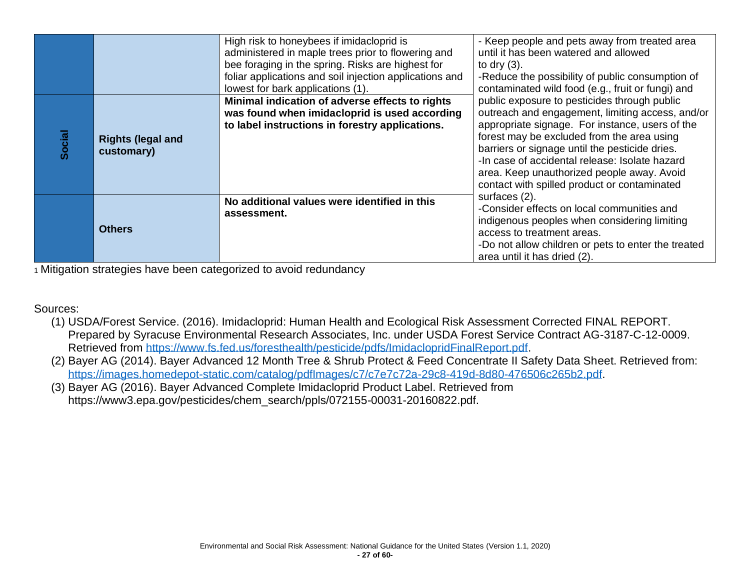| | | | |
|---|---|---|---|
| | | High risk to honeybees if imidacloprid is administered in maple trees prior to flowering and bee foraging in the spring. Risks are highest for foliar applications and soil injection applications and lowest for bark applications (1). | - Keep people and pets away from treated area until it has been watered and allowed to dry (3).<br>-Reduce the possibility of public consumption of contaminated wild food (e.g., fruit or fungi) and public exposure to pesticides through public outreach and engagement, limiting access, and/or appropriate signage. For instance, users of the forest may be excluded from the area using barriers or signage until the pesticide dries.<br>-In case of accidental release: Isolate hazard area. Keep unauthorized people away. Avoid contact with spilled product or contaminated surfaces (2).<br>-Consider effects on local communities and indigenous peoples when considering limiting access to treatment areas.<br>-Do not allow children or pets to enter the treated area until it has dried (2). |
| **Social** | **Rights (legal and customary)** | **Minimal indication of adverse effects to rights was found when imidacloprid is used according to label instructions in forestry applications.** | |
| | **Others** | **No additional values were identified in this assessment.** | |

1 Mitigation strategies have been categorized to avoid redundancy

Sources:

(1) USDA/Forest Service. (2016). Imidacloprid: Human Health and Ecological Risk Assessment Corrected FINAL REPORT. Prepared by Syracuse Environmental Research Associates, Inc. under USDA Forest Service Contract AG-3187-C-12-0009. Retrieved from https://www.fs.fed.us/foresthealth/pesticide/pdfs/ImidaclopridFinalReport.pdf.

(2) Bayer AG (2014). Bayer Advanced 12 Month Tree & Shrub Protect & Feed Concentrate II Safety Data Sheet. Retrieved from: https://images.homedepot-static.com/catalog/pdfImages/c7/c7e7c72a-29c8-419d-8d80-476506c265b2.pdf.

(3) Bayer AG (2016). Bayer Advanced Complete Imidacloprid Product Label. Retrieved from https://www3.epa.gov/pesticides/chem_search/ppls/072155-00031-20160822.pdf.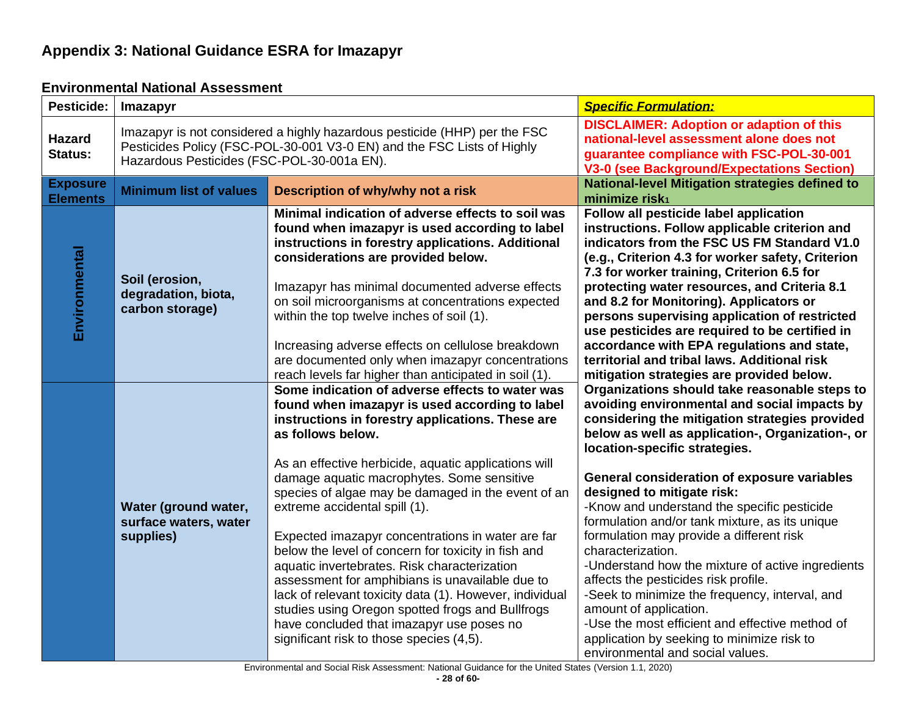## Appendix 3: National Guidance ESRA for Imazapyr

### Environmental National Assessment

| Pesticide: | Imazapyr | | ***Specific Formulation:*** |
|---|---|---|---|
| **Hazard Status:** | Imazapyr is not considered a highly hazardous pesticide (HHP) per the FSC Pesticides Policy (FSC-POL-30-001 V3-0 EN) and the FSC Lists of Highly Hazardous Pesticides (FSC-POL-30-001a EN). | | **DISCLAIMER: Adoption or adaption of this national-level assessment alone does not guarantee compliance with FSC-POL-30-001 V3-0 (see Background/Expectations Section)** |
| **Exposure Elements** | **Minimum list of values** | **Description of why/why not a risk** | **National-level Mitigation strategies defined to minimize risk[1]** |
| **Environmental** | **Soil (erosion, degradation, biota, carbon storage)** | **Minimal indication of adverse effects to soil was found when imazapyr is used according to label instructions in forestry applications. Additional considerations are provided below.**<br><br>Imazapyr has minimal documented adverse effects on soil microorganisms at concentrations expected within the top twelve inches of soil (1).<br><br>Increasing adverse effects on cellulose breakdown are documented only when imazapyr concentrations reach levels far higher than anticipated in soil (1). | **Follow all pesticide label application instructions. Follow applicable criterion and indicators from the FSC US FM Standard V1.0 (e.g., Criterion 4.3 for worker safety, Criterion 7.3 for worker training, Criterion 6.5 for protecting water resources, and Criteria 8.1 and 8.2 for Monitoring). Applicators or persons supervising application of restricted use pesticides are required to be certified in accordance with EPA regulations and state, territorial and tribal laws. Additional risk mitigation strategies are provided below.**<br><br>**Organizations should take reasonable steps to avoiding environmental and social impacts by considering the mitigation strategies provided below as well as application-, Organization-, or location-specific strategies.**<br><br>**General consideration of exposure variables designed to mitigate risk:**<br>-Know and understand the specific pesticide formulation and/or tank mixture, as its unique formulation may provide a different risk characterization.<br>-Understand how the mixture of active ingredients affects the pesticides risk profile.<br>-Seek to minimize the frequency, interval, and amount of application.<br>-Use the most efficient and effective method of application by seeking to minimize risk to environmental and social values. |
| | **Water (ground water, surface waters, water supplies)** | **Some indication of adverse effects to water was found when imazapyr is used according to label instructions in forestry applications. These are as follows below.**<br><br>As an effective herbicide, aquatic applications will damage aquatic macrophytes. Some sensitive species of algae may be damaged in the event of an extreme accidental spill (1).<br><br>Expected imazapyr concentrations in water are far below the level of concern for toxicity in fish and aquatic invertebrates. Risk characterization assessment for amphibians is unavailable due to lack of relevant toxicity data (1). However, individual studies using Oregon spotted frogs and Bullfrogs have concluded that imazapyr use poses no significant risk to those species (4,5). | |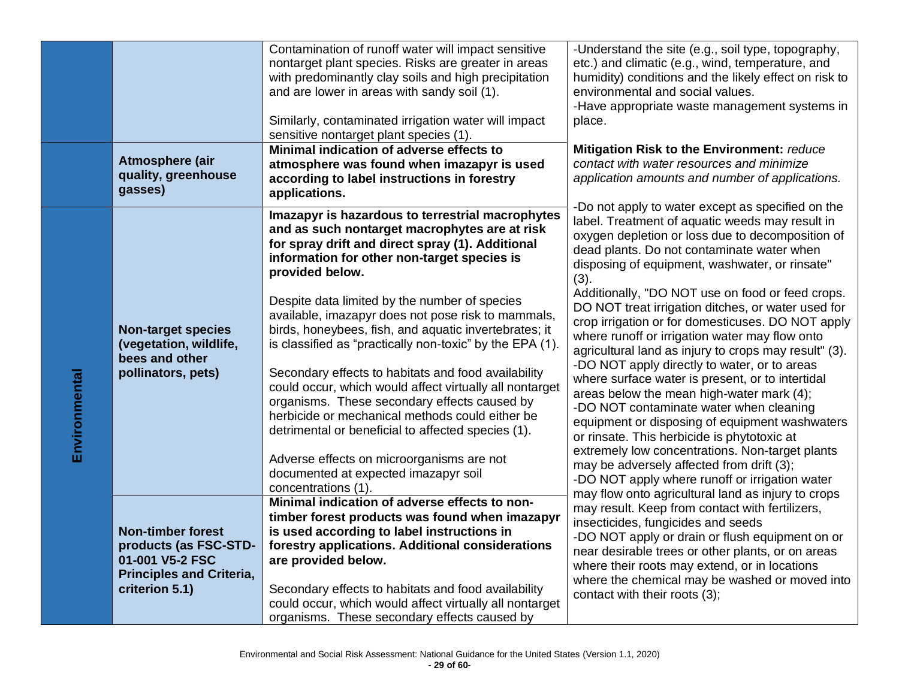| | | | |
|---|---|---|---|
| | | Contamination of runoff water will impact sensitive nontarget plant species. Risks are greater in areas with predominantly clay soils and high precipitation and are lower in areas with sandy soil (1).<br><br>Similarly, contaminated irrigation water will impact sensitive nontarget plant species (1). | -Understand the site (e.g., soil type, topography, etc.) and climatic (e.g., wind, temperature, and humidity) conditions and the likely effect on risk to environmental and social values.<br>-Have appropriate waste management systems in place.<br><br>**Mitigation Risk to the Environment:** *reduce contact with water resources and minimize application amounts and number of applications.*<br><br>-Do not apply to water except as specified on the label. Treatment of aquatic weeds may result in oxygen depletion or loss due to decomposition of dead plants. Do not contaminate water when disposing of equipment, washwater, or rinsate" (3).<br>Additionally, "DO NOT use on food or feed crops. DO NOT treat irrigation ditches, or water used for crop irrigation or for domesticuses. DO NOT apply where runoff or irrigation water may flow onto agricultural land as injury to crops may result" (3).<br>-DO NOT apply directly to water, or to areas where surface water is present, or to intertidal areas below the mean high-water mark (4);<br>-DO NOT contaminate water when cleaning equipment or disposing of equipment washwaters or rinsate. This herbicide is phytotoxic at extremely low concentrations. Non-target plants may be adversely affected from drift (3);<br>-DO NOT apply where runoff or irrigation water may flow onto agricultural land as injury to crops may result. Keep from contact with fertilizers, insecticides, fungicides and seeds<br>-DO NOT apply or drain or flush equipment on or near desirable trees or other plants, or on areas where their roots may extend, or in locations where the chemical may be washed or moved into contact with their roots (3); |
| | **Atmosphere (air quality, greenhouse gasses)** | **Minimal indication of adverse effects to atmosphere was found when imazapyr is used according to label instructions in forestry applications.** | |
| **Environmental** | **Non-target species (vegetation, wildlife, bees and other pollinators, pets)** | **Imazapyr is hazardous to terrestrial macrophytes and as such nontarget macrophytes are at risk for spray drift and direct spray (1). Additional information for other non-target species is provided below.**<br><br>Despite data limited by the number of species available, imazapyr does not pose risk to mammals, birds, honeybees, fish, and aquatic invertebrates; it is classified as "practically non-toxic" by the EPA (1).<br><br>Secondary effects to habitats and food availability could occur, which would affect virtually all nontarget organisms. These secondary effects caused by herbicide or mechanical methods could either be detrimental or beneficial to affected species (1).<br><br>Adverse effects on microorganisms are not documented at expected imazapyr soil concentrations (1). | |
| | **Non-timber forest products (as FSC-STD-01-001 V5-2 FSC Principles and Criteria, criterion 5.1)** | **Minimal indication of adverse effects to non-timber forest products was found when imazapyr is used according to label instructions in forestry applications. Additional considerations are provided below.**<br><br>Secondary effects to habitats and food availability could occur, which would affect virtually all nontarget organisms. These secondary effects caused by | |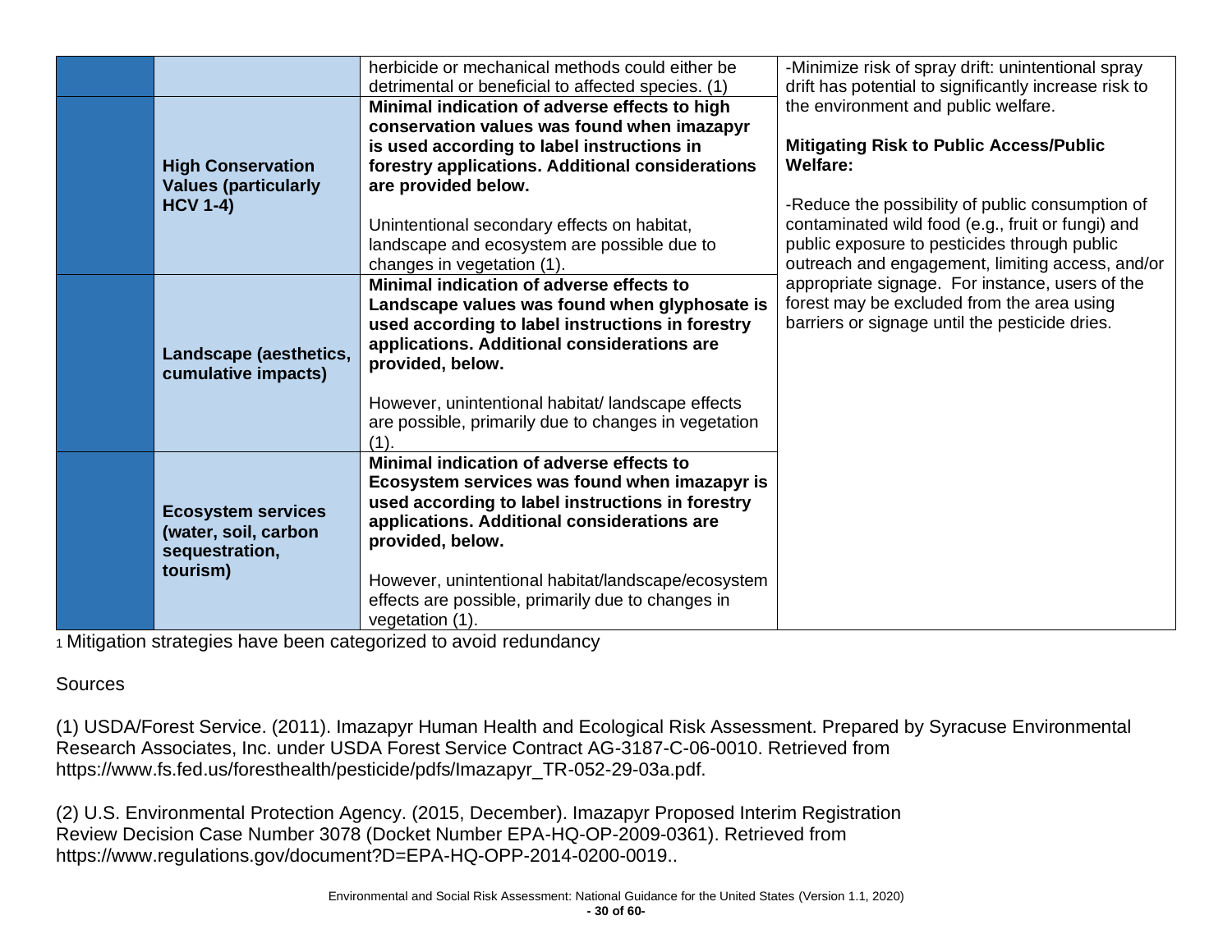| | | | |
|---|---|---|---|
| | | herbicide or mechanical methods could either be detrimental or beneficial to affected species. (1) | -Minimize risk of spray drift: unintentional spray drift has potential to significantly increase risk to the environment and public welfare.<br><br>**Mitigating Risk to Public Access/Public Welfare:**<br><br>-Reduce the possibility of public consumption of contaminated wild food (e.g., fruit or fungi) and public exposure to pesticides through public outreach and engagement, limiting access, and/or appropriate signage. For instance, users of the forest may be excluded from the area using barriers or signage until the pesticide dries. |
| | **High Conservation Values (particularly HCV 1-4)** | **Minimal indication of adverse effects to high conservation values was found when imazapyr is used according to label instructions in forestry applications. Additional considerations are provided below.**<br><br>Unintentional secondary effects on habitat, landscape and ecosystem are possible due to changes in vegetation (1). | |
| | **Landscape (aesthetics, cumulative impacts)** | **Minimal indication of adverse effects to Landscape values was found when glyphosate is used according to label instructions in forestry applications. Additional considerations are provided, below.**<br><br>However, unintentional habitat/ landscape effects are possible, primarily due to changes in vegetation (1). | |
| | **Ecosystem services (water, soil, carbon sequestration, tourism)** | **Minimal indication of adverse effects to Ecosystem services was found when imazapyr is used according to label instructions in forestry applications. Additional considerations are provided, below.**<br><br>However, unintentional habitat/landscape/ecosystem effects are possible, primarily due to changes in vegetation (1). | |

[1] Mitigation strategies have been categorized to avoid redundancy

Sources

(1) USDA/Forest Service. (2011). Imazapyr Human Health and Ecological Risk Assessment. Prepared by Syracuse Environmental Research Associates, Inc. under USDA Forest Service Contract AG-3187-C-06-0010. Retrieved from https://www.fs.fed.us/foresthealth/pesticide/pdfs/Imazapyr_TR-052-29-03a.pdf.

(2) U.S. Environmental Protection Agency. (2015, December). Imazapyr Proposed Interim Registration Review Decision Case Number 3078 (Docket Number EPA-HQ-OP-2009-0361). Retrieved from https://www.regulations.gov/document?D=EPA-HQ-OPP-2014-0200-0019..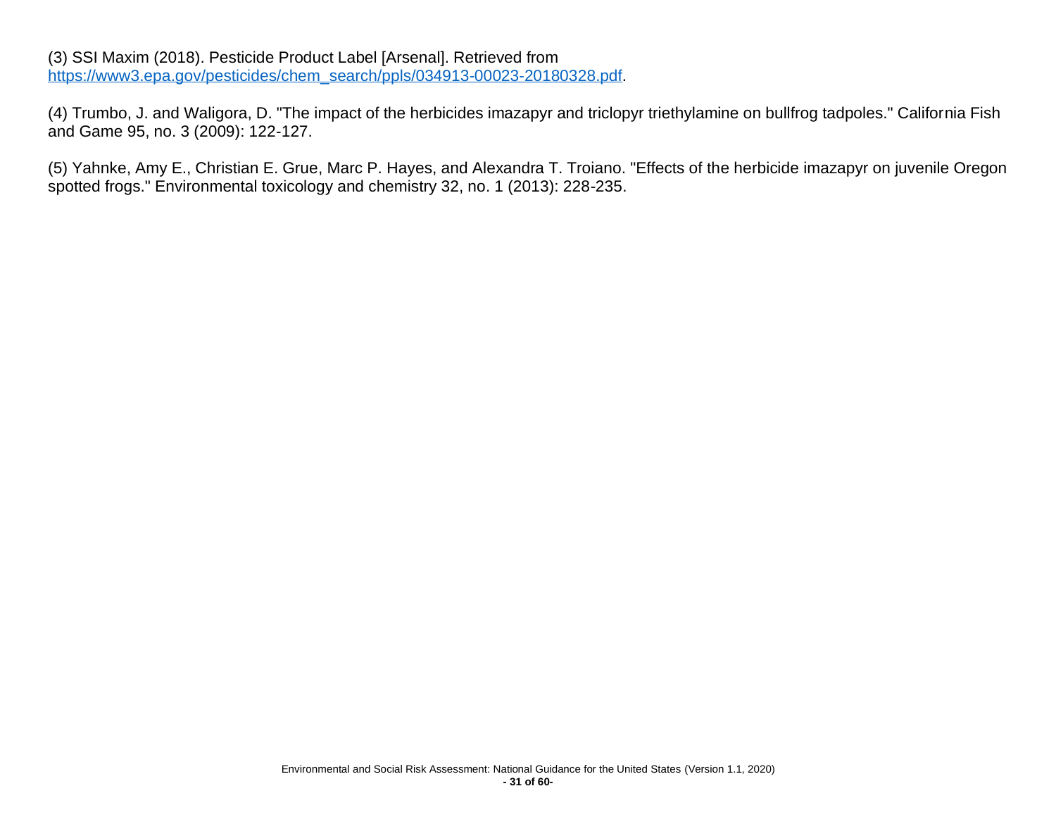(3) SSI Maxim (2018). Pesticide Product Label [Arsenal]. Retrieved from [https://www3.epa.gov/pesticides/chem_search/ppls/034913-00023-20180328.pdf](https://www3.epa.gov/pesticides/chem_search/ppls/034913-00023-20180328.pdf).

(4) Trumbo, J. and Waligora, D. "The impact of the herbicides imazapyr and triclopyr triethylamine on bullfrog tadpoles." California Fish and Game 95, no. 3 (2009): 122-127.

(5) Yahnke, Amy E., Christian E. Grue, Marc P. Hayes, and Alexandra T. Troiano. "Effects of the herbicide imazapyr on juvenile Oregon spotted frogs." Environmental toxicology and chemistry 32, no. 1 (2013): 228-235.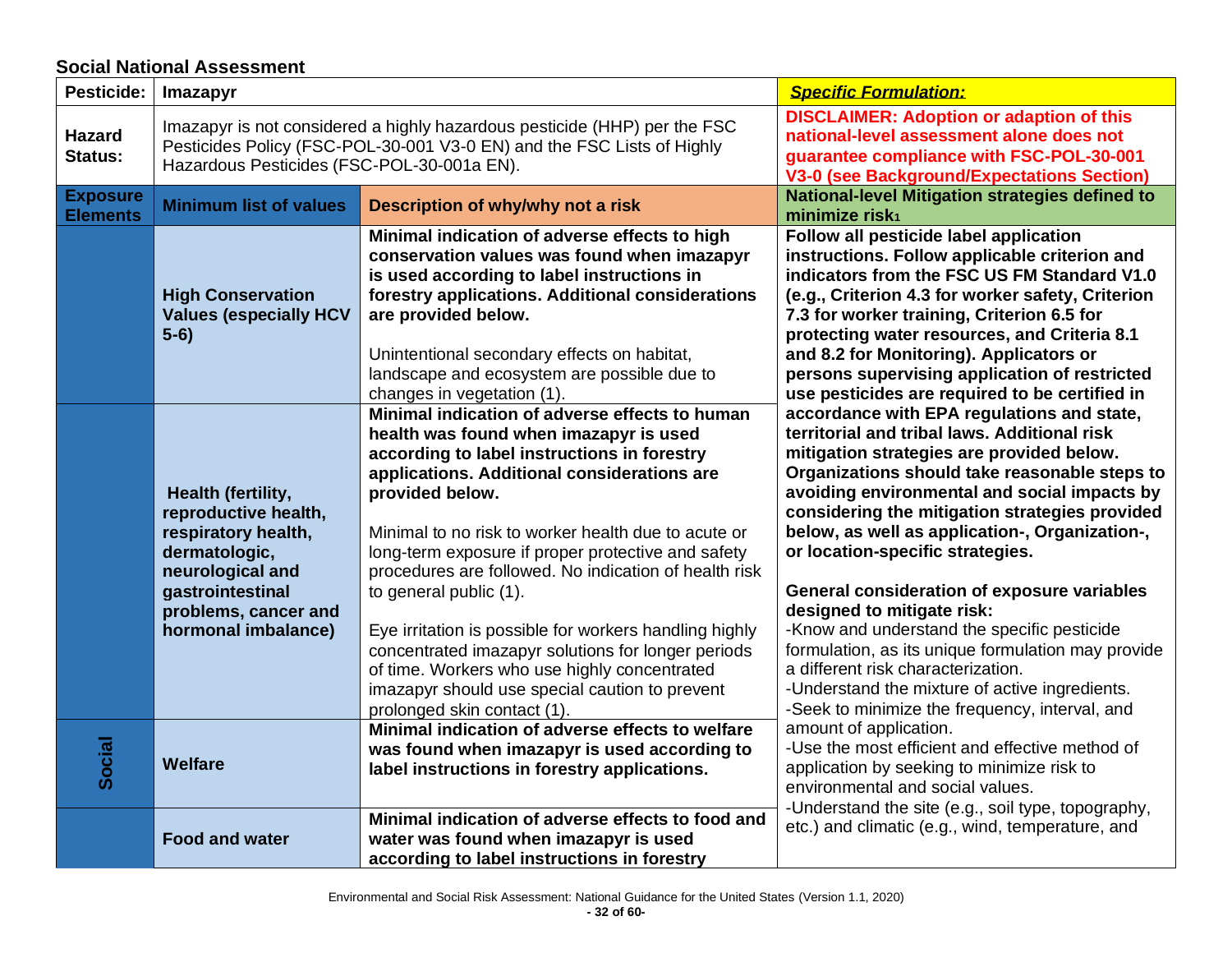## Social National Assessment

| Pesticide: | Imazapyr | | ***Specific Formulation:*** |
|---|---|---|---|
| **Hazard Status:** | Imazapyr is not considered a highly hazardous pesticide (HHP) per the FSC Pesticides Policy (FSC-POL-30-001 V3-0 EN) and the FSC Lists of Highly Hazardous Pesticides (FSC-POL-30-001a EN). | | **DISCLAIMER: Adoption or adaption of this national-level assessment alone does not guarantee compliance with FSC-POL-30-001 V3-0 (see Background/Expectations Section)** |
| **Exposure Elements** | **Minimum list of values** | **Description of why/why not a risk** | **National-level Mitigation strategies defined to minimize risk[1]** |
| **Social** | **High Conservation Values (especially HCV 5-6)** | **Minimal indication of adverse effects to high conservation values was found when imazapyr is used according to label instructions in forestry applications. Additional considerations are provided below.**<br><br>Unintentional secondary effects on habitat, landscape and ecosystem are possible due to changes in vegetation (1). | **Follow all pesticide label application instructions. Follow applicable criterion and indicators from the FSC US FM Standard V1.0 (e.g., Criterion 4.3 for worker safety, Criterion 7.3 for worker training, Criterion 6.5 for protecting water resources, and Criteria 8.1 and 8.2 for Monitoring). Applicators or persons supervising application of restricted use pesticides are required to be certified in accordance with EPA regulations and state, territorial and tribal laws. Additional risk mitigation strategies are provided below. Organizations should take reasonable steps to avoiding environmental and social impacts by considering the mitigation strategies provided below, as well as application-, Organization-, or location-specific strategies.**<br><br>**General consideration of exposure variables designed to mitigate risk:**<br>-Know and understand the specific pesticide formulation, as its unique formulation may provide a different risk characterization.<br>-Understand the mixture of active ingredients.<br>-Seek to minimize the frequency, interval, and amount of application.<br>-Use the most efficient and effective method of application by seeking to minimize risk to environmental and social values.<br>-Understand the site (e.g., soil type, topography, etc.) and climatic (e.g., wind, temperature, and |
| | **Health (fertility, reproductive health, respiratory health, dermatologic, neurological and gastrointestinal problems, cancer and hormonal imbalance)** | **Minimal indication of adverse effects to human health was found when imazapyr is used according to label instructions in forestry applications. Additional considerations are provided below.**<br><br>Minimal to no risk to worker health due to acute or long-term exposure if proper protective and safety procedures are followed. No indication of health risk to general public (1).<br><br>Eye irritation is possible for workers handling highly concentrated imazapyr solutions for longer periods of time. Workers who use highly concentrated imazapyr should use special caution to prevent prolonged skin contact (1). | |
| | **Welfare** | **Minimal indication of adverse effects to welfare was found when imazapyr is used according to label instructions in forestry applications.** | |
| | **Food and water** | **Minimal indication of adverse effects to food and water was found when imazapyr is used according to label instructions in forestry** | |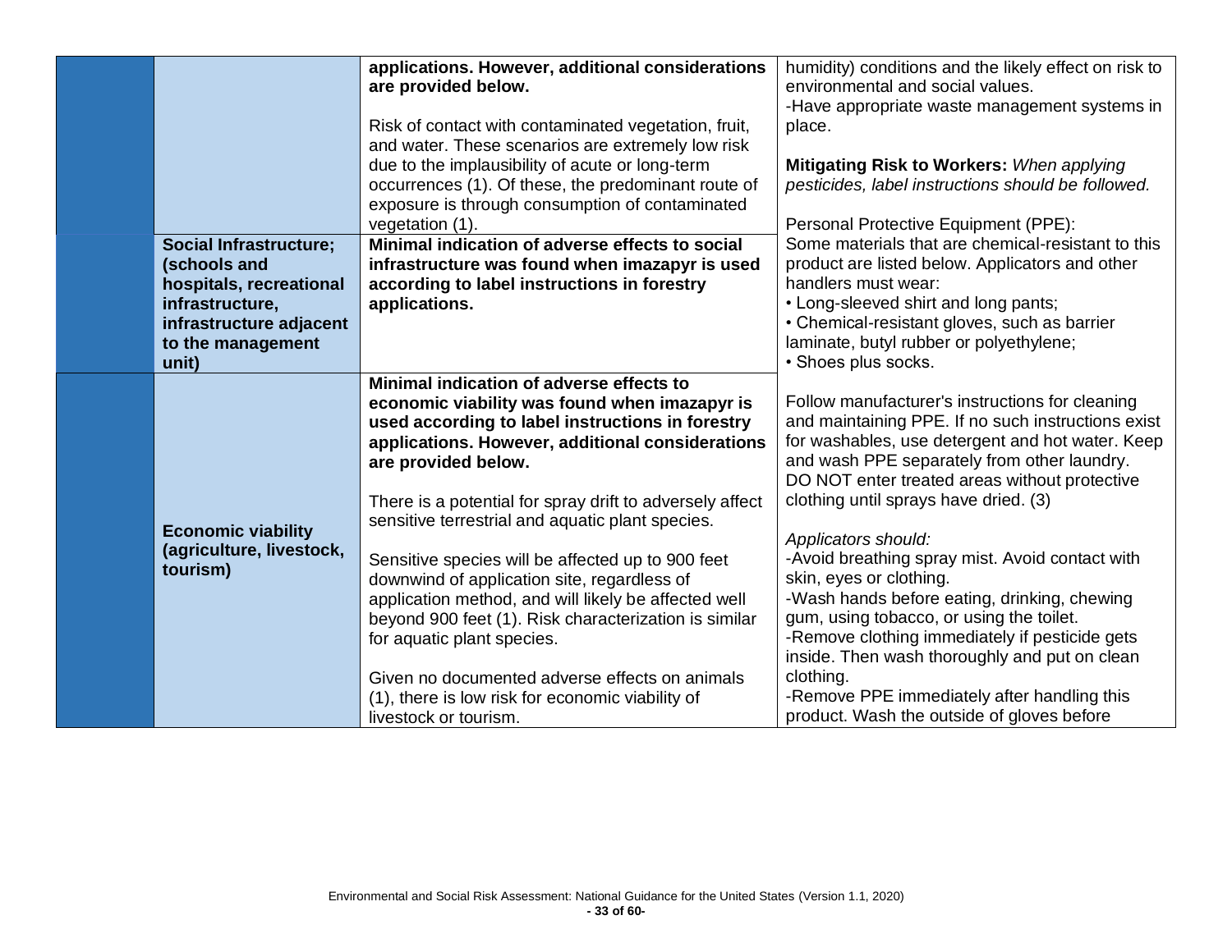| | | | |
|---|---|---|---|
| | | **applications. However, additional considerations are provided below.**<br><br>Risk of contact with contaminated vegetation, fruit, and water. These scenarios are extremely low risk due to the implausibility of acute or long-term occurrences (1). Of these, the predominant route of exposure is through consumption of contaminated vegetation (1). | humidity) conditions and the likely effect on risk to environmental and social values.<br>-Have appropriate waste management systems in place.<br><br>**Mitigating Risk to Workers:** *When applying pesticides, label instructions should be followed.*<br><br>Personal Protective Equipment (PPE):<br>Some materials that are chemical-resistant to this product are listed below. Applicators and other handlers must wear:<br>• Long-sleeved shirt and long pants;<br>• Chemical-resistant gloves, such as barrier laminate, butyl rubber or polyethylene;<br>• Shoes plus socks.<br><br>Follow manufacturer's instructions for cleaning and maintaining PPE. If no such instructions exist for washables, use detergent and hot water. Keep and wash PPE separately from other laundry. DO NOT enter treated areas without protective clothing until sprays have dried. (3)<br><br>*Applicators should:*<br>-Avoid breathing spray mist. Avoid contact with skin, eyes or clothing.<br>-Wash hands before eating, drinking, chewing gum, using tobacco, or using the toilet.<br>-Remove clothing immediately if pesticide gets inside. Then wash thoroughly and put on clean clothing.<br>-Remove PPE immediately after handling this product. Wash the outside of gloves before |
| | **Social Infrastructure; (schools and hospitals, recreational infrastructure, infrastructure adjacent to the management unit)** | **Minimal indication of adverse effects to social infrastructure was found when imazapyr is used according to label instructions in forestry applications.** | |
| | **Economic viability (agriculture, livestock, tourism)** | **Minimal indication of adverse effects to economic viability was found when imazapyr is used according to label instructions in forestry applications. However, additional considerations are provided below.**<br><br>There is a potential for spray drift to adversely affect sensitive terrestrial and aquatic plant species.<br><br>Sensitive species will be affected up to 900 feet downwind of application site, regardless of application method, and will likely be affected well beyond 900 feet (1). Risk characterization is similar for aquatic plant species.<br><br>Given no documented adverse effects on animals (1), there is low risk for economic viability of livestock or tourism. | |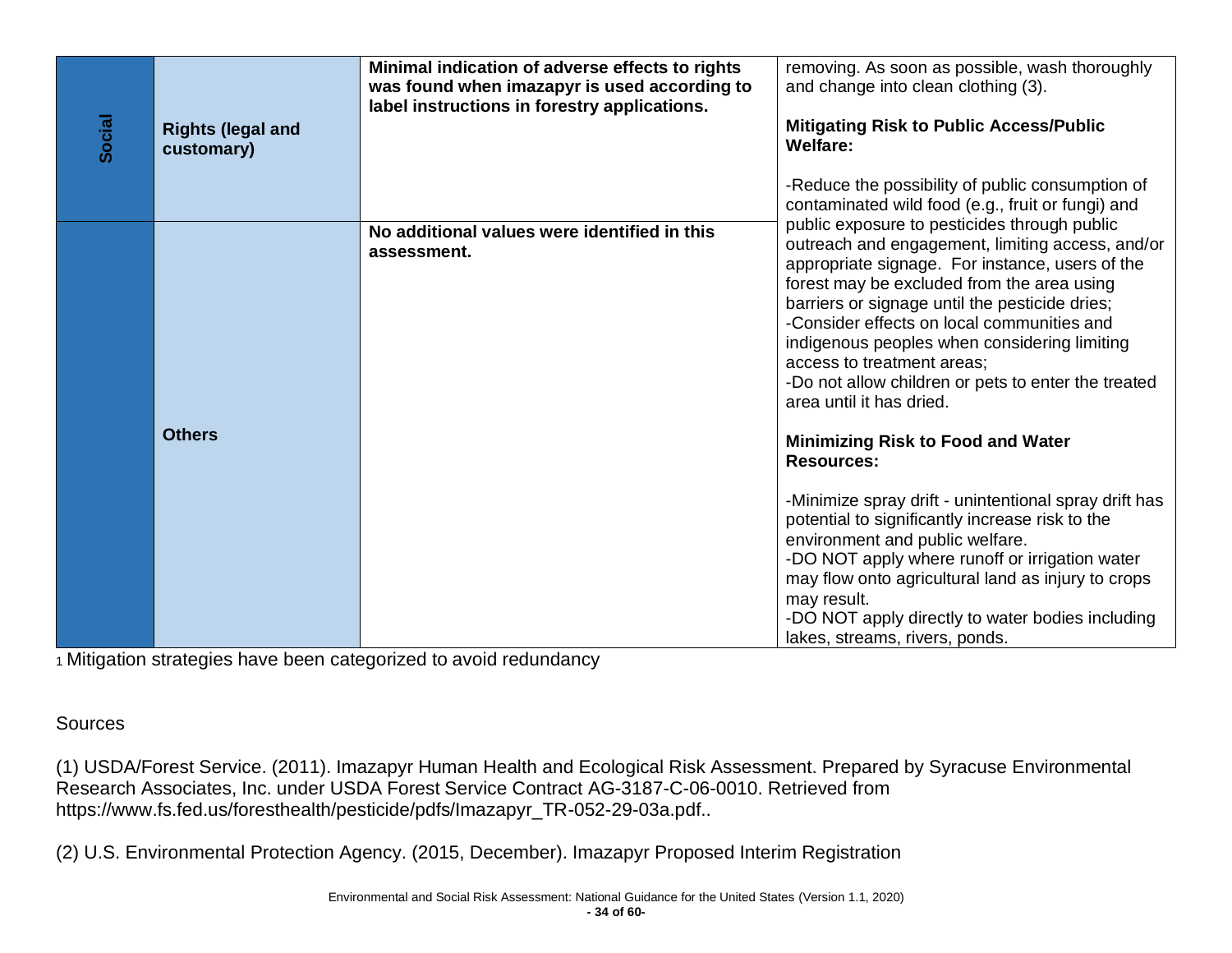| | | | |
|---|---|---|---|
| **Social** | **Rights (legal and customary)** | **Minimal indication of adverse effects to rights was found when imazapyr is used according to label instructions in forestry applications.** | removing. As soon as possible, wash thoroughly and change into clean clothing (3).<br><br>**Mitigating Risk to Public Access/Public Welfare:**<br><br>-Reduce the possibility of public consumption of contaminated wild food (e.g., fruit or fungi) and public exposure to pesticides through public outreach and engagement, limiting access, and/or appropriate signage. For instance, users of the forest may be excluded from the area using barriers or signage until the pesticide dries;<br>-Consider effects on local communities and indigenous peoples when considering limiting access to treatment areas;<br>-Do not allow children or pets to enter the treated area until it has dried.<br><br>**Minimizing Risk to Food and Water Resources:**<br><br>-Minimize spray drift - unintentional spray drift has potential to significantly increase risk to the environment and public welfare.<br>-DO NOT apply where runoff or irrigation water may flow onto agricultural land as injury to crops may result.<br>-DO NOT apply directly to water bodies including lakes, streams, rivers, ponds. |
| | **Others** | **No additional values were identified in this assessment.** | |

[1] Mitigation strategies have been categorized to avoid redundancy

Sources

(1) USDA/Forest Service. (2011). Imazapyr Human Health and Ecological Risk Assessment. Prepared by Syracuse Environmental Research Associates, Inc. under USDA Forest Service Contract AG-3187-C-06-0010. Retrieved from https://www.fs.fed.us/foresthealth/pesticide/pdfs/Imazapyr_TR-052-29-03a.pdf..

(2) U.S. Environmental Protection Agency. (2015, December). Imazapyr Proposed Interim Registration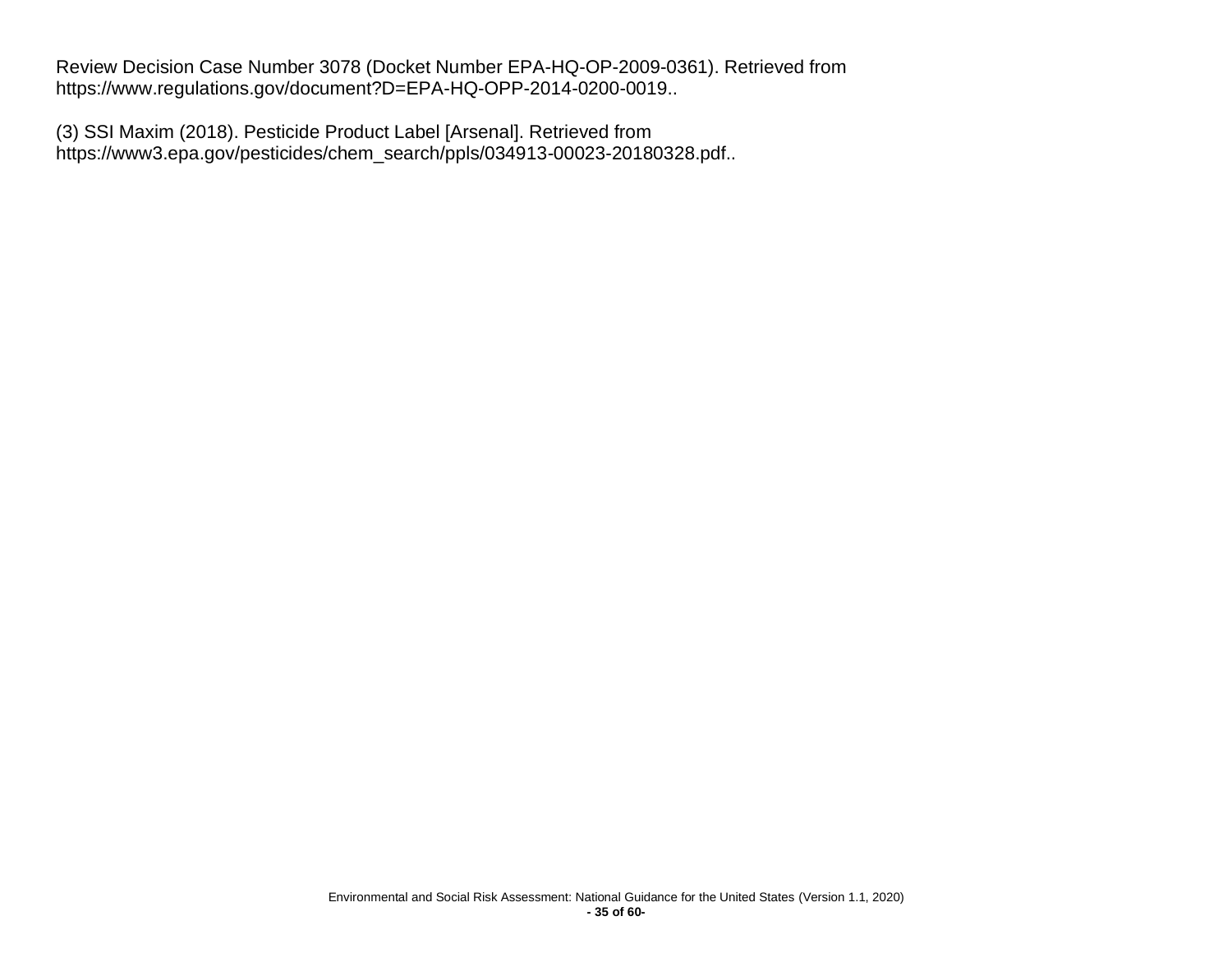Review Decision Case Number 3078 (Docket Number EPA-HQ-OP-2009-0361). Retrieved from https://www.regulations.gov/document?D=EPA-HQ-OPP-2014-0200-0019..

(3) SSI Maxim (2018). Pesticide Product Label [Arsenal]. Retrieved from https://www3.epa.gov/pesticides/chem_search/ppls/034913-00023-20180328.pdf..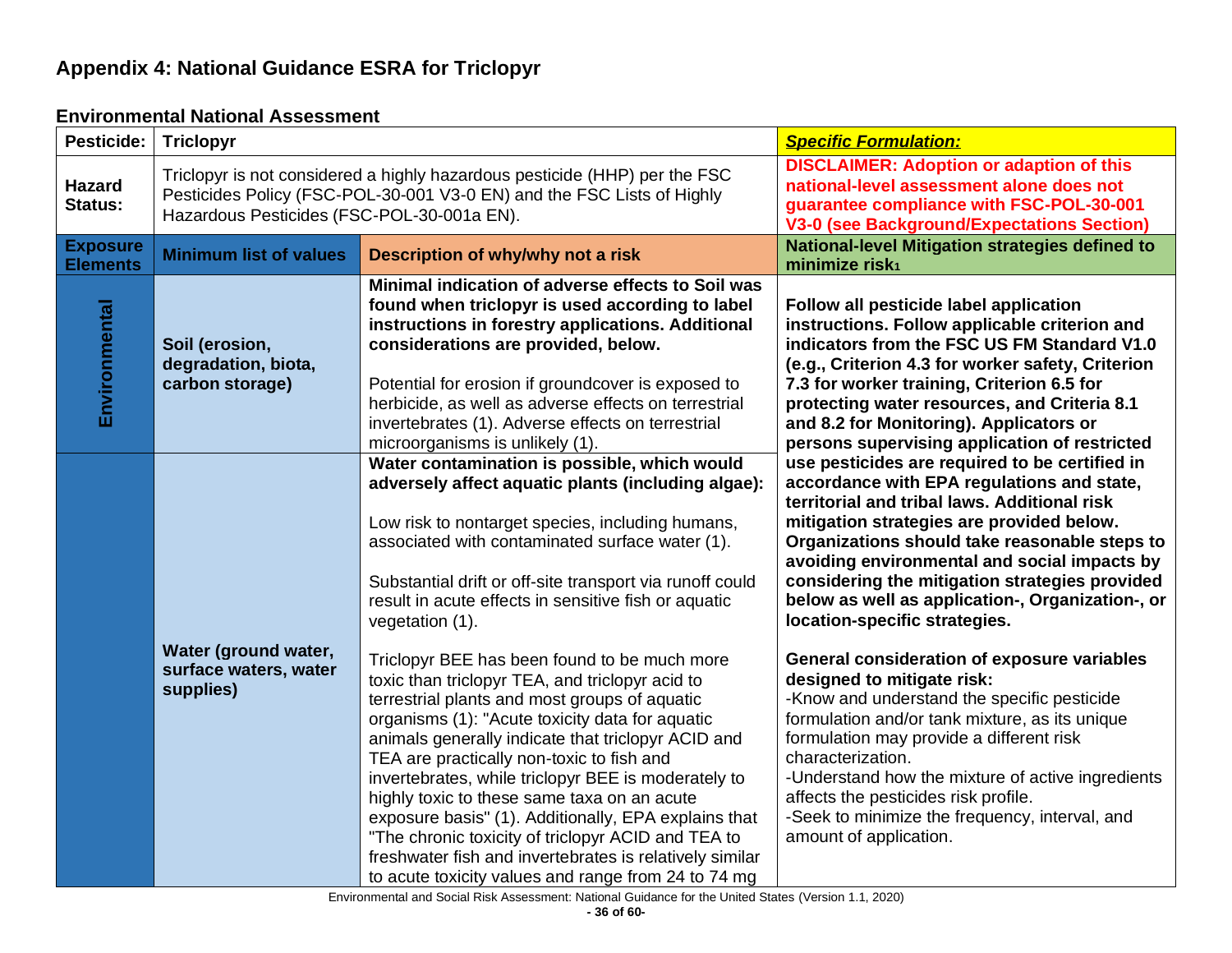## Appendix 4: National Guidance ESRA for Triclopyr

### Environmental National Assessment

| **Pesticide:** | **Triclopyr** | | ***Specific Formulation:*** |
|---|---|---|---|
| **Hazard Status:** | Triclopyr is not considered a highly hazardous pesticide (HHP) per the FSC Pesticides Policy (FSC-POL-30-001 V3-0 EN) and the FSC Lists of Highly Hazardous Pesticides (FSC-POL-30-001a EN). | | **DISCLAIMER: Adoption or adaption of this national-level assessment alone does not guarantee compliance with FSC-POL-30-001 V3-0 (see Background/Expectations Section)** |
| **Exposure Elements** | **Minimum list of values** | **Description of why/why not a risk** | **National-level Mitigation strategies defined to minimize risk[1]** |
| **Environmental** | **Soil (erosion, degradation, biota, carbon storage)** | **Minimal indication of adverse effects to Soil was found when triclopyr is used according to label instructions in forestry applications. Additional considerations are provided, below.**<br><br>Potential for erosion if groundcover is exposed to herbicide, as well as adverse effects on terrestrial invertebrates (1). Adverse effects on terrestrial microorganisms is unlikely (1). | **Follow all pesticide label application instructions. Follow applicable criterion and indicators from the FSC US FM Standard V1.0 (e.g., Criterion 4.3 for worker safety, Criterion 7.3 for worker training, Criterion 6.5 for protecting water resources, and Criteria 8.1 and 8.2 for Monitoring). Applicators or persons supervising application of restricted use pesticides are required to be certified in accordance with EPA regulations and state, territorial and tribal laws. Additional risk mitigation strategies are provided below. Organizations should take reasonable steps to avoiding environmental and social impacts by considering the mitigation strategies provided below as well as application-, Organization-, or location-specific strategies.**<br><br>**General consideration of exposure variables designed to mitigate risk:**<br>-Know and understand the specific pesticide formulation and/or tank mixture, as its unique formulation may provide a different risk characterization.<br>-Understand how the mixture of active ingredients affects the pesticides risk profile.<br>-Seek to minimize the frequency, interval, and amount of application. |
| | **Water (ground water, surface waters, water supplies)** | **Water contamination is possible, which would adversely affect aquatic plants (including algae):**<br><br>Low risk to nontarget species, including humans, associated with contaminated surface water (1).<br><br>Substantial drift or off-site transport via runoff could result in acute effects in sensitive fish or aquatic vegetation (1).<br><br>Triclopyr BEE has been found to be much more toxic than triclopyr TEA, and triclopyr acid to terrestrial plants and most groups of aquatic organisms (1): "Acute toxicity data for aquatic animals generally indicate that triclopyr ACID and TEA are practically non-toxic to fish and invertebrates, while triclopyr BEE is moderately to highly toxic to these same taxa on an acute exposure basis" (1). Additionally, EPA explains that "The chronic toxicity of triclopyr ACID and TEA to freshwater fish and invertebrates is relatively similar to acute toxicity values and range from 24 to 74 mg | |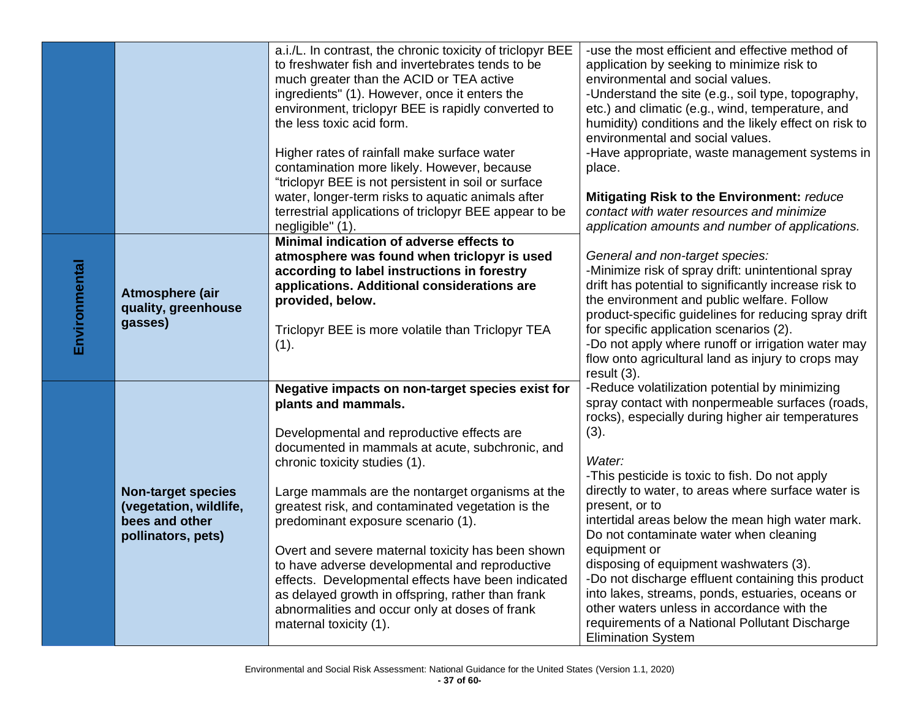| | | | |
|---|---|---|---|
| | | a.i./L. In contrast, the chronic toxicity of triclopyr BEE to freshwater fish and invertebrates tends to be much greater than the ACID or TEA active ingredients" (1). However, once it enters the environment, triclopyr BEE is rapidly converted to the less toxic acid form.<br><br>Higher rates of rainfall make surface water contamination more likely. However, because "triclopyr BEE is not persistent in soil or surface water, longer-term risks to aquatic animals after terrestrial applications of triclopyr BEE appear to be negligible" (1). | -use the most efficient and effective method of application by seeking to minimize risk to environmental and social values.<br>-Understand the site (e.g., soil type, topography, etc.) and climatic (e.g., wind, temperature, and humidity) conditions and the likely effect on risk to environmental and social values.<br>-Have appropriate, waste management systems in place.<br><br>**Mitigating Risk to the Environment:** *reduce contact with water resources and minimize application amounts and number of applications.*<br><br>*General and non-target species:*<br>-Minimize risk of spray drift: unintentional spray drift has potential to significantly increase risk to the environment and public welfare. Follow product-specific guidelines for reducing spray drift for specific application scenarios (2).<br>-Do not apply where runoff or irrigation water may flow onto agricultural land as injury to crops may result (3).<br>-Reduce volatilization potential by minimizing spray contact with nonpermeable surfaces (roads, rocks), especially during higher air temperatures (3).<br><br>*Water:*<br>-This pesticide is toxic to fish. Do not apply directly to water, to areas where surface water is present, or to intertidal areas below the mean high water mark. Do not contaminate water when cleaning equipment or disposing of equipment washwaters (3).<br>-Do not discharge effluent containing this product into lakes, streams, ponds, estuaries, oceans or other waters unless in accordance with the requirements of a National Pollutant Discharge Elimination System |
| **Environmental** | **Atmosphere (air quality, greenhouse gasses)** | **Minimal indication of adverse effects to atmosphere was found when triclopyr is used according to label instructions in forestry applications. Additional considerations are provided, below.**<br><br>Triclopyr BEE is more volatile than Triclopyr TEA (1). | |
| | **Non-target species (vegetation, wildlife, bees and other pollinators, pets)** | **Negative impacts on non-target species exist for plants and mammals.**<br><br>Developmental and reproductive effects are documented in mammals at acute, subchronic, and chronic toxicity studies (1).<br><br>Large mammals are the nontarget organisms at the greatest risk, and contaminated vegetation is the predominant exposure scenario (1).<br><br>Overt and severe maternal toxicity has been shown to have adverse developmental and reproductive effects. Developmental effects have been indicated as delayed growth in offspring, rather than frank abnormalities and occur only at doses of frank maternal toxicity (1). | |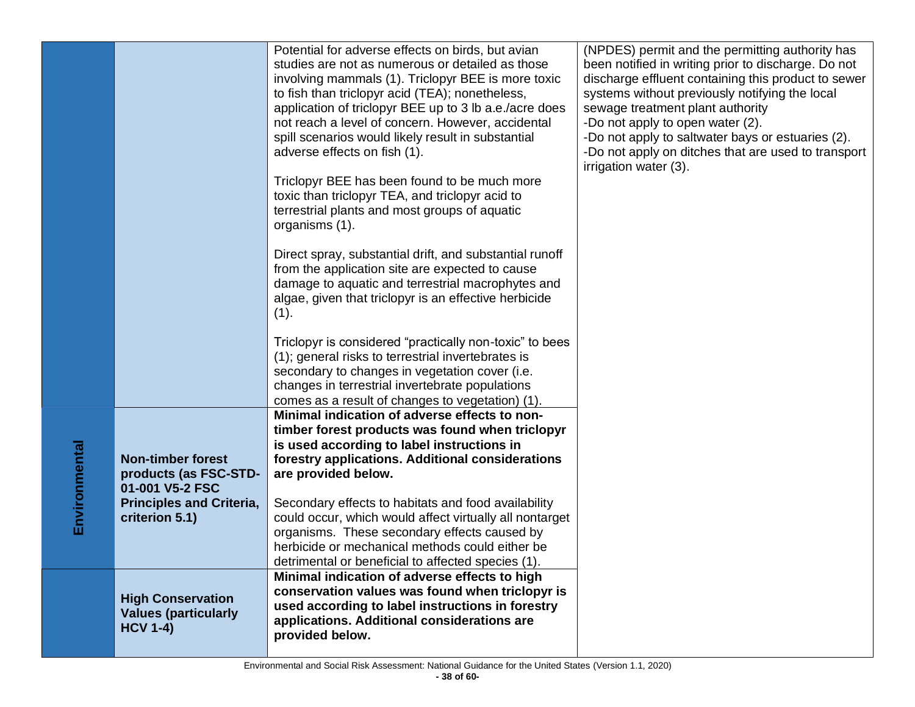| | | | |
|---|---|---|---|
| | | Potential for adverse effects on birds, but avian studies are not as numerous or detailed as those involving mammals (1). Triclopyr BEE is more toxic to fish than triclopyr acid (TEA); nonetheless, application of triclopyr BEE up to 3 lb a.e./acre does not reach a level of concern. However, accidental spill scenarios would likely result in substantial adverse effects on fish (1).<br><br>Triclopyr BEE has been found to be much more toxic than triclopyr TEA, and triclopyr acid to terrestrial plants and most groups of aquatic organisms (1).<br><br>Direct spray, substantial drift, and substantial runoff from the application site are expected to cause damage to aquatic and terrestrial macrophytes and algae, given that triclopyr is an effective herbicide (1).<br><br>Triclopyr is considered "practically non-toxic" to bees (1); general risks to terrestrial invertebrates is secondary to changes in vegetation cover (i.e. changes in terrestrial invertebrate populations comes as a result of changes to vegetation) (1). | (NPDES) permit and the permitting authority has been notified in writing prior to discharge. Do not discharge effluent containing this product to sewer systems without previously notifying the local sewage treatment plant authority<br>-Do not apply to open water (2).<br>-Do not apply to saltwater bays or estuaries (2).<br>-Do not apply on ditches that are used to transport irrigation water (3). |
| **Environmental** | **Non-timber forest products (as FSC-STD-01-001 V5-2 FSC Principles and Criteria, criterion 5.1)** | **Minimal indication of adverse effects to non-timber forest products was found when triclopyr is used according to label instructions in forestry applications. Additional considerations are provided below.**<br><br>Secondary effects to habitats and food availability could occur, which would affect virtually all nontarget organisms. These secondary effects caused by herbicide or mechanical methods could either be detrimental or beneficial to affected species (1). | |
| | **High Conservation Values (particularly HCV 1-4)** | **Minimal indication of adverse effects to high conservation values was found when triclopyr is used according to label instructions in forestry applications. Additional considerations are provided below.** | |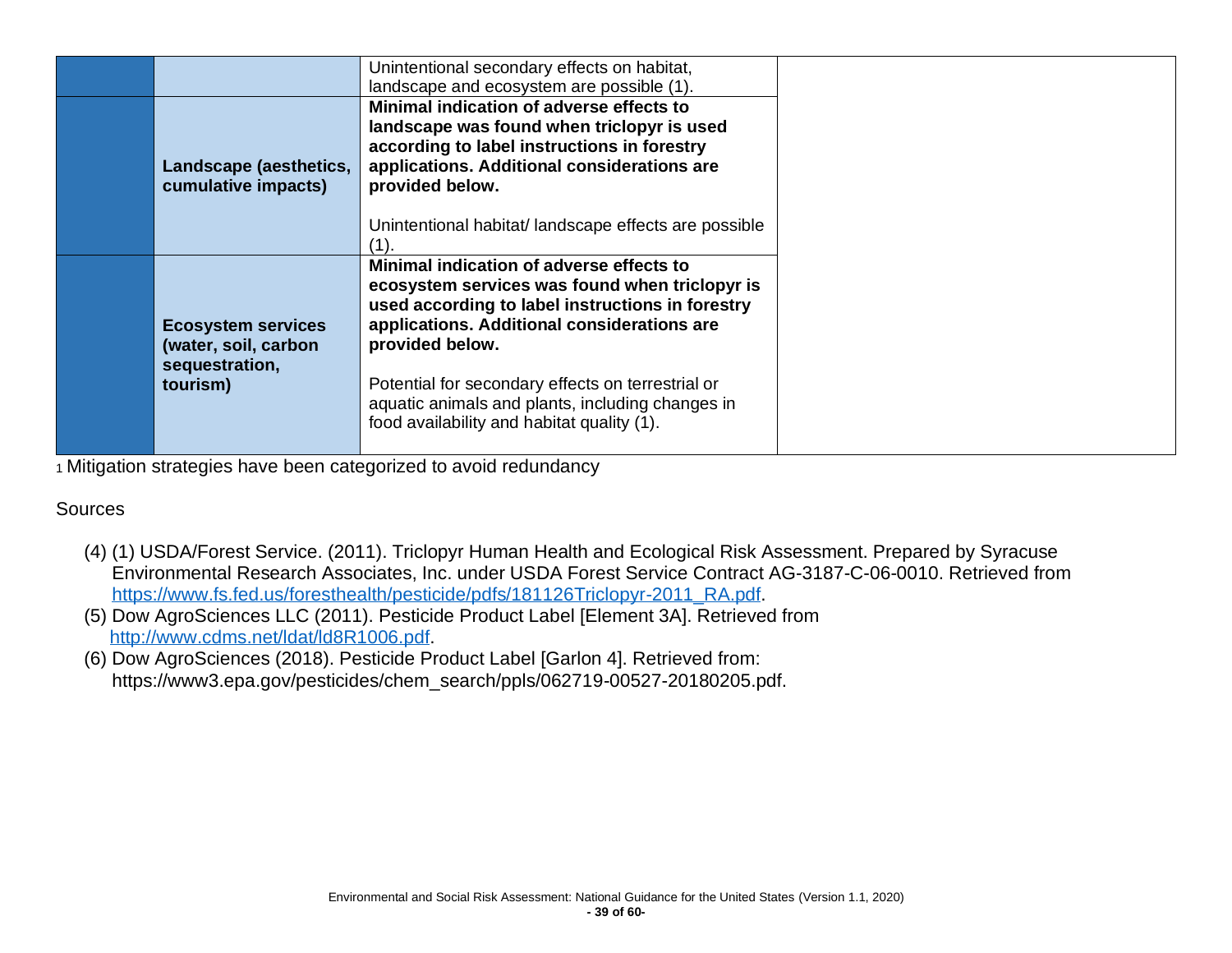| | | | |
|---|---|---|---|
| | | Unintentional secondary effects on habitat, landscape and ecosystem are possible (1). | |
| | **Landscape (aesthetics, cumulative impacts)** | **Minimal indication of adverse effects to landscape was found when triclopyr is used according to label instructions in forestry applications. Additional considerations are provided below.**<br><br>Unintentional habitat/ landscape effects are possible (1). | |
| | **Ecosystem services (water, soil, carbon sequestration, tourism)** | **Minimal indication of adverse effects to ecosystem services was found when triclopyr is used according to label instructions in forestry applications. Additional considerations are provided below.**<br><br>Potential for secondary effects on terrestrial or aquatic animals and plants, including changes in food availability and habitat quality (1). | |

1 Mitigation strategies have been categorized to avoid redundancy

Sources

(4) (1) USDA/Forest Service. (2011). Triclopyr Human Health and Ecological Risk Assessment. Prepared by Syracuse Environmental Research Associates, Inc. under USDA Forest Service Contract AG-3187-C-06-0010. Retrieved from https://www.fs.fed.us/foresthealth/pesticide/pdfs/181126Triclopyr-2011_RA.pdf.

(5) Dow AgroSciences LLC (2011). Pesticide Product Label [Element 3A]. Retrieved from http://www.cdms.net/ldat/ld8R1006.pdf.

(6) Dow AgroSciences (2018). Pesticide Product Label [Garlon 4]. Retrieved from: https://www3.epa.gov/pesticides/chem_search/ppls/062719-00527-20180205.pdf.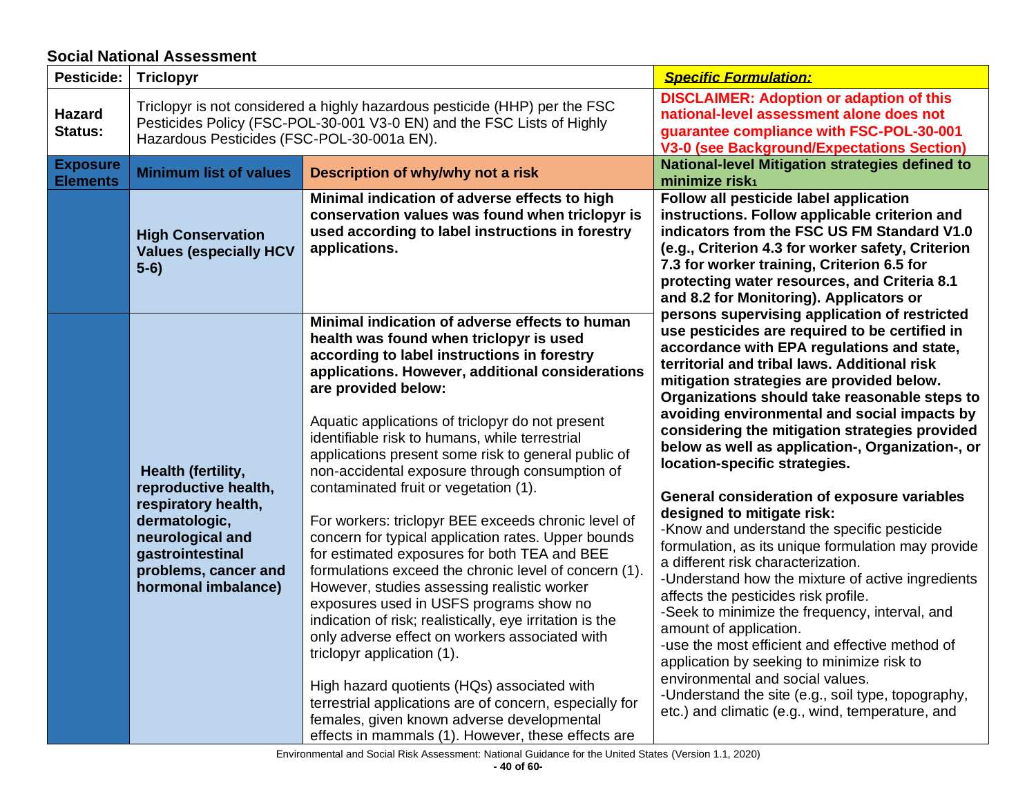## Social National Assessment

| Pesticide: | Triclopyr | | ***Specific Formulation:*** |
|---|---|---|---|
| **Hazard Status:** | Triclopyr is not considered a highly hazardous pesticide (HHP) per the FSC Pesticides Policy (FSC-POL-30-001 V3-0 EN) and the FSC Lists of Highly Hazardous Pesticides (FSC-POL-30-001a EN). | | **DISCLAIMER: Adoption or adaption of this national-level assessment alone does not guarantee compliance with FSC-POL-30-001 V3-0 (see Background/Expectations Section)** |
| **Exposure Elements** | **Minimum list of values** | **Description of why/why not a risk** | **National-level Mitigation strategies defined to minimize risk[1]** |
| | **High Conservation Values (especially HCV 5-6)** | **Minimal indication of adverse effects to high conservation values was found when triclopyr is used according to label instructions in forestry applications.** | **Follow all pesticide label application instructions. Follow applicable criterion and indicators from the FSC US FM Standard V1.0 (e.g., Criterion 4.3 for worker safety, Criterion 7.3 for worker training, Criterion 6.5 for protecting water resources, and Criteria 8.1 and 8.2 for Monitoring). Applicators or persons supervising application of restricted use pesticides are required to be certified in accordance with EPA regulations and state, territorial and tribal laws. Additional risk mitigation strategies are provided below. Organizations should take reasonable steps to avoiding environmental and social impacts by considering the mitigation strategies provided below as well as application-, Organization-, or location-specific strategies.**<br><br>**General consideration of exposure variables designed to mitigate risk:**<br>-Know and understand the specific pesticide formulation, as its unique formulation may provide a different risk characterization.<br>-Understand how the mixture of active ingredients affects the pesticides risk profile.<br>-Seek to minimize the frequency, interval, and amount of application.<br>-use the most efficient and effective method of application by seeking to minimize risk to environmental and social values.<br>-Understand the site (e.g., soil type, topography, etc.) and climatic (e.g., wind, temperature, and |
| | **Health (fertility, reproductive health, respiratory health, dermatologic, neurological and gastrointestinal problems, cancer and hormonal imbalance)** | **Minimal indication of adverse effects to human health was found when triclopyr is used according to label instructions in forestry applications. However, additional considerations are provided below:**<br><br>Aquatic applications of triclopyr do not present identifiable risk to humans, while terrestrial applications present some risk to general public of non-accidental exposure through consumption of contaminated fruit or vegetation (1).<br><br>For workers: triclopyr BEE exceeds chronic level of concern for typical application rates. Upper bounds for estimated exposures for both TEA and BEE formulations exceed the chronic level of concern (1). However, studies assessing realistic worker exposures used in USFS programs show no indication of risk; realistically, eye irritation is the only adverse effect on workers associated with triclopyr application (1).<br><br>High hazard quotients (HQs) associated with terrestrial applications are of concern, especially for females, given known adverse developmental effects in mammals (1). However, these effects are | |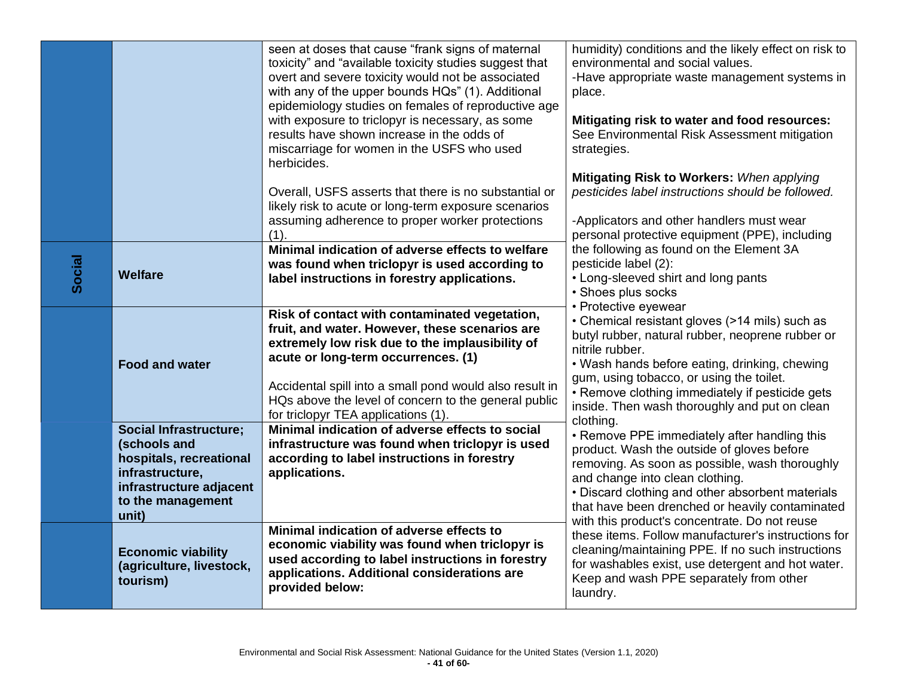|  |  |  |  |
|---|---|---|---|
|  |  | seen at doses that cause "frank signs of maternal toxicity" and "available toxicity studies suggest that overt and severe toxicity would not be associated with any of the upper bounds HQs" (1). Additional epidemiology studies on females of reproductive age with exposure to triclopyr is necessary, as some results have shown increase in the odds of miscarriage for women in the USFS who used herbicides.<br><br>Overall, USFS asserts that there is no substantial or likely risk to acute or long-term exposure scenarios assuming adherence to proper worker protections (1). | humidity) conditions and the likely effect on risk to environmental and social values.<br>-Have appropriate waste management systems in place.<br><br>**Mitigating risk to water and food resources:** See Environmental Risk Assessment mitigation strategies.<br><br>**Mitigating Risk to Workers:** *When applying pesticides label instructions should be followed.*<br><br>-Applicators and other handlers must wear personal protective equipment (PPE), including the following as found on the Element 3A pesticide label (2):<br>• Long-sleeved shirt and long pants<br>• Shoes plus socks<br>• Protective eyewear<br>• Chemical resistant gloves (>14 mils) such as butyl rubber, natural rubber, neoprene rubber or nitrile rubber.<br>• Wash hands before eating, drinking, chewing gum, using tobacco, or using the toilet.<br>• Remove clothing immediately if pesticide gets inside. Then wash thoroughly and put on clean clothing.<br>• Remove PPE immediately after handling this product. Wash the outside of gloves before removing. As soon as possible, wash thoroughly and change into clean clothing.<br>• Discard clothing and other absorbent materials that have been drenched or heavily contaminated with this product's concentrate. Do not reuse these items. Follow manufacturer's instructions for cleaning/maintaining PPE. If no such instructions for washables exist, use detergent and hot water. Keep and wash PPE separately from other laundry. |
| **Social** | **Welfare** | **Minimal indication of adverse effects to welfare was found when triclopyr is used according to label instructions in forestry applications.** |  |
|  | **Food and water** | **Risk of contact with contaminated vegetation, fruit, and water. However, these scenarios are extremely low risk due to the implausibility of acute or long-term occurrences. (1)**<br><br>Accidental spill into a small pond would also result in HQs above the level of concern to the general public for triclopyr TEA applications (1). |  |
|  | **Social Infrastructure; (schools and hospitals, recreational infrastructure, infrastructure adjacent to the management unit)** | **Minimal indication of adverse effects to social infrastructure was found when triclopyr is used according to label instructions in forestry applications.** |  |
|  | **Economic viability (agriculture, livestock, tourism)** | **Minimal indication of adverse effects to economic viability was found when triclopyr is used according to label instructions in forestry applications. Additional considerations are provided below:** |  |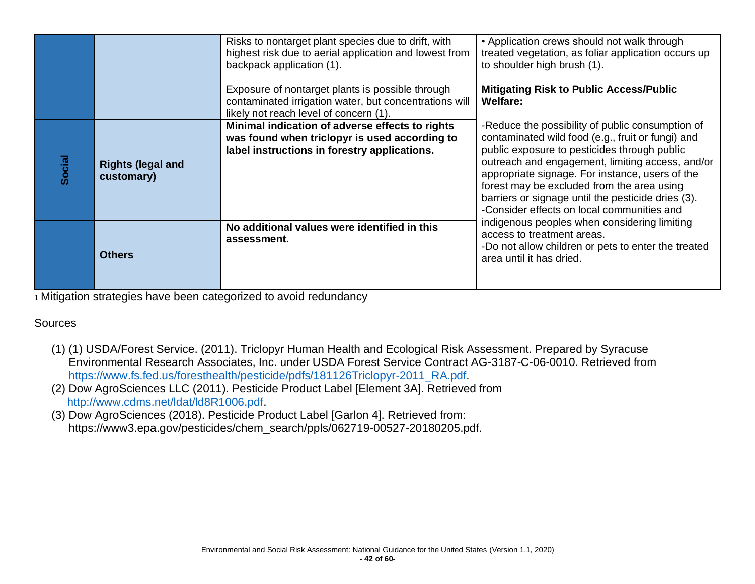| | | | |
|---|---|---|---|
| | | Risks to nontarget plant species due to drift, with highest risk due to aerial application and lowest from backpack application (1).<br><br>Exposure of nontarget plants is possible through contaminated irrigation water, but concentrations will likely not reach level of concern (1). | • Application crews should not walk through treated vegetation, as foliar application occurs up to shoulder high brush (1).<br><br>**Mitigating Risk to Public Access/Public Welfare:**<br><br>-Reduce the possibility of public consumption of contaminated wild food (e.g., fruit or fungi) and public exposure to pesticides through public outreach and engagement, limiting access, and/or appropriate signage. For instance, users of the forest may be excluded from the area using barriers or signage until the pesticide dries (3).<br>-Consider effects on local communities and indigenous peoples when considering limiting access to treatment areas.<br>-Do not allow children or pets to enter the treated area until it has dried. |
| **Social** | **Rights (legal and customary)** | **Minimal indication of adverse effects to rights was found when triclopyr is used according to label instructions in forestry applications.** | |
| | **Others** | **No additional values were identified in this assessment.** | |

1 Mitigation strategies have been categorized to avoid redundancy

Sources

(1) (1) USDA/Forest Service. (2011). Triclopyr Human Health and Ecological Risk Assessment. Prepared by Syracuse Environmental Research Associates, Inc. under USDA Forest Service Contract AG-3187-C-06-0010. Retrieved from https://www.fs.fed.us/foresthealth/pesticide/pdfs/181126Triclopyr-2011_RA.pdf.
(2) Dow AgroSciences LLC (2011). Pesticide Product Label [Element 3A]. Retrieved from http://www.cdms.net/ldat/ld8R1006.pdf.
(3) Dow AgroSciences (2018). Pesticide Product Label [Garlon 4]. Retrieved from: https://www3.epa.gov/pesticides/chem_search/ppls/062719-00527-20180205.pdf.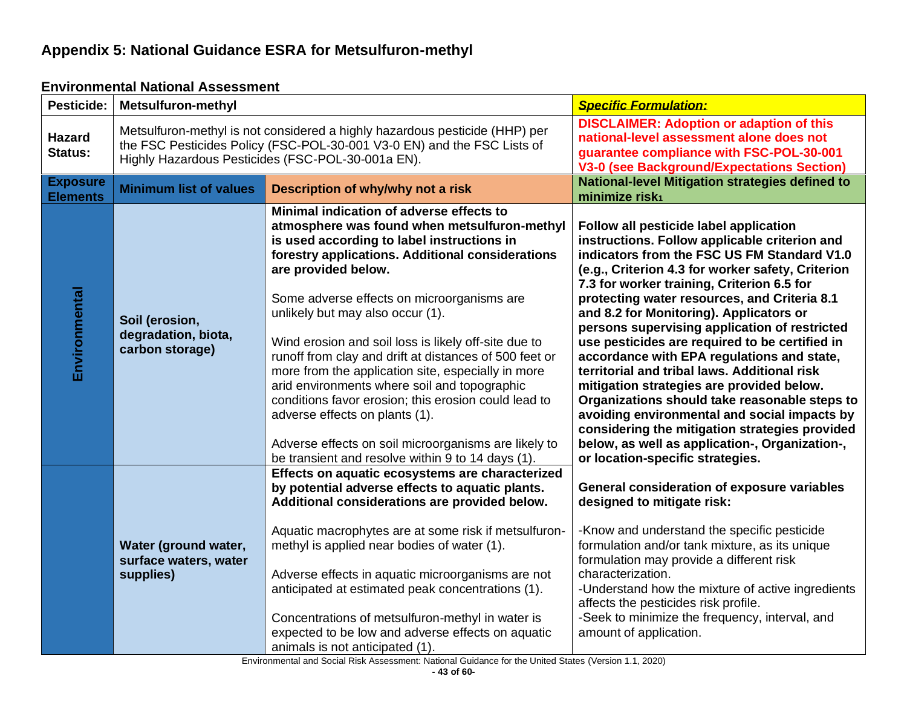## Appendix 5: National Guidance ESRA for Metsulfuron-methyl

### Environmental National Assessment

| Pesticide: | Metsulfuron-methyl | | ***Specific Formulation:*** |
|---|---|---|---|
| **Hazard Status:** | Metsulfuron-methyl is not considered a highly hazardous pesticide (HHP) per the FSC Pesticides Policy (FSC-POL-30-001 V3-0 EN) and the FSC Lists of Highly Hazardous Pesticides (FSC-POL-30-001a EN). | | **DISCLAIMER: Adoption or adaption of this national-level assessment alone does not guarantee compliance with FSC-POL-30-001 V3-0 (see Background/Expectations Section)** |
| **Exposure Elements** | **Minimum list of values** | **Description of why/why not a risk** | **National-level Mitigation strategies defined to minimize risk[1]** |
| **Environmental** | **Soil (erosion, degradation, biota, carbon storage)** | **Minimal indication of adverse effects to atmosphere was found when metsulfuron-methyl is used according to label instructions in forestry applications. Additional considerations are provided below.**<br><br>Some adverse effects on microorganisms are unlikely but may also occur (1).<br><br>Wind erosion and soil loss is likely off-site due to runoff from clay and drift at distances of 500 feet or more from the application site, especially in more arid environments where soil and topographic conditions favor erosion; this erosion could lead to adverse effects on plants (1).<br><br>Adverse effects on soil microorganisms are likely to be transient and resolve within 9 to 14 days (1). | **Follow all pesticide label application instructions. Follow applicable criterion and indicators from the FSC US FM Standard V1.0 (e.g., Criterion 4.3 for worker safety, Criterion 7.3 for worker training, Criterion 6.5 for protecting water resources, and Criteria 8.1 and 8.2 for Monitoring). Applicators or persons supervising application of restricted use pesticides are required to be certified in accordance with EPA regulations and state, territorial and tribal laws. Additional risk mitigation strategies are provided below. Organizations should take reasonable steps to avoiding environmental and social impacts by considering the mitigation strategies provided below, as well as application-, Organization-, or location-specific strategies.**<br><br>**General consideration of exposure variables designed to mitigate risk:**<br><br>-Know and understand the specific pesticide formulation and/or tank mixture, as its unique formulation may provide a different risk characterization.<br>-Understand how the mixture of active ingredients affects the pesticides risk profile.<br>-Seek to minimize the frequency, interval, and amount of application. |
| | **Water (ground water, surface waters, water supplies)** | **Effects on aquatic ecosystems are characterized by potential adverse effects to aquatic plants. Additional considerations are provided below.**<br><br>Aquatic macrophytes are at some risk if metsulfuron-methyl is applied near bodies of water (1).<br><br>Adverse effects in aquatic microorganisms are not anticipated at estimated peak concentrations (1).<br><br>Concentrations of metsulfuron-methyl in water is expected to be low and adverse effects on aquatic animals is not anticipated (1). | |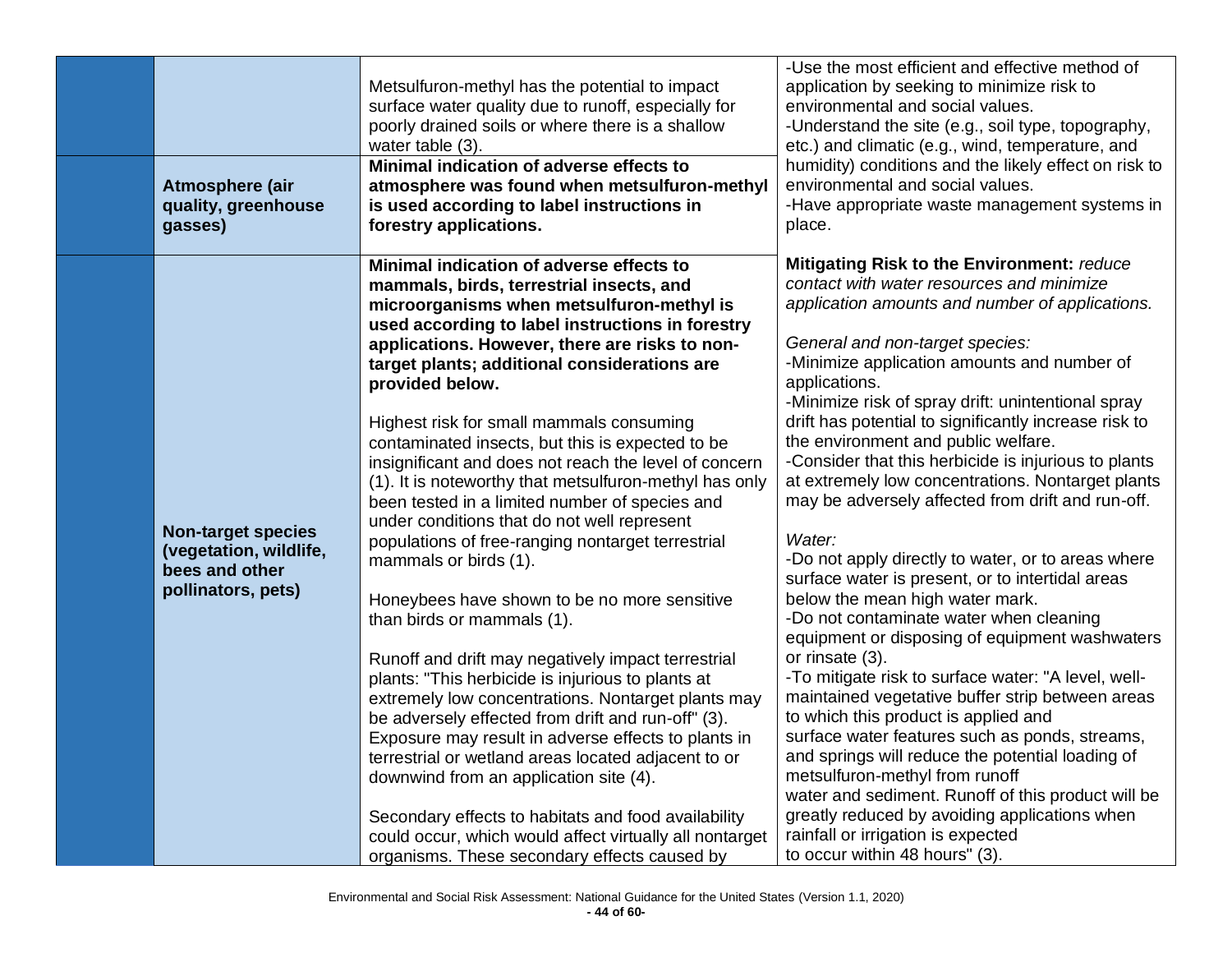| | | | |
|---|---|---|---|
| | | Metsulfuron-methyl has the potential to impact surface water quality due to runoff, especially for poorly drained soils or where there is a shallow water table (3). | -Use the most efficient and effective method of application by seeking to minimize risk to environmental and social values.<br>-Understand the site (e.g., soil type, topography, etc.) and climatic (e.g., wind, temperature, and humidity) conditions and the likely effect on risk to environmental and social values.<br>-Have appropriate waste management systems in place. |
| | **Atmosphere (air quality, greenhouse gasses)** | **Minimal indication of adverse effects to atmosphere was found when metsulfuron-methyl is used according to label instructions in forestry applications.** | |
| | **Non-target species (vegetation, wildlife, bees and other pollinators, pets)** | **Minimal indication of adverse effects to mammals, birds, terrestrial insects, and microorganisms when metsulfuron-methyl is used according to label instructions in forestry applications. However, there are risks to non-target plants; additional considerations are provided below.**<br><br>Highest risk for small mammals consuming contaminated insects, but this is expected to be insignificant and does not reach the level of concern (1). It is noteworthy that metsulfuron-methyl has only been tested in a limited number of species and under conditions that do not well represent populations of free-ranging nontarget terrestrial mammals or birds (1).<br><br>Honeybees have shown to be no more sensitive than birds or mammals (1).<br><br>Runoff and drift may negatively impact terrestrial plants: "This herbicide is injurious to plants at extremely low concentrations. Nontarget plants may be adversely effected from drift and run-off" (3). Exposure may result in adverse effects to plants in terrestrial or wetland areas located adjacent to or downwind from an application site (4).<br><br>Secondary effects to habitats and food availability could occur, which would affect virtually all nontarget organisms. These secondary effects caused by | **Mitigating Risk to the Environment:** *reduce contact with water resources and minimize application amounts and number of applications.*<br><br>*General and non-target species:*<br>-Minimize application amounts and number of applications.<br>-Minimize risk of spray drift: unintentional spray drift has potential to significantly increase risk to the environment and public welfare.<br>-Consider that this herbicide is injurious to plants at extremely low concentrations. Nontarget plants may be adversely affected from drift and run-off.<br><br>*Water:*<br>-Do not apply directly to water, or to areas where surface water is present, or to intertidal areas below the mean high water mark.<br>-Do not contaminate water when cleaning equipment or disposing of equipment washwaters or rinsate (3).<br>-To mitigate risk to surface water: "A level, well-maintained vegetative buffer strip between areas to which this product is applied and surface water features such as ponds, streams, and springs will reduce the potential loading of metsulfuron-methyl from runoff water and sediment. Runoff of this product will be greatly reduced by avoiding applications when rainfall or irrigation is expected to occur within 48 hours" (3). |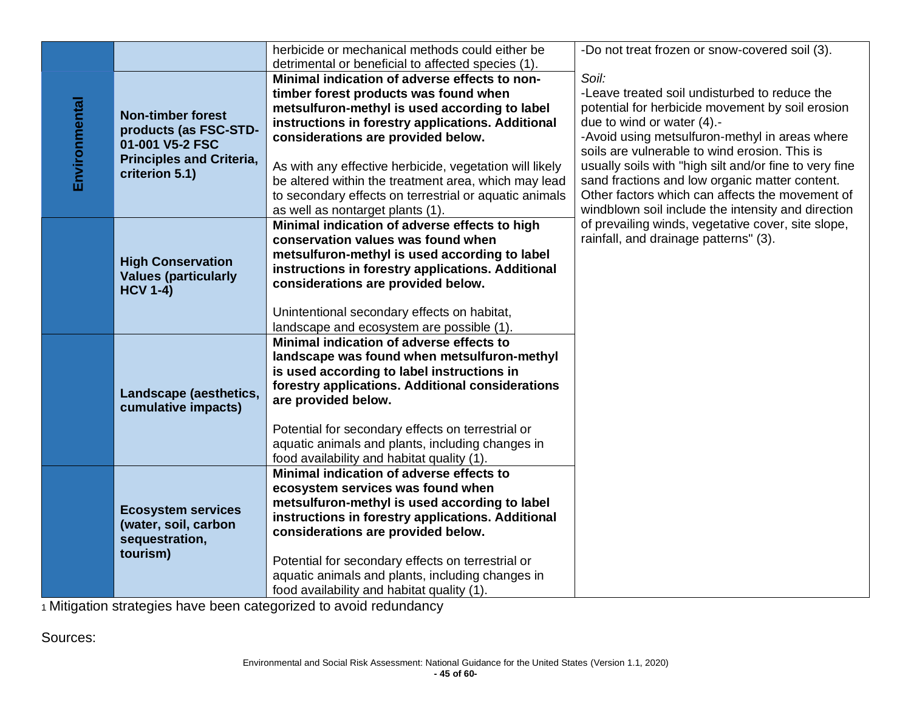| | | | |
|---|---|---|---|
| | | herbicide or mechanical methods could either be detrimental or beneficial to affected species (1). | -Do not treat frozen or snow-covered soil (3).<br><br>*Soil:*<br>-Leave treated soil undisturbed to reduce the potential for herbicide movement by soil erosion due to wind or water (4).-<br>-Avoid using metsulfuron-methyl in areas where soils are vulnerable to wind erosion. This is usually soils with "high silt and/or fine to very fine sand fractions and low organic matter content. Other factors which can affects the movement of windblown soil include the intensity and direction of prevailing winds, vegetative cover, site slope, rainfall, and drainage patterns" (3). |
| **Environmental** | **Non-timber forest products (as FSC-STD-01-001 V5-2 FSC Principles and Criteria, criterion 5.1)** | **Minimal indication of adverse effects to non-timber forest products was found when metsulfuron-methyl is used according to label instructions in forestry applications. Additional considerations are provided below.**<br><br>As with any effective herbicide, vegetation will likely be altered within the treatment area, which may lead to secondary effects on terrestrial or aquatic animals as well as nontarget plants (1). | |
| | **High Conservation Values (particularly HCV 1-4)** | **Minimal indication of adverse effects to high conservation values was found when metsulfuron-methyl is used according to label instructions in forestry applications. Additional considerations are provided below.**<br><br>Unintentional secondary effects on habitat, landscape and ecosystem are possible (1). | |
| | **Landscape (aesthetics, cumulative impacts)** | **Minimal indication of adverse effects to landscape was found when metsulfuron-methyl is used according to label instructions in forestry applications. Additional considerations are provided below.**<br><br>Potential for secondary effects on terrestrial or aquatic animals and plants, including changes in food availability and habitat quality (1). | |
| | **Ecosystem services (water, soil, carbon sequestration, tourism)** | **Minimal indication of adverse effects to ecosystem services was found when metsulfuron-methyl is used according to label instructions in forestry applications. Additional considerations are provided below.**<br><br>Potential for secondary effects on terrestrial or aquatic animals and plants, including changes in food availability and habitat quality (1). | |

[1] Mitigation strategies have been categorized to avoid redundancy

Sources: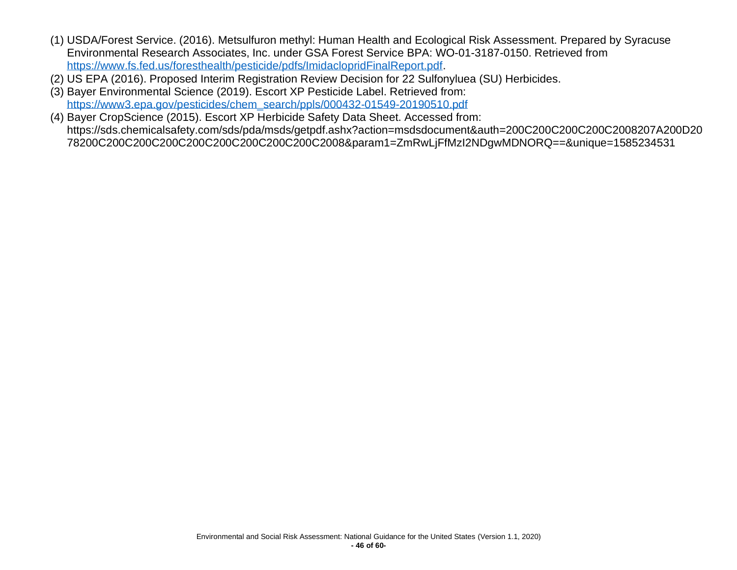(1) USDA/Forest Service. (2016). Metsulfuron methyl: Human Health and Ecological Risk Assessment. Prepared by Syracuse Environmental Research Associates, Inc. under GSA Forest Service BPA: WO-01-3187-0150. Retrieved from https://www.fs.fed.us/foresthealth/pesticide/pdfs/ImidaclopridFinalReport.pdf.
(2) US EPA (2016). Proposed Interim Registration Review Decision for 22 Sulfonyluea (SU) Herbicides.
(3) Bayer Environmental Science (2019). Escort XP Pesticide Label. Retrieved from: https://www3.epa.gov/pesticides/chem_search/ppls/000432-01549-20190510.pdf
(4) Bayer CropScience (2015). Escort XP Herbicide Safety Data Sheet. Accessed from: https://sds.chemicalsafety.com/sds/pda/msds/getpdf.ashx?action=msdsdocument&auth=200C200C200C200C2008207A200D2078200C200C200C200C200C200C200C200C200C2008&param1=ZmRwLjFfMzI2NDgwMDNORQ==&unique=1585234531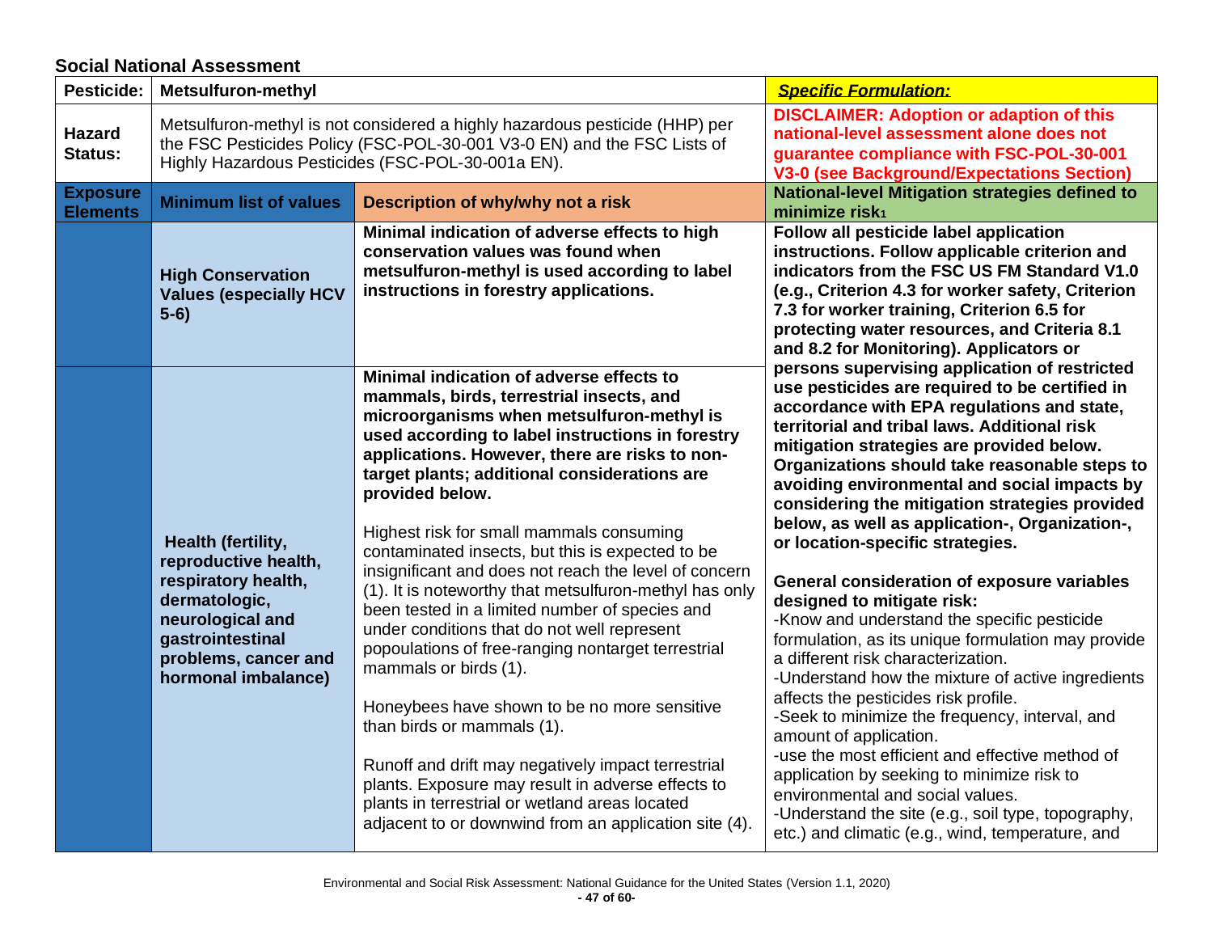**Social National Assessment**

| Pesticide: | Metsulfuron-methyl | | ***Specific Formulation:*** |
|---|---|---|---|
| **Hazard Status:** | Metsulfuron-methyl is not considered a highly hazardous pesticide (HHP) per the FSC Pesticides Policy (FSC-POL-30-001 V3-0 EN) and the FSC Lists of Highly Hazardous Pesticides (FSC-POL-30-001a EN). | | **DISCLAIMER: Adoption or adaption of this national-level assessment alone does not guarantee compliance with FSC-POL-30-001 V3-0 (see Background/Expectations Section)** |
| **Exposure Elements** | **Minimum list of values** | **Description of why/why not a risk** | **National-level Mitigation strategies defined to minimize risk[1]** |
| | **High Conservation Values (especially HCV 5-6)** | **Minimal indication of adverse effects to high conservation values was found when metsulfuron-methyl is used according to label instructions in forestry applications.** | **Follow all pesticide label application instructions. Follow applicable criterion and indicators from the FSC US FM Standard V1.0 (e.g., Criterion 4.3 for worker safety, Criterion 7.3 for worker training, Criterion 6.5 for protecting water resources, and Criteria 8.1 and 8.2 for Monitoring). Applicators or persons supervising application of restricted use pesticides are required to be certified in accordance with EPA regulations and state, territorial and tribal laws. Additional risk mitigation strategies are provided below. Organizations should take reasonable steps to avoiding environmental and social impacts by considering the mitigation strategies provided below, as well as application-, Organization-, or location-specific strategies.**<br><br>**General consideration of exposure variables designed to mitigate risk:**<br>-Know and understand the specific pesticide formulation, as its unique formulation may provide a different risk characterization.<br>-Understand how the mixture of active ingredients affects the pesticides risk profile.<br>-Seek to minimize the frequency, interval, and amount of application.<br>-use the most efficient and effective method of application by seeking to minimize risk to environmental and social values.<br>-Understand the site (e.g., soil type, topography, etc.) and climatic (e.g., wind, temperature, and |
| | **Health (fertility, reproductive health, respiratory health, dermatologic, neurological and gastrointestinal problems, cancer and hormonal imbalance)** | **Minimal indication of adverse effects to mammals, birds, terrestrial insects, and microorganisms when metsulfuron-methyl is used according to label instructions in forestry applications. However, there are risks to non-target plants; additional considerations are provided below.**<br><br>Highest risk for small mammals consuming contaminated insects, but this is expected to be insignificant and does not reach the level of concern (1). It is noteworthy that metsulfuron-methyl has only been tested in a limited number of species and under conditions that do not well represent popoulations of free-ranging nontarget terrestrial mammals or birds (1).<br><br>Honeybees have shown to be no more sensitive than birds or mammals (1).<br><br>Runoff and drift may negatively impact terrestrial plants. Exposure may result in adverse effects to plants in terrestrial or wetland areas located adjacent to or downwind from an application site (4). | |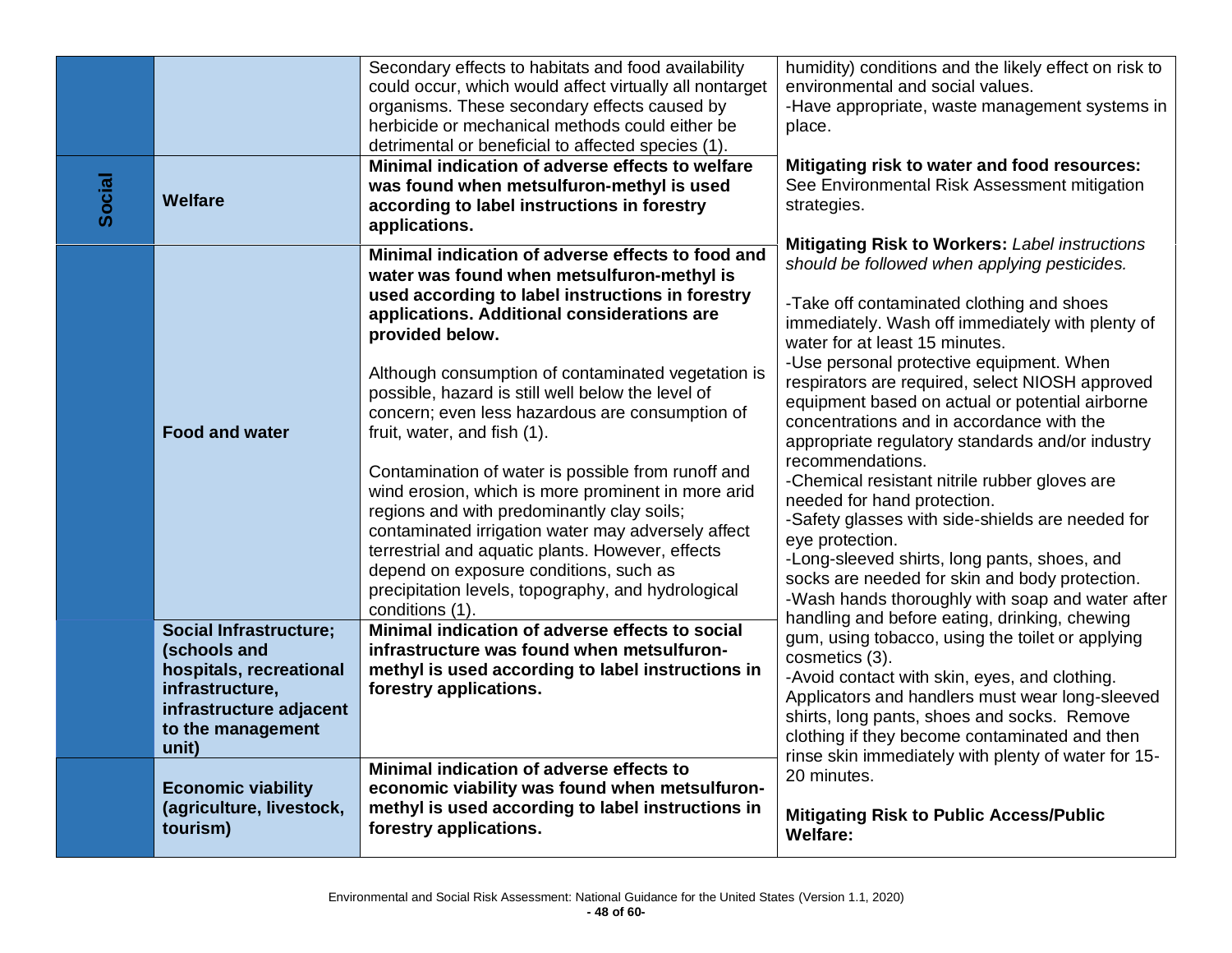| | | | |
|---|---|---|---|
| | | Secondary effects to habitats and food availability could occur, which would affect virtually all nontarget organisms. These secondary effects caused by herbicide or mechanical methods could either be detrimental or beneficial to affected species (1). | humidity) conditions and the likely effect on risk to environmental and social values.<br>-Have appropriate, waste management systems in place.<br><br>**Mitigating risk to water and food resources:** See Environmental Risk Assessment mitigation strategies.<br><br>**Mitigating Risk to Workers:** *Label instructions should be followed when applying pesticides.*<br><br>-Take off contaminated clothing and shoes immediately. Wash off immediately with plenty of water for at least 15 minutes.<br>-Use personal protective equipment. When respirators are required, select NIOSH approved equipment based on actual or potential airborne concentrations and in accordance with the appropriate regulatory standards and/or industry recommendations.<br>-Chemical resistant nitrile rubber gloves are needed for hand protection.<br>-Safety glasses with side-shields are needed for eye protection.<br>-Long-sleeved shirts, long pants, shoes, and socks are needed for skin and body protection.<br>-Wash hands thoroughly with soap and water after handling and before eating, drinking, chewing gum, using tobacco, using the toilet or applying cosmetics (3).<br>-Avoid contact with skin, eyes, and clothing. Applicators and handlers must wear long-sleeved shirts, long pants, shoes and socks. Remove clothing if they become contaminated and then rinse skin immediately with plenty of water for 15-20 minutes.<br><br>**Mitigating Risk to Public Access/Public Welfare:** |
| **Social** | **Welfare** | **Minimal indication of adverse effects to welfare was found when metsulfuron-methyl is used according to label instructions in forestry applications.** | |
| | **Food and water** | **Minimal indication of adverse effects to food and water was found when metsulfuron-methyl is used according to label instructions in forestry applications. Additional considerations are provided below.**<br><br>Although consumption of contaminated vegetation is possible, hazard is still well below the level of concern; even less hazardous are consumption of fruit, water, and fish (1).<br><br>Contamination of water is possible from runoff and wind erosion, which is more prominent in more arid regions and with predominantly clay soils; contaminated irrigation water may adversely affect terrestrial and aquatic plants. However, effects depend on exposure conditions, such as precipitation levels, topography, and hydrological conditions (1). | |
| | **Social Infrastructure; (schools and hospitals, recreational infrastructure, infrastructure adjacent to the management unit)** | **Minimal indication of adverse effects to social infrastructure was found when metsulfuron-methyl is used according to label instructions in forestry applications.** | |
| | **Economic viability (agriculture, livestock, tourism)** | **Minimal indication of adverse effects to economic viability was found when metsulfuron-methyl is used according to label instructions in forestry applications.** | |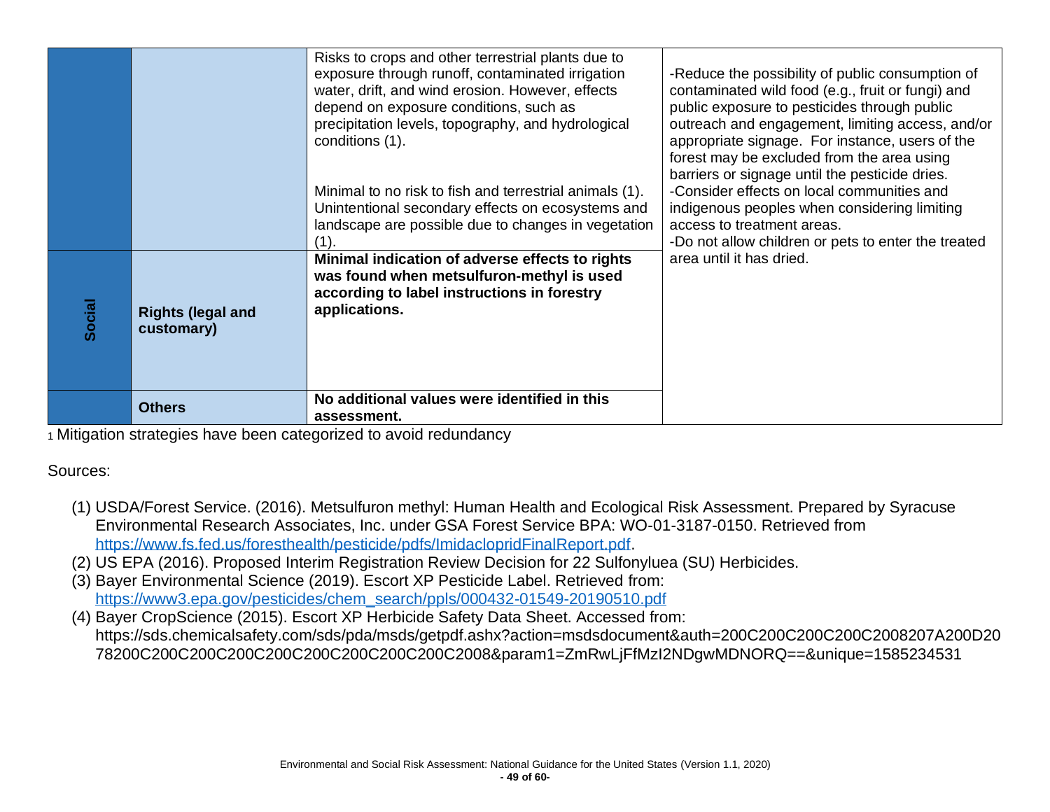| | | | |
|---|---|---|---|
| | | Risks to crops and other terrestrial plants due to exposure through runoff, contaminated irrigation water, drift, and wind erosion. However, effects depend on exposure conditions, such as precipitation levels, topography, and hydrological conditions (1).<br><br>Minimal to no risk to fish and terrestrial animals (1). Unintentional secondary effects on ecosystems and landscape are possible due to changes in vegetation (1). | -Reduce the possibility of public consumption of contaminated wild food (e.g., fruit or fungi) and public exposure to pesticides through public outreach and engagement, limiting access, and/or appropriate signage. For instance, users of the forest may be excluded from the area using barriers or signage until the pesticide dries.<br>-Consider effects on local communities and indigenous peoples when considering limiting access to treatment areas.<br>-Do not allow children or pets to enter the treated area until it has dried. |
| **Social** | **Rights (legal and customary)** | **Minimal indication of adverse effects to rights was found when metsulfuron-methyl is used according to label instructions in forestry applications.** | |
| | **Others** | **No additional values were identified in this assessment.** | |

[1] Mitigation strategies have been categorized to avoid redundancy

Sources:

(1) USDA/Forest Service. (2016). Metsulfuron methyl: Human Health and Ecological Risk Assessment. Prepared by Syracuse Environmental Research Associates, Inc. under GSA Forest Service BPA: WO-01-3187-0150. Retrieved from https://www.fs.fed.us/foresthealth/pesticide/pdfs/ImidaclopridFinalReport.pdf.
(2) US EPA (2016). Proposed Interim Registration Review Decision for 22 Sulfonyluea (SU) Herbicides.
(3) Bayer Environmental Science (2019). Escort XP Pesticide Label. Retrieved from: https://www3.epa.gov/pesticides/chem_search/ppls/000432-01549-20190510.pdf
(4) Bayer CropScience (2015). Escort XP Herbicide Safety Data Sheet. Accessed from: https://sds.chemicalsafety.com/sds/pda/msds/getpdf.ashx?action=msdsdocument&auth=200C200C200C200C2008207A200D2078200C200C200C200C200C200C200C200C200C2008&param1=ZmRwLjFfMzI2NDgwMDNORQ==&unique=1585234531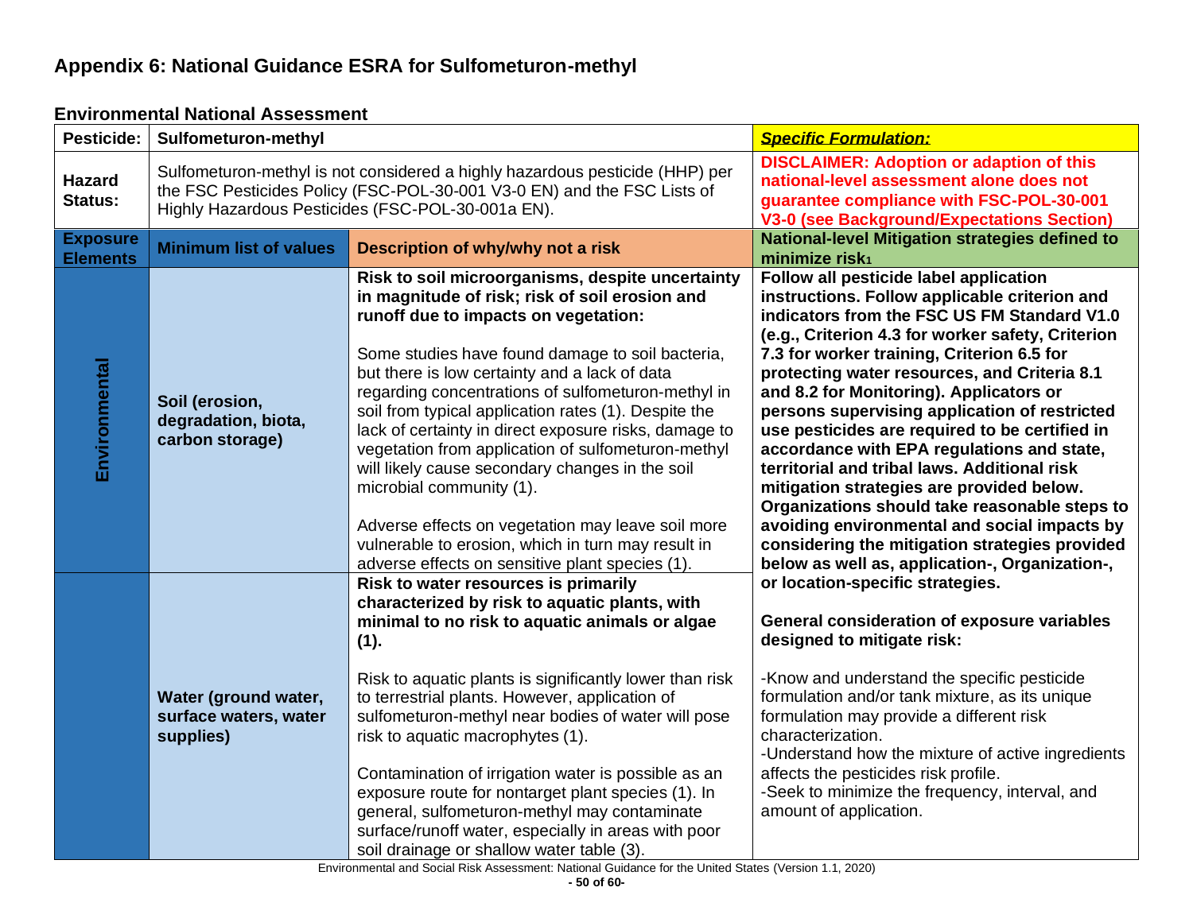# Appendix 6: National Guidance ESRA for Sulfometuron-methyl

## Environmental National Assessment

| Pesticide: | Sulfometuron-methyl | | ***Specific Formulation:*** |
|---|---|---|---|
| **Hazard Status:** | Sulfometuron-methyl is not considered a highly hazardous pesticide (HHP) per the FSC Pesticides Policy (FSC-POL-30-001 V3-0 EN) and the FSC Lists of Highly Hazardous Pesticides (FSC-POL-30-001a EN). | | **DISCLAIMER: Adoption or adaption of this national-level assessment alone does not guarantee compliance with FSC-POL-30-001 V3-0 (see Background/Expectations Section)** |
| **Exposure Elements** | **Minimum list of values** | **Description of why/why not a risk** | **National-level Mitigation strategies defined to minimize risk[1]** |
| **Environmental** | **Soil (erosion, degradation, biota, carbon storage)** | **Risk to soil microorganisms, despite uncertainty in magnitude of risk; risk of soil erosion and runoff due to impacts on vegetation:**<br><br>Some studies have found damage to soil bacteria, but there is low certainty and a lack of data regarding concentrations of sulfometuron-methyl in soil from typical application rates (1). Despite the lack of certainty in direct exposure risks, damage to vegetation from application of sulfometuron-methyl will likely cause secondary changes in the soil microbial community (1).<br><br>Adverse effects on vegetation may leave soil more vulnerable to erosion, which in turn may result in adverse effects on sensitive plant species (1). | **Follow all pesticide label application instructions. Follow applicable criterion and indicators from the FSC US FM Standard V1.0 (e.g., Criterion 4.3 for worker safety, Criterion 7.3 for worker training, Criterion 6.5 for protecting water resources, and Criteria 8.1 and 8.2 for Monitoring). Applicators or persons supervising application of restricted use pesticides are required to be certified in accordance with EPA regulations and state, territorial and tribal laws. Additional risk mitigation strategies are provided below. Organizations should take reasonable steps to avoiding environmental and social impacts by considering the mitigation strategies provided below as well as, application-, Organization-, or location-specific strategies.**<br><br>**General consideration of exposure variables designed to mitigate risk:**<br><br>-Know and understand the specific pesticide formulation and/or tank mixture, as its unique formulation may provide a different risk characterization.<br>-Understand how the mixture of active ingredients affects the pesticides risk profile.<br>-Seek to minimize the frequency, interval, and amount of application. |
| | **Water (ground water, surface waters, water supplies)** | **Risk to water resources is primarily characterized by risk to aquatic plants, with minimal to no risk to aquatic animals or algae (1).**<br><br>Risk to aquatic plants is significantly lower than risk to terrestrial plants. However, application of sulfometuron-methyl near bodies of water will pose risk to aquatic macrophytes (1).<br><br>Contamination of irrigation water is possible as an exposure route for nontarget plant species (1). In general, sulfometuron-methyl may contaminate surface/runoff water, especially in areas with poor soil drainage or shallow water table (3). | |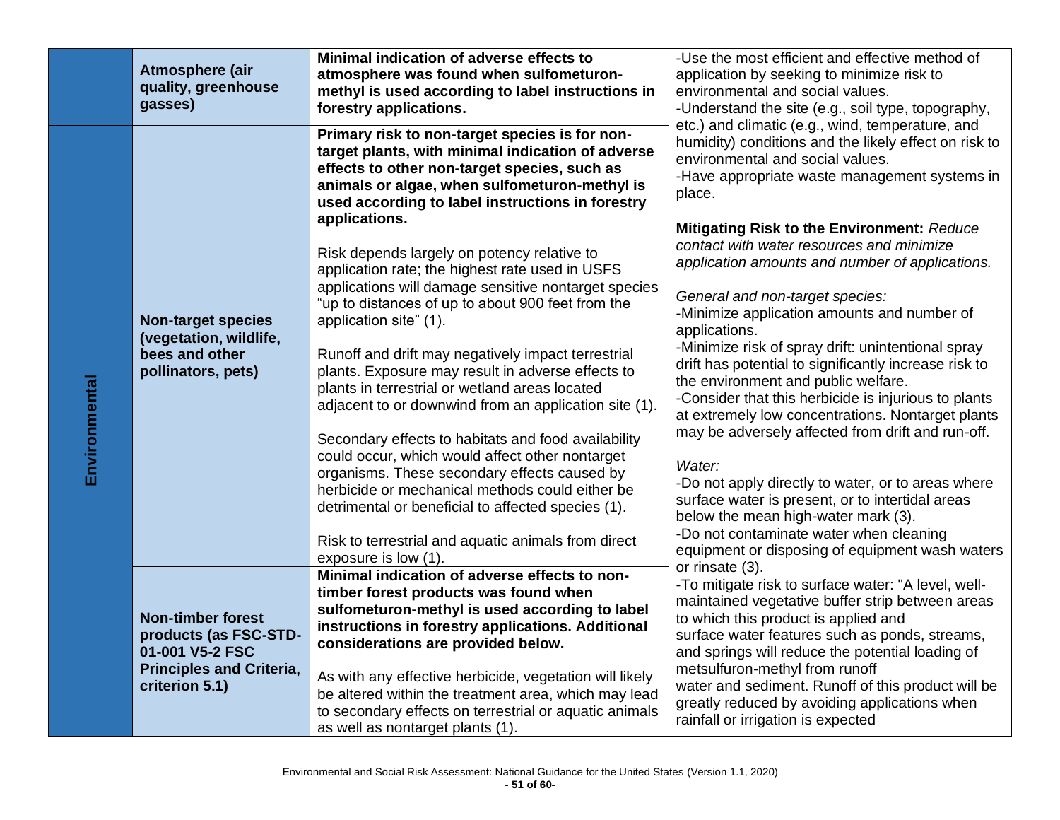| | | | |
|---|---|---|---|
| | **Atmosphere (air quality, greenhouse gasses)** | **Minimal indication of adverse effects to atmosphere was found when sulfometuron-methyl is used according to label instructions in forestry applications.** | -Use the most efficient and effective method of application by seeking to minimize risk to environmental and social values.<br>-Understand the site (e.g., soil type, topography, etc.) and climatic (e.g., wind, temperature, and humidity) conditions and the likely effect on risk to environmental and social values.<br>-Have appropriate waste management systems in place.<br><br>**Mitigating Risk to the Environment:** *Reduce contact with water resources and minimize application amounts and number of applications.*<br><br>*General and non-target species:*<br>-Minimize application amounts and number of applications.<br>-Minimize risk of spray drift: unintentional spray drift has potential to significantly increase risk to the environment and public welfare.<br>-Consider that this herbicide is injurious to plants at extremely low concentrations. Nontarget plants may be adversely affected from drift and run-off.<br><br>*Water:*<br>-Do not apply directly to water, or to areas where surface water is present, or to intertidal areas below the mean high-water mark (3).<br>-Do not contaminate water when cleaning equipment or disposing of equipment wash waters or rinsate (3).<br>-To mitigate risk to surface water: "A level, well-maintained vegetative buffer strip between areas to which this product is applied and surface water features such as ponds, streams, and springs will reduce the potential loading of metsulfuron-methyl from runoff water and sediment. Runoff of this product will be greatly reduced by avoiding applications when rainfall or irrigation is expected |
| **Environmental** | **Non-target species (vegetation, wildlife, bees and other pollinators, pets)** | **Primary risk to non-target species is for non-target plants, with minimal indication of adverse effects to other non-target species, such as animals or algae, when sulfometuron-methyl is used according to label instructions in forestry applications.**<br><br>Risk depends largely on potency relative to application rate; the highest rate used in USFS applications will damage sensitive nontarget species "up to distances of up to about 900 feet from the application site" (1).<br><br>Runoff and drift may negatively impact terrestrial plants. Exposure may result in adverse effects to plants in terrestrial or wetland areas located adjacent to or downwind from an application site (1).<br><br>Secondary effects to habitats and food availability could occur, which would affect other nontarget organisms. These secondary effects caused by herbicide or mechanical methods could either be detrimental or beneficial to affected species (1).<br><br>Risk to terrestrial and aquatic animals from direct exposure is low (1). | |
| | **Non-timber forest products (as FSC-STD-01-001 V5-2 FSC Principles and Criteria, criterion 5.1)** | **Minimal indication of adverse effects to non-timber forest products was found when sulfometuron-methyl is used according to label instructions in forestry applications. Additional considerations are provided below.**<br><br>As with any effective herbicide, vegetation will likely be altered within the treatment area, which may lead to secondary effects on terrestrial or aquatic animals as well as nontarget plants (1). | |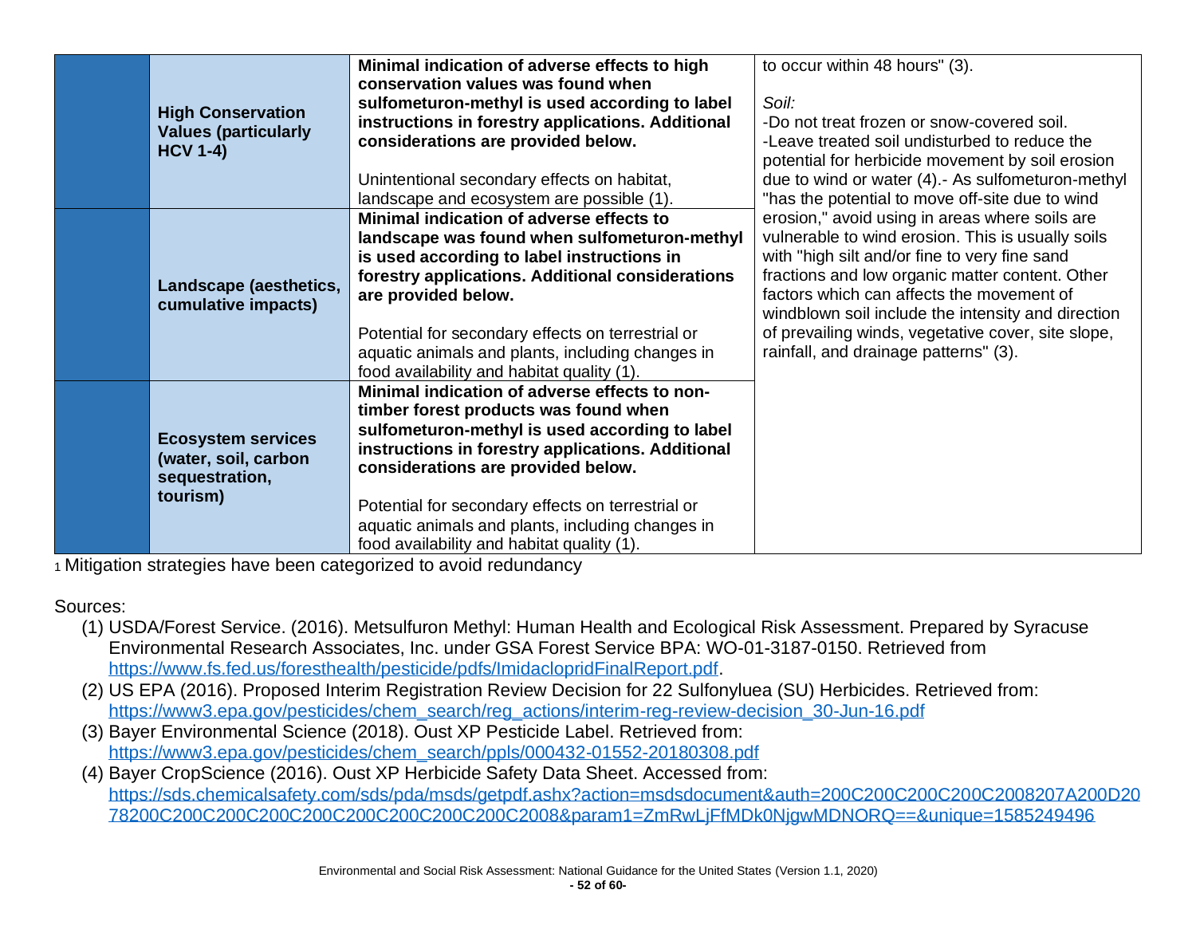| | | | |
|---|---|---|---|
| | **High Conservation Values (particularly HCV 1-4)** | **Minimal indication of adverse effects to high conservation values was found when sulfometuron-methyl is used according to label instructions in forestry applications. Additional considerations are provided below.**<br><br>Unintentional secondary effects on habitat, landscape and ecosystem are possible (1). | to occur within 48 hours" (3).<br><br>*Soil:*<br>-Do not treat frozen or snow-covered soil.<br>-Leave treated soil undisturbed to reduce the potential for herbicide movement by soil erosion due to wind or water (4).- As sulfometuron-methyl "has the potential to move off-site due to wind erosion," avoid using in areas where soils are vulnerable to wind erosion. This is usually soils with "high silt and/or fine to very fine sand fractions and low organic matter content. Other factors which can affects the movement of windblown soil include the intensity and direction of prevailing winds, vegetative cover, site slope, rainfall, and drainage patterns" (3). |
| | **Landscape (aesthetics, cumulative impacts)** | **Minimal indication of adverse effects to landscape was found when sulfometuron-methyl is used according to label instructions in forestry applications. Additional considerations are provided below.**<br><br>Potential for secondary effects on terrestrial or aquatic animals and plants, including changes in food availability and habitat quality (1). | |
| | **Ecosystem services (water, soil, carbon sequestration, tourism)** | **Minimal indication of adverse effects to non-timber forest products was found when sulfometuron-methyl is used according to label instructions in forestry applications. Additional considerations are provided below.**<br><br>Potential for secondary effects on terrestrial or aquatic animals and plants, including changes in food availability and habitat quality (1). | |

[1] Mitigation strategies have been categorized to avoid redundancy

Sources:

1. USDA/Forest Service. (2016). Metsulfuron Methyl: Human Health and Ecological Risk Assessment. Prepared by Syracuse Environmental Research Associates, Inc. under GSA Forest Service BPA: WO-01-3187-0150. Retrieved from https://www.fs.fed.us/foresthealth/pesticide/pdfs/ImidaclopridFinalReport.pdf.
2. US EPA (2016). Proposed Interim Registration Review Decision for 22 Sulfonyluea (SU) Herbicides. Retrieved from: https://www3.epa.gov/pesticides/chem_search/reg_actions/interim-reg-review-decision_30-Jun-16.pdf
3. Bayer Environmental Science (2018). Oust XP Pesticide Label. Retrieved from: https://www3.epa.gov/pesticides/chem_search/ppls/000432-01552-20180308.pdf
4. Bayer CropScience (2016). Oust XP Herbicide Safety Data Sheet. Accessed from: https://sds.chemicalsafety.com/sds/pda/msds/getpdf.ashx?action=msdsdocument&auth=200C200C200C200C2008207A200D2078200C200C200C200C200C200C200C200C200C2008&param1=ZmRwLjFfMDk0NjgwMDNORQ==&unique=1585249496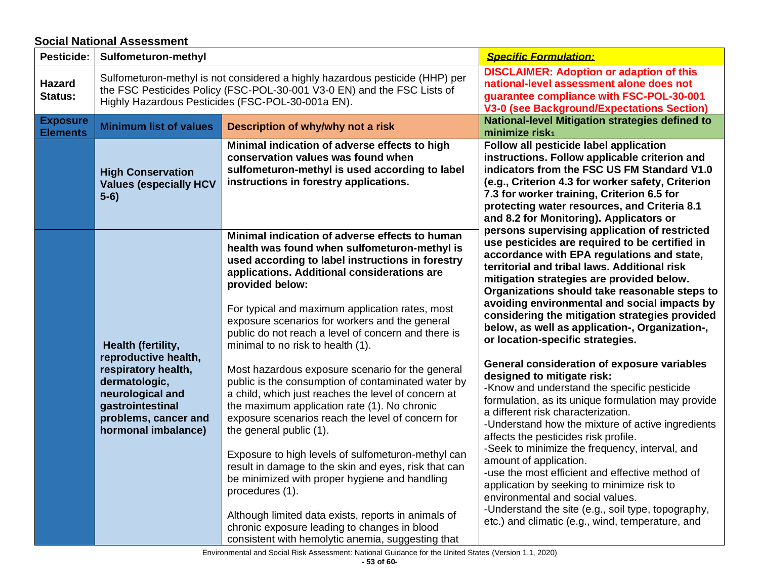## Social National Assessment

| Pesticide: | Sulfometuron-methyl | | ***Specific Formulation:*** |
|---|---|---|---|
| **Hazard Status:** | Sulfometuron-methyl is not considered a highly hazardous pesticide (HHP) per the FSC Pesticides Policy (FSC-POL-30-001 V3-0 EN) and the FSC Lists of Highly Hazardous Pesticides (FSC-POL-30-001a EN). | | **DISCLAIMER: Adoption or adaption of this national-level assessment alone does not guarantee compliance with FSC-POL-30-001 V3-0 (see Background/Expectations Section)** |
| **Exposure Elements** | **Minimum list of values** | **Description of why/why not a risk** | **National-level Mitigation strategies defined to minimize risk[1]** |
| | **High Conservation Values (especially HCV 5-6)** | **Minimal indication of adverse effects to high conservation values was found when sulfometuron-methyl is used according to label instructions in forestry applications.** | **Follow all pesticide label application instructions. Follow applicable criterion and indicators from the FSC US FM Standard V1.0 (e.g., Criterion 4.3 for worker safety, Criterion 7.3 for worker training, Criterion 6.5 for protecting water resources, and Criteria 8.1 and 8.2 for Monitoring). Applicators or persons supervising application of restricted use pesticides are required to be certified in accordance with EPA regulations and state, territorial and tribal laws. Additional risk mitigation strategies are provided below. Organizations should take reasonable steps to avoiding environmental and social impacts by considering the mitigation strategies provided below, as well as application-, Organization-, or location-specific strategies.**<br><br>**General consideration of exposure variables designed to mitigate risk:**<br>-Know and understand the specific pesticide formulation, as its unique formulation may provide a different risk characterization.<br>-Understand how the mixture of active ingredients affects the pesticides risk profile.<br>-Seek to minimize the frequency, interval, and amount of application.<br>-use the most efficient and effective method of application by seeking to minimize risk to environmental and social values.<br>-Understand the site (e.g., soil type, topography, etc.) and climatic (e.g., wind, temperature, and |
| | **Health (fertility, reproductive health, respiratory health, dermatologic, neurological and gastrointestinal problems, cancer and hormonal imbalance)** | **Minimal indication of adverse effects to human health was found when sulfometuron-methyl is used according to label instructions in forestry applications. Additional considerations are provided below:**<br><br>For typical and maximum application rates, most exposure scenarios for workers and the general public do not reach a level of concern and there is minimal to no risk to health (1).<br><br>Most hazardous exposure scenario for the general public is the consumption of contaminated water by a child, which just reaches the level of concern at the maximum application rate (1). No chronic exposure scenarios reach the level of concern for the general public (1).<br><br>Exposure to high levels of sulfometuron-methyl can result in damage to the skin and eyes, risk that can be minimized with proper hygiene and handling procedures (1).<br><br>Although limited data exists, reports in animals of chronic exposure leading to changes in blood consistent with hemolytic anemia, suggesting that | |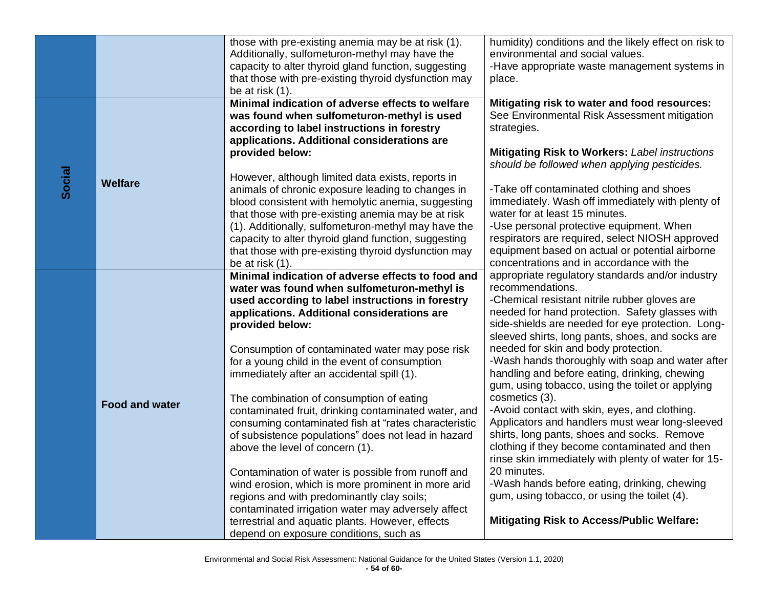| | | | |
|---|---|---|---|
| | | those with pre-existing anemia may be at risk (1). Additionally, sulfometuron-methyl may have the capacity to alter thyroid gland function, suggesting that those with pre-existing thyroid dysfunction may be at risk (1). | humidity) conditions and the likely effect on risk to environmental and social values.<br>-Have appropriate waste management systems in place. |
| **Social** | **Welfare** | **Minimal indication of adverse effects to welfare was found when sulfometuron-methyl is used according to label instructions in forestry applications. Additional considerations are provided below:**<br><br>However, although limited data exists, reports in animals of chronic exposure leading to changes in blood consistent with hemolytic anemia, suggesting that those with pre-existing anemia may be at risk (1). Additionally, sulfometuron-methyl may have the capacity to alter thyroid gland function, suggesting that those with pre-existing thyroid dysfunction may be at risk (1). | **Mitigating risk to water and food resources:** See Environmental Risk Assessment mitigation strategies.<br><br>**Mitigating Risk to Workers:** *Label instructions should be followed when applying pesticides.*<br><br>-Take off contaminated clothing and shoes immediately. Wash off immediately with plenty of water for at least 15 minutes.<br>-Use personal protective equipment. When respirators are required, select NIOSH approved equipment based on actual or potential airborne concentrations and in accordance with the appropriate regulatory standards and/or industry recommendations.<br>-Chemical resistant nitrile rubber gloves are needed for hand protection. Safety glasses with side-shields are needed for eye protection. Long-sleeved shirts, long pants, shoes, and socks are needed for skin and body protection.<br>-Wash hands thoroughly with soap and water after handling and before eating, drinking, chewing gum, using tobacco, using the toilet or applying cosmetics (3).<br>-Avoid contact with skin, eyes, and clothing. Applicators and handlers must wear long-sleeved shirts, long pants, shoes and socks. Remove clothing if they become contaminated and then rinse skin immediately with plenty of water for 15-20 minutes.<br>-Wash hands before eating, drinking, chewing gum, using tobacco, or using the toilet (4).<br><br>**Mitigating Risk to Access/Public Welfare:** |
| | **Food and water** | **Minimal indication of adverse effects to food and water was found when sulfometuron-methyl is used according to label instructions in forestry applications. Additional considerations are provided below:**<br><br>Consumption of contaminated water may pose risk for a young child in the event of consumption immediately after an accidental spill (1).<br><br>The combination of consumption of eating contaminated fruit, drinking contaminated water, and consuming contaminated fish at "rates characteristic of subsistence populations" does not lead in hazard above the level of concern (1).<br><br>Contamination of water is possible from runoff and wind erosion, which is more prominent in more arid regions and with predominantly clay soils; contaminated irrigation water may adversely affect terrestrial and aquatic plants. However, effects depend on exposure conditions, such as | |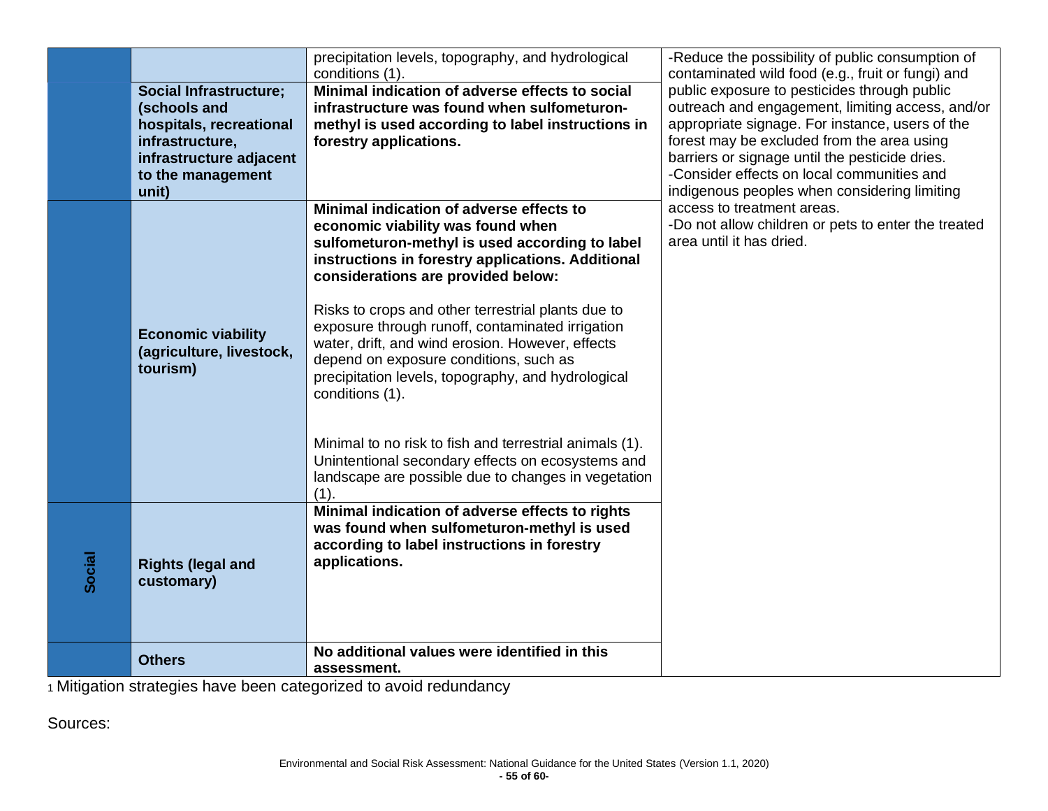| | | | |
|---|---|---|---|
| | | precipitation levels, topography, and hydrological conditions (1). | -Reduce the possibility of public consumption of contaminated wild food (e.g., fruit or fungi) and public exposure to pesticides through public outreach and engagement, limiting access, and/or appropriate signage. For instance, users of the forest may be excluded from the area using barriers or signage until the pesticide dries.<br>-Consider effects on local communities and indigenous peoples when considering limiting access to treatment areas.<br>-Do not allow children or pets to enter the treated area until it has dried. |
| | **Social Infrastructure; (schools and hospitals, recreational infrastructure, infrastructure adjacent to the management unit)** | **Minimal indication of adverse effects to social infrastructure was found when sulfometuron-methyl is used according to label instructions in forestry applications.** | |
| | **Economic viability (agriculture, livestock, tourism)** | **Minimal indication of adverse effects to economic viability was found when sulfometuron-methyl is used according to label instructions in forestry applications. Additional considerations are provided below:**<br><br>Risks to crops and other terrestrial plants due to exposure through runoff, contaminated irrigation water, drift, and wind erosion. However, effects depend on exposure conditions, such as precipitation levels, topography, and hydrological conditions (1).<br><br>Minimal to no risk to fish and terrestrial animals (1). Unintentional secondary effects on ecosystems and landscape are possible due to changes in vegetation (1). | |
| **Social** | **Rights (legal and customary)** | **Minimal indication of adverse effects to rights was found when sulfometuron-methyl is used according to label instructions in forestry applications.** | |
| | **Others** | **No additional values were identified in this assessment.** | |

[1] Mitigation strategies have been categorized to avoid redundancy

Sources: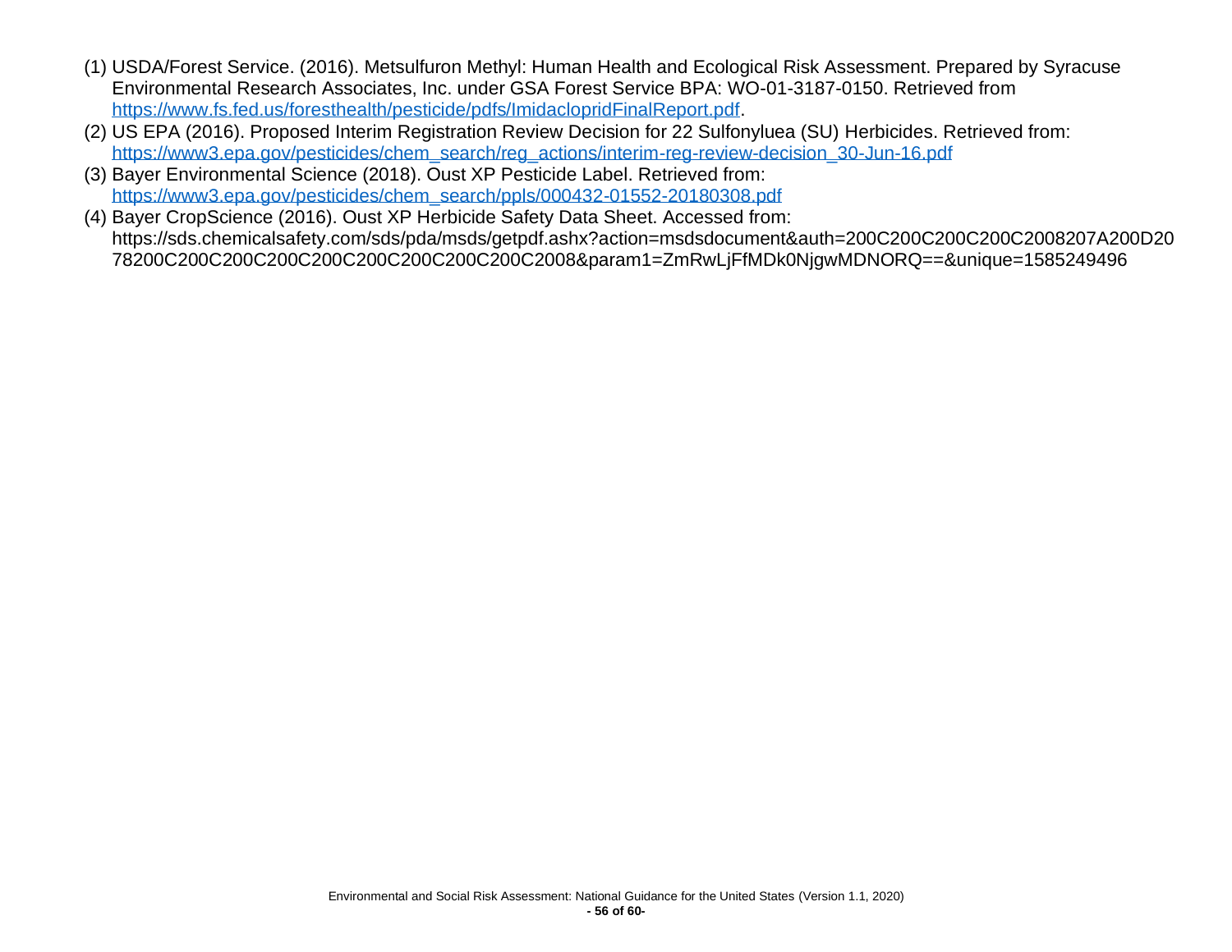(1) USDA/Forest Service. (2016). Metsulfuron Methyl: Human Health and Ecological Risk Assessment. Prepared by Syracuse Environmental Research Associates, Inc. under GSA Forest Service BPA: WO-01-3187-0150. Retrieved from https://www.fs.fed.us/foresthealth/pesticide/pdfs/ImidaclopridFinalReport.pdf.

(2) US EPA (2016). Proposed Interim Registration Review Decision for 22 Sulfonyluea (SU) Herbicides. Retrieved from: https://www3.epa.gov/pesticides/chem_search/reg_actions/interim-reg-review-decision_30-Jun-16.pdf

(3) Bayer Environmental Science (2018). Oust XP Pesticide Label. Retrieved from: https://www3.epa.gov/pesticides/chem_search/ppls/000432-01552-20180308.pdf

(4) Bayer CropScience (2016). Oust XP Herbicide Safety Data Sheet. Accessed from: https://sds.chemicalsafety.com/sds/pda/msds/getpdf.ashx?action=msdsdocument&auth=200C200C200C200C2008207A200D2078200C200C200C200C200C200C200C200C200C2008&param1=ZmRwLjFfMDk0NjgwMDNORQ==&unique=1585249496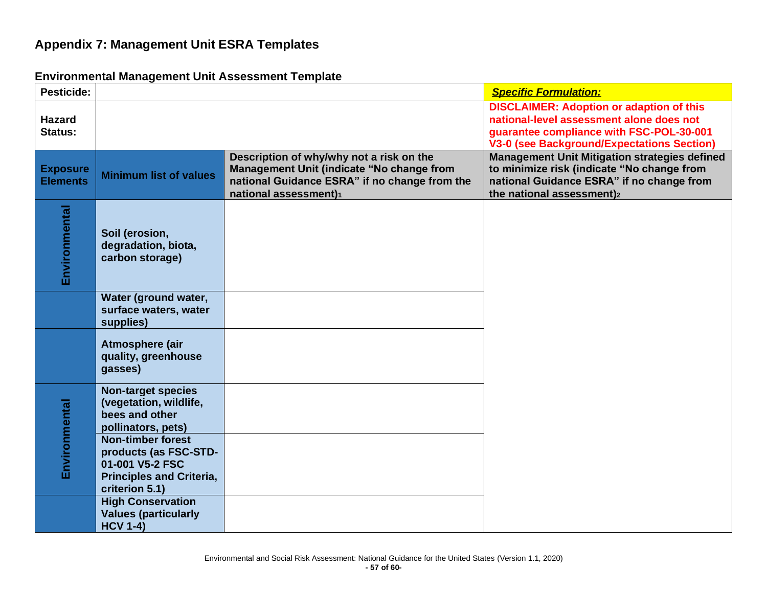## Appendix 7: Management Unit ESRA Templates

### Environmental Management Unit Assessment Template

| **Pesticide:** | | | ***Specific Formulation:*** |
|---|---|---|---|
| **Hazard Status:** | | | **DISCLAIMER: Adoption or adaption of this national-level assessment alone does not guarantee compliance with FSC-POL-30-001 V3-0 (see Background/Expectations Section)** |
| **Exposure Elements** | **Minimum list of values** | **Description of why/why not a risk on the Management Unit (indicate "No change from national Guidance ESRA" if no change from the national assessment)[1]** | **Management Unit Mitigation strategies defined to minimize risk (indicate "No change from national Guidance ESRA" if no change from the national assessment)[2]** |
| **Environmental** | **Soil (erosion, degradation, biota, carbon storage)** | | |
| | **Water (ground water, surface waters, water supplies)** | | |
| | **Atmosphere (air quality, greenhouse gasses)** | | |
| **Environmental** | **Non-target species (vegetation, wildlife, bees and other pollinators, pets)** | | |
| | **Non-timber forest products (as FSC-STD-01-001 V5-2 FSC Principles and Criteria, criterion 5.1)** | | |
| | **High Conservation Values (particularly HCV 1-4)** | | |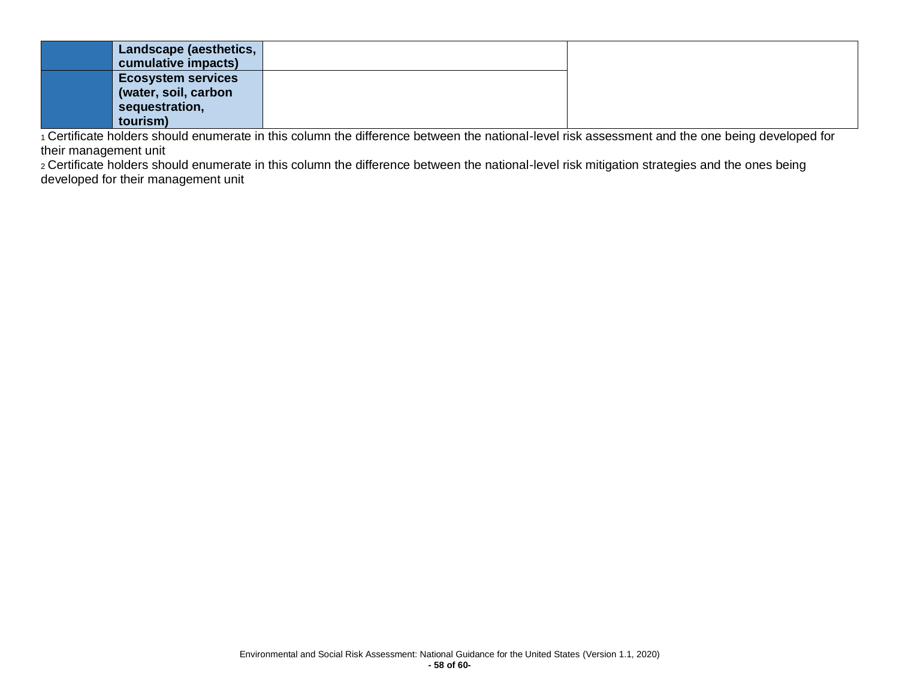|  |  |  |  |
|---|---|---|---|
|  | **Landscape (aesthetics, cumulative impacts)** |  |  |
|  | **Ecosystem services (water, soil, carbon sequestration, tourism)** |  |  |

[1] Certificate holders should enumerate in this column the difference between the national-level risk assessment and the one being developed for their management unit

[2] Certificate holders should enumerate in this column the difference between the national-level risk mitigation strategies and the ones being developed for their management unit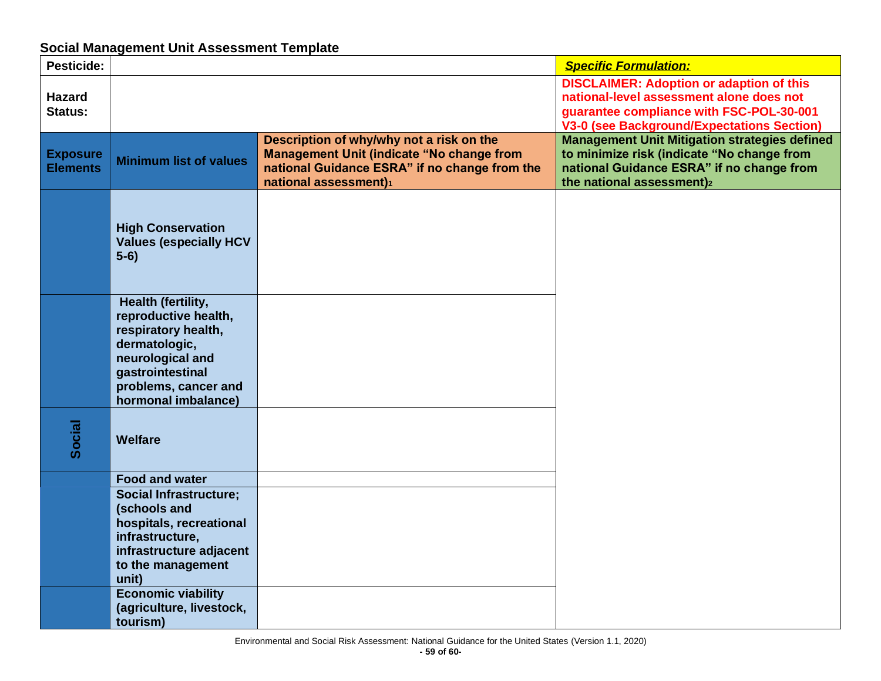## Social Management Unit Assessment Template

| **Pesticide:** | | | ***Specific Formulation:*** |
|---|---|---|---|
| **Hazard Status:** | | | **DISCLAIMER: Adoption or adaption of this national-level assessment alone does not guarantee compliance with FSC-POL-30-001 V3-0 (see Background/Expectations Section)** |
| **Exposure Elements** | **Minimum list of values** | **Description of why/why not a risk on the Management Unit (indicate "No change from national Guidance ESRA" if no change from the national assessment)[1]** | **Management Unit Mitigation strategies defined to minimize risk (indicate "No change from national Guidance ESRA" if no change from the national assessment)[2]** |
| **Social** | **High Conservation Values (especially HCV 5-6)** | | |
| | **Health (fertility, reproductive health, respiratory health, dermatologic, neurological and gastrointestinal problems, cancer and hormonal imbalance)** | | |
| | **Welfare** | | |
| | **Food and water** | | |
| | **Social Infrastructure; (schools and hospitals, recreational infrastructure, infrastructure adjacent to the management unit)** | | |
| | **Economic viability (agriculture, livestock, tourism)** | | |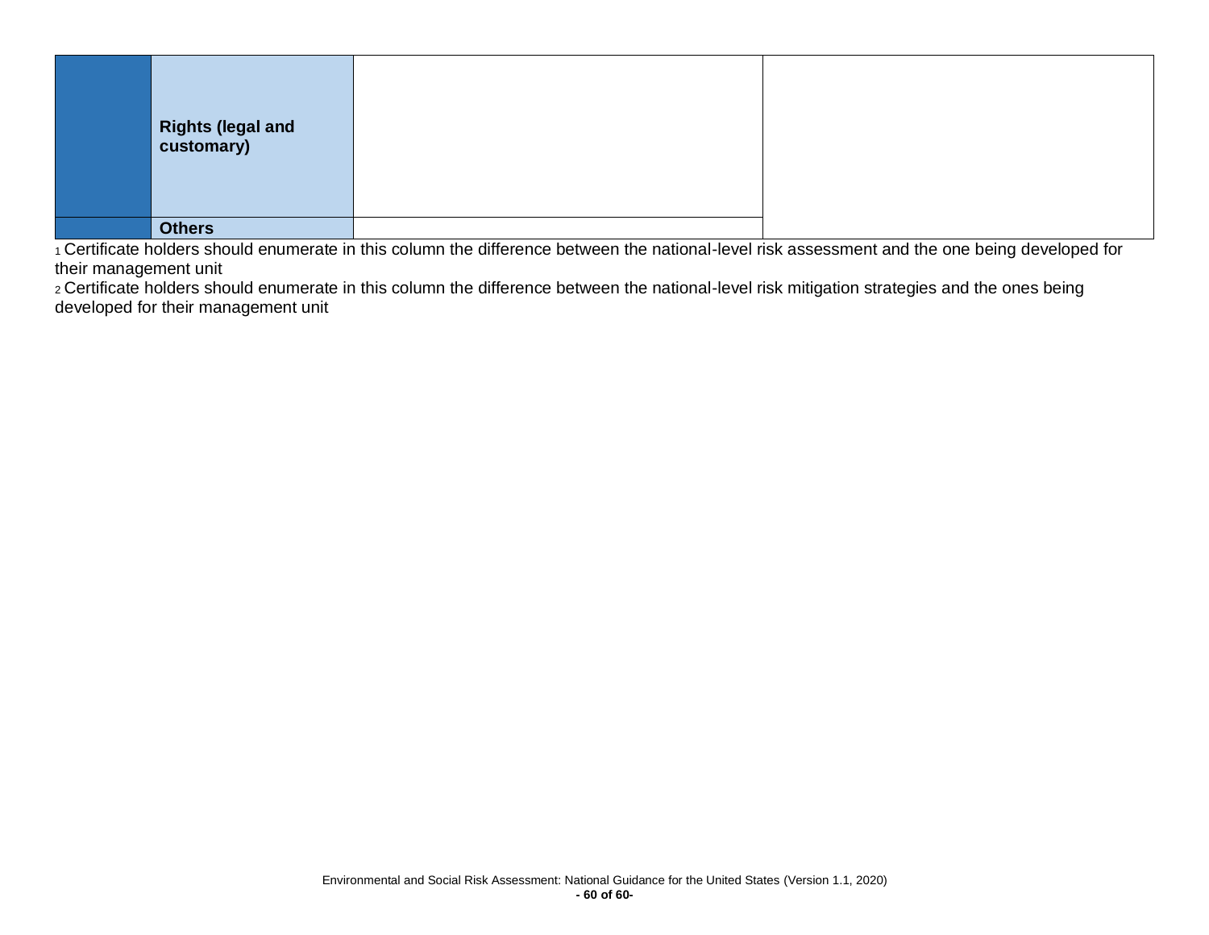| | | | |
|---|---|---|---|
| | **Rights (legal and customary)** | | |
| | **Others** | | |

[1] Certificate holders should enumerate in this column the difference between the national-level risk assessment and the one being developed for their management unit

[2] Certificate holders should enumerate in this column the difference between the national-level risk mitigation strategies and the ones being developed for their management unit